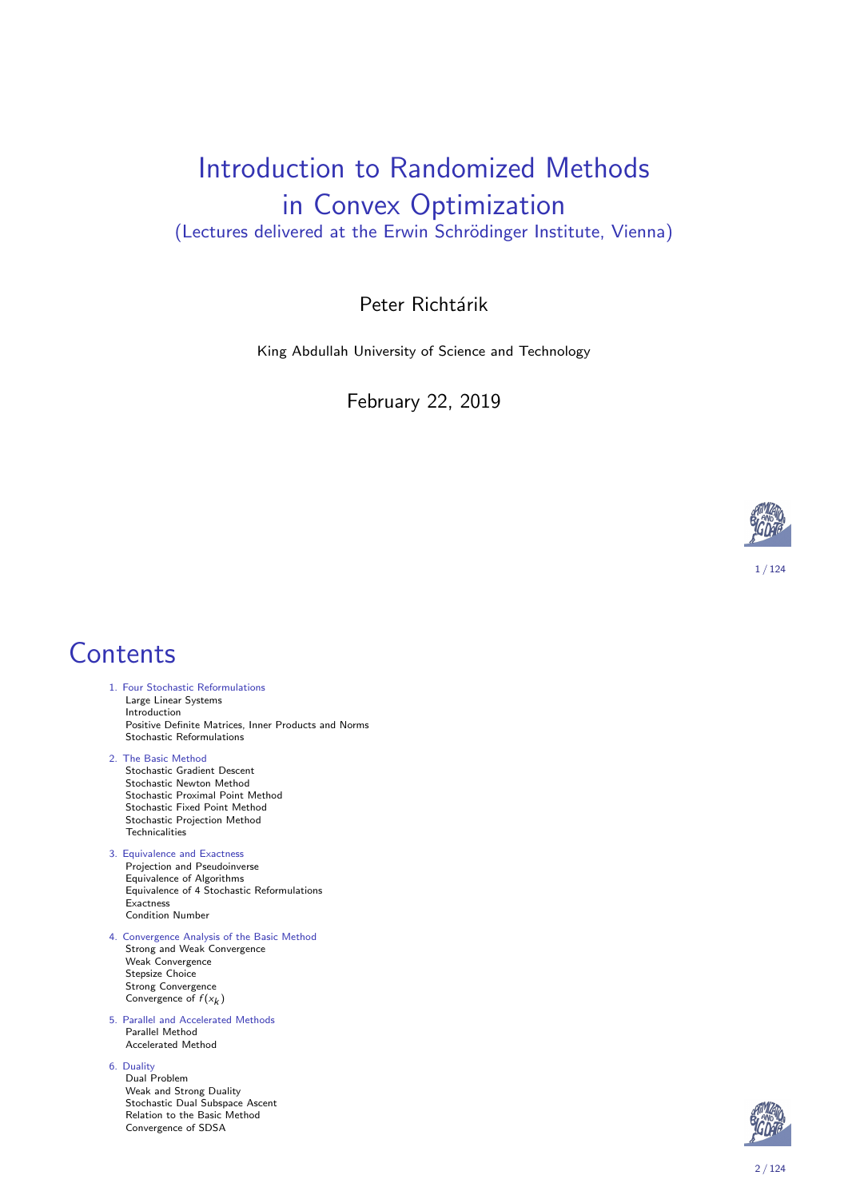# Introduction to Randomized Methods in Convex Optimization

(Lectures delivered at the Erwin Schrödinger Institute, Vienna)

Peter Richtárik

King Abdullah University of Science and Technology

February 22, 2019

# Contents

1. Four Stochastic Reformulations
   - Large Linear Systems
   - Introduction
   - Positive Definite Matrices, Inner Products and Norms
   - Stochastic Reformulations
2. The Basic Method
   - Stochastic Gradient Descent
   - Stochastic Newton Method
   - Stochastic Proximal Point Method
   - Stochastic Fixed Point Method
   - Stochastic Projection Method
   - Technicalities
3. Equivalence and Exactness
   - Projection and Pseudoinverse
   - Equivalence of Algorithms
   - Equivalence of 4 Stochastic Reformulations
   - Exactness
   - Condition Number
4. Convergence Analysis of the Basic Method
   - Strong and Weak Convergence
   - Weak Convergence
   - Stepsize Choice
   - Strong Convergence
   - Convergence of $f(x_k)$
5. Parallel and Accelerated Methods
   - Parallel Method
   - Accelerated Method
6. Duality
   - Dual Problem
   - Weak and Strong Duality
   - Stochastic Dual Subspace Ascent
   - Relation to the Basic Method
   - Convergence of SDSA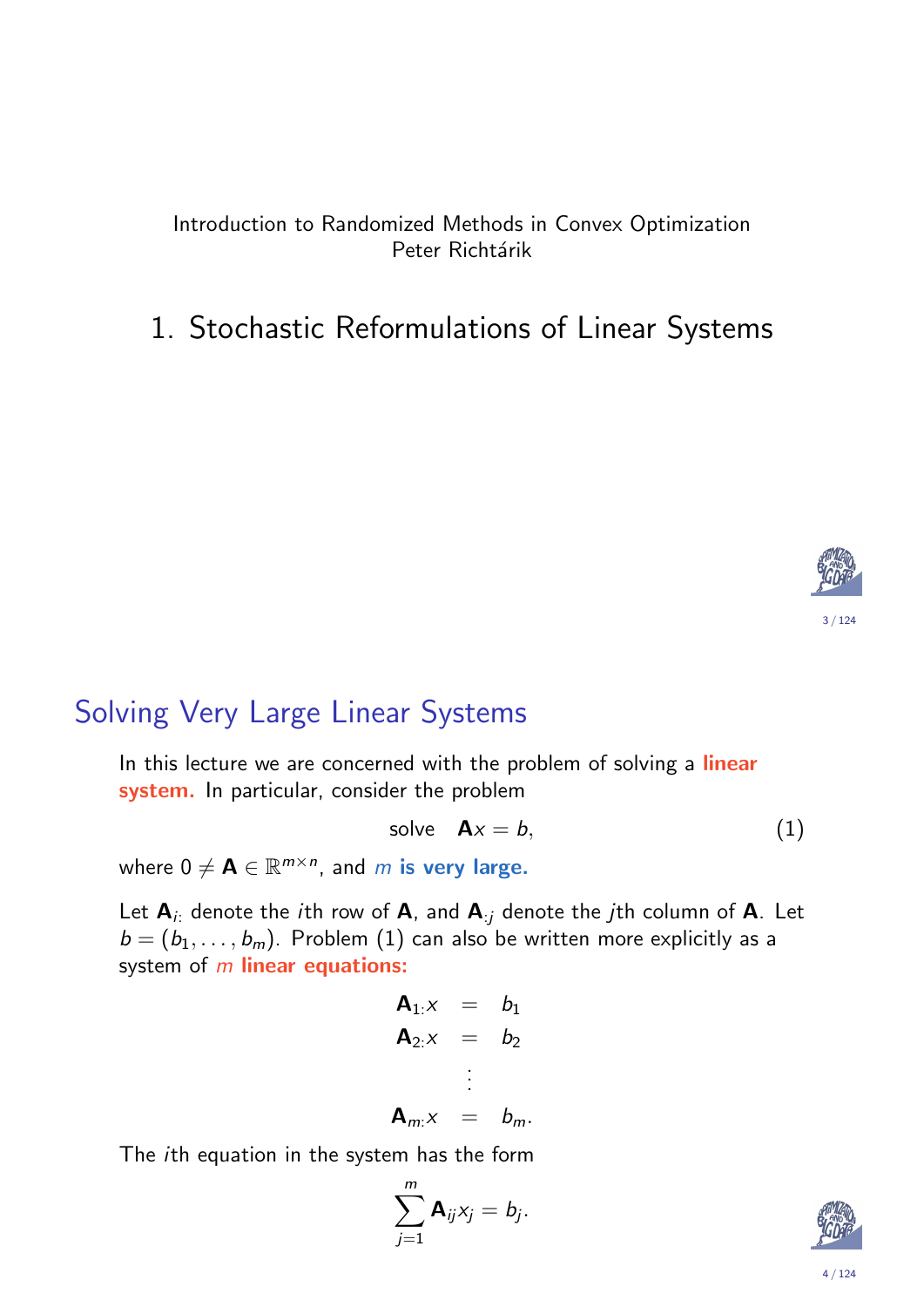Introduction to Randomized Methods in Convex Optimization
Peter Richtárik

# 1. Stochastic Reformulations of Linear Systems

## Solving Very Large Linear Systems

In this lecture we are concerned with the problem of solving a **linear system.** In particular, consider the problem

$$\text{solve} \quad \mathbf{A}x = b, \tag{1}$$

where $0 \neq \mathbf{A} \in \mathbb{R}^{m \times n}$, and *m* **is very large.**

Let $\mathbf{A}_{i:}$ denote the $i$th row of $\mathbf{A}$, and $\mathbf{A}_{:j}$ denote the $j$th column of $\mathbf{A}$. Let $b = (b_1, \ldots, b_m)$. Problem (1) can also be written more explicitly as a system of *m* **linear equations:**

$$\begin{aligned} \mathbf{A}_{1:}x &= b_1 \\ \mathbf{A}_{2:}x &= b_2 \\ &\vdots \\ \mathbf{A}_{m:}x &= b_m. \end{aligned}$$

The $i$th equation in the system has the form

$$\sum_{j=1}^{m} \mathbf{A}_{ij} x_j = b_j.$$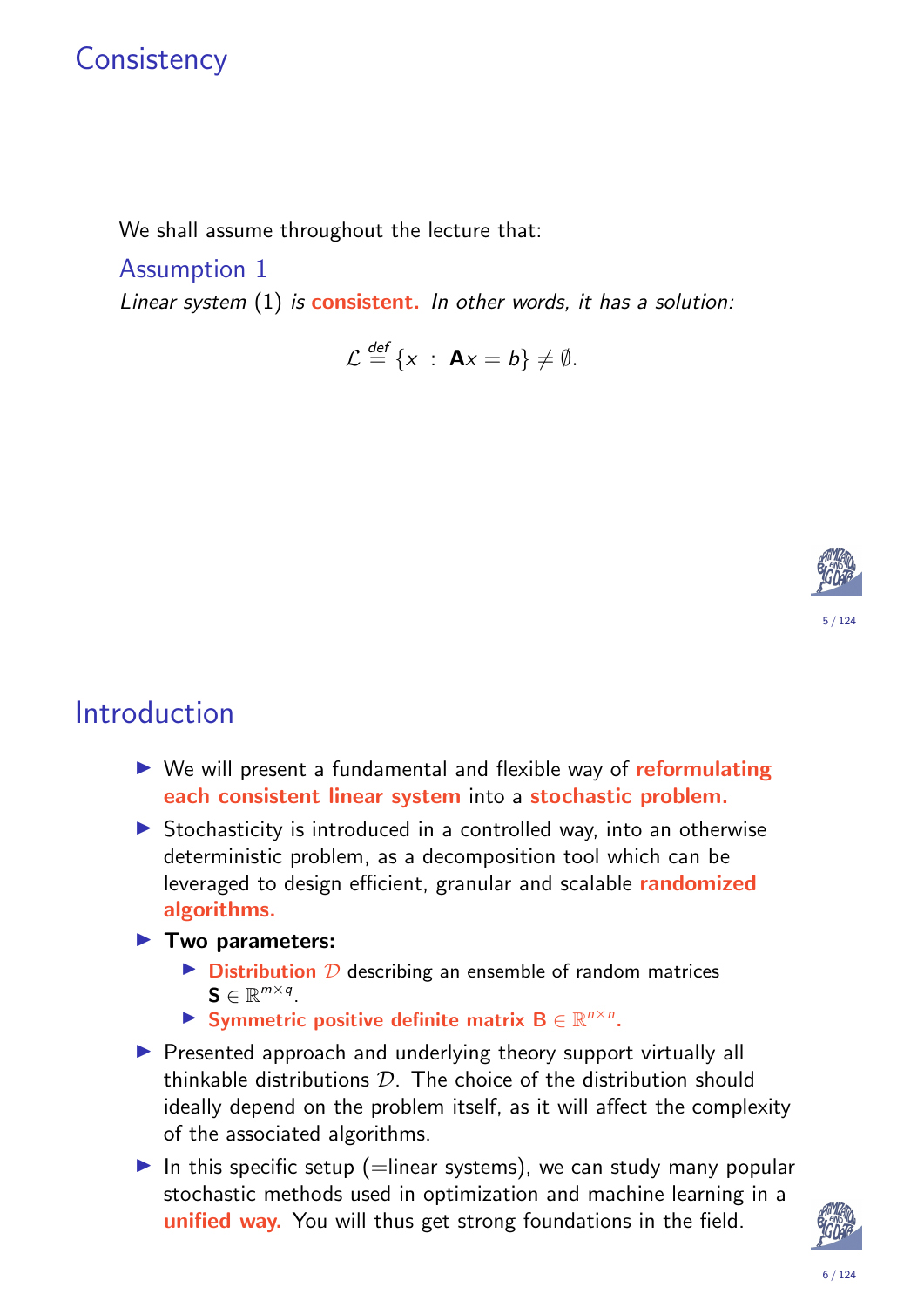# Consistency

We shall assume throughout the lecture that:

### Assumption 1

*Linear system (1) is **consistent**. In other words, it has a solution:*

$$\mathcal{L} \overset{def}{=} \{x \ : \ \mathbf{A}x = b\} \neq \emptyset.$$

# Introduction

- We will present a fundamental and flexible way of **reformulating each consistent linear system** into a **stochastic problem.**
- Stochasticity is introduced in a controlled way, into an otherwise deterministic problem, as a decomposition tool which can be leveraged to design efficient, granular and scalable **randomized algorithms.**
- **Two parameters:**
  - **Distribution** $\mathcal{D}$ describing an ensemble of random matrices $\mathbf{S} \in \mathbb{R}^{m \times q}$.
  - **Symmetric positive definite matrix $\mathbf{B} \in \mathbb{R}^{n \times n}$.**
- Presented approach and underlying theory support virtually all thinkable distributions $\mathcal{D}$. The choice of the distribution should ideally depend on the problem itself, as it will affect the complexity of the associated algorithms.
- In this specific setup (=linear systems), we can study many popular stochastic methods used in optimization and machine learning in a **unified way.** You will thus get strong foundations in the field.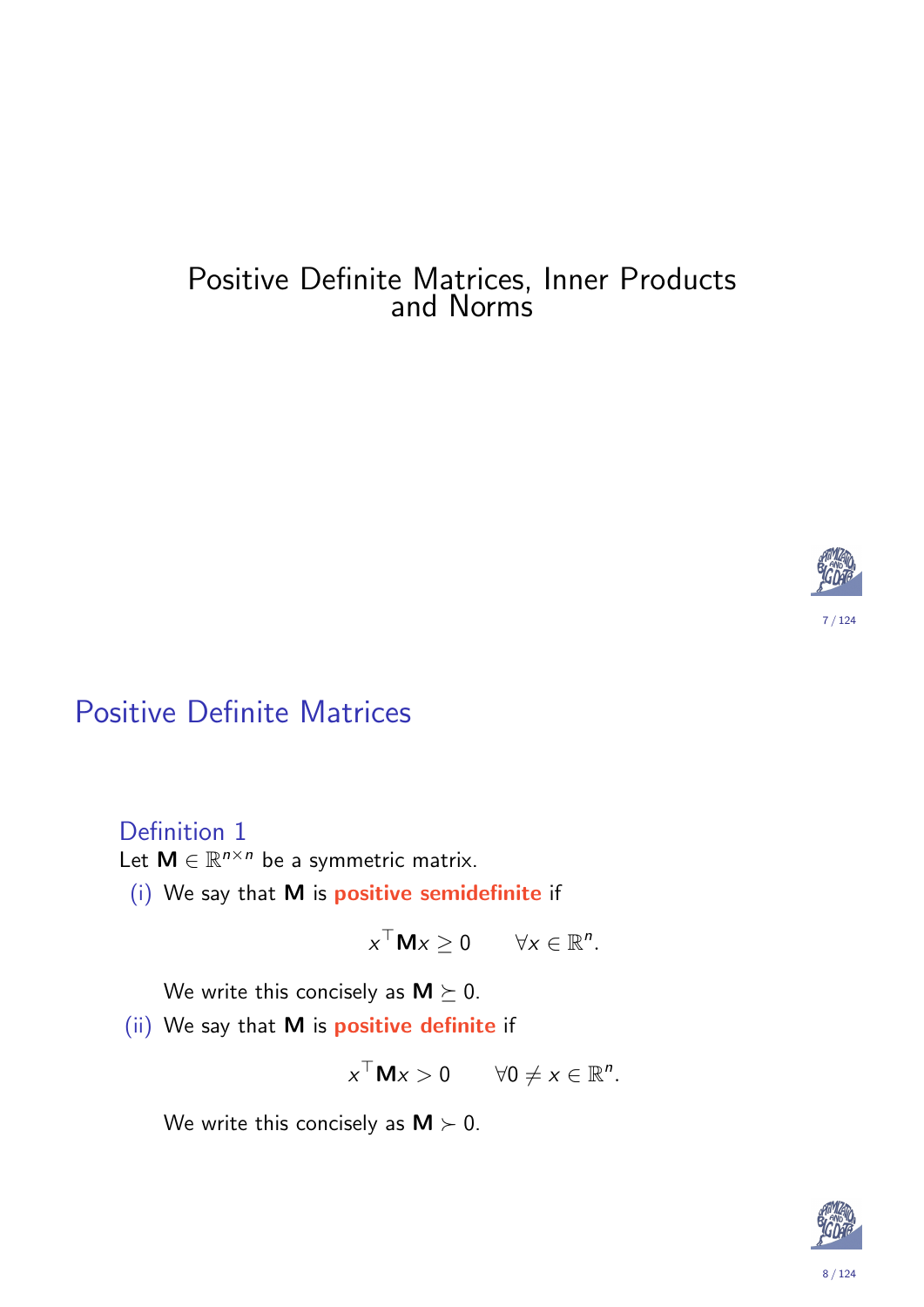# Positive Definite Matrices, Inner Products and Norms

## Positive Definite Matrices

### Definition 1

Let $\mathbf{M} \in \mathbb{R}^{n \times n}$ be a symmetric matrix.

(i) We say that $\mathbf{M}$ is **positive semidefinite** if

$$x^\top \mathbf{M} x \geq 0 \qquad \forall x \in \mathbb{R}^n.$$

We write this concisely as $\mathbf{M} \succeq 0$.

(ii) We say that $\mathbf{M}$ is **positive definite** if

$$x^\top \mathbf{M} x > 0 \qquad \forall 0 \neq x \in \mathbb{R}^n.$$

We write this concisely as $\mathbf{M} \succ 0$.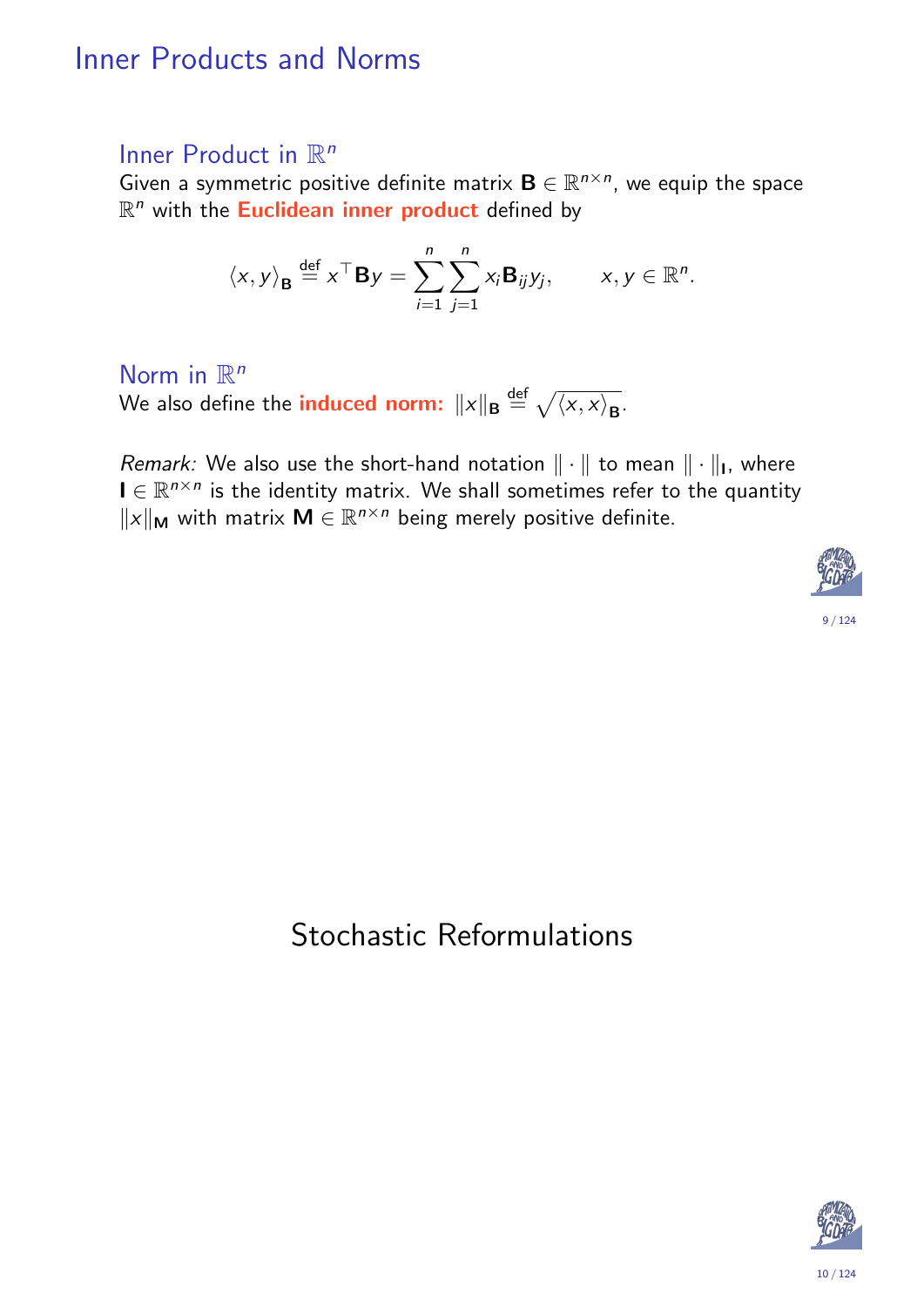# Inner Products and Norms

## Inner Product in $\mathbb{R}^n$

Given a symmetric positive definite matrix $\mathbf{B} \in \mathbb{R}^{n\times n}$, we equip the space $\mathbb{R}^n$ with the **Euclidean inner product** defined by

$$\langle x, y\rangle_{\mathbf{B}} \overset{\text{def}}{=} x^\top \mathbf{B} y = \sum_{i=1}^n \sum_{j=1}^n x_i \mathbf{B}_{ij} y_j, \qquad x, y \in \mathbb{R}^n.$$

## Norm in $\mathbb{R}^n$

We also define the **induced norm:** $\|x\|_{\mathbf{B}} \overset{\text{def}}{=} \sqrt{\langle x, x\rangle_{\mathbf{B}}}$.

*Remark:* We also use the short-hand notation $\|\cdot\|$ to mean $\|\cdot\|_{\mathbf{I}}$, where $\mathbf{I} \in \mathbb{R}^{n\times n}$ is the identity matrix. We shall sometimes refer to the quantity $\|x\|_{\mathbf{M}}$ with matrix $\mathbf{M} \in \mathbb{R}^{n\times n}$ being merely positive definite.

# Stochastic Reformulations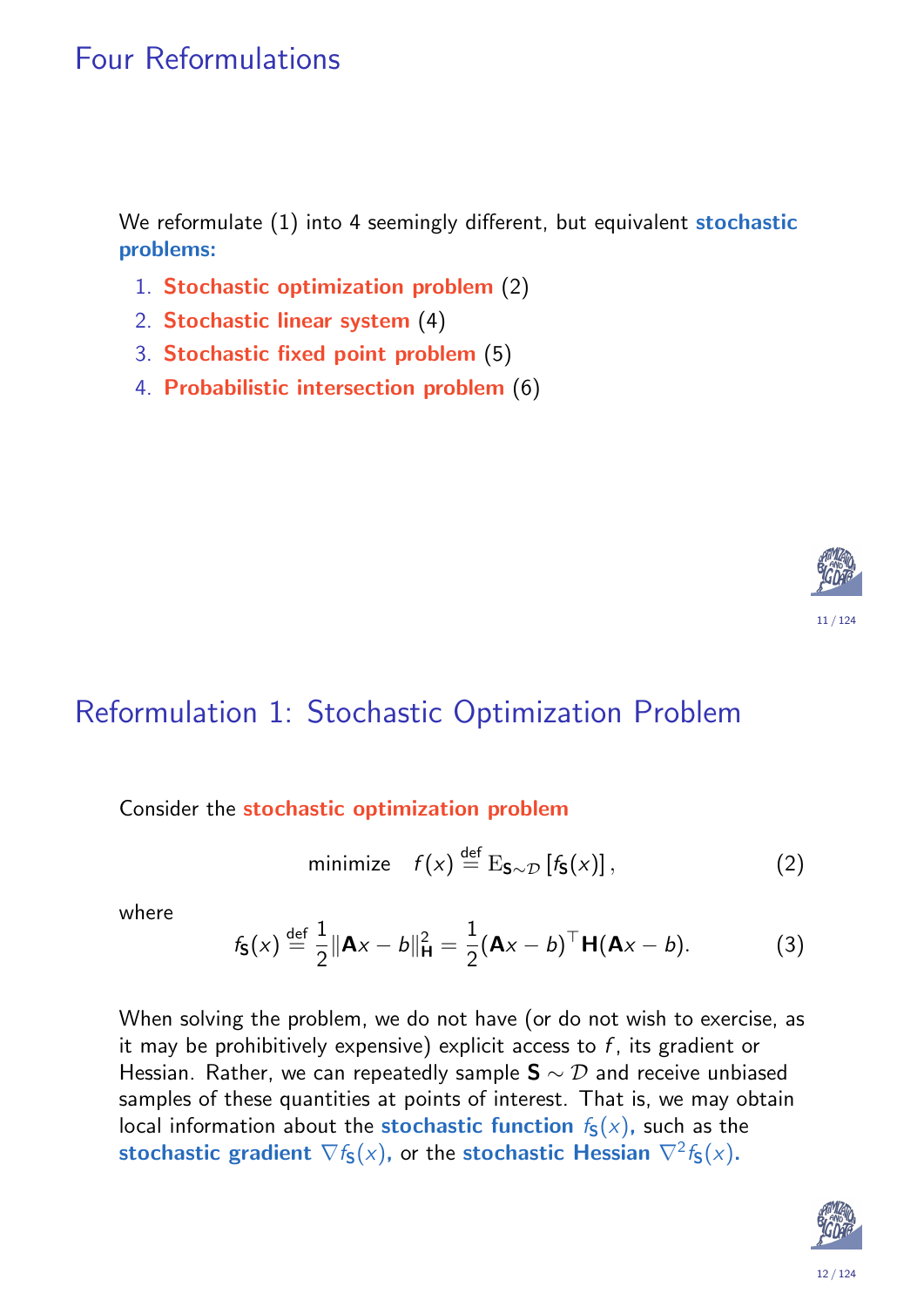# Four Reformulations

We reformulate (1) into 4 seemingly different, but equivalent **stochastic problems:**

1. **Stochastic optimization problem** (2)
2. **Stochastic linear system** (4)
3. **Stochastic fixed point problem** (5)
4. **Probabilistic intersection problem** (6)

# Reformulation 1: Stochastic Optimization Problem

Consider the **stochastic optimization problem**

$$\text{minimize} \quad f(x) \stackrel{\text{def}}{=} \mathrm{E}_{\mathbf{S}\sim\mathcal{D}}\left[f_{\mathbf{S}}(x)\right], \tag{2}$$

where

$$f_{\mathbf{S}}(x) \stackrel{\text{def}}{=} \frac{1}{2}\|\mathbf{A}x - b\|_{\mathbf{H}}^2 = \frac{1}{2}(\mathbf{A}x - b)^\top \mathbf{H}(\mathbf{A}x - b). \tag{3}$$

When solving the problem, we do not have (or do not wish to exercise, as it may be prohibitively expensive) explicit access to $f$, its gradient or Hessian. Rather, we can repeatedly sample $\mathbf{S} \sim \mathcal{D}$ and receive unbiased samples of these quantities at points of interest. That is, we may obtain local information about the **stochastic function** $f_{\mathbf{S}}(x)$, such as the **stochastic gradient** $\nabla f_{\mathbf{S}}(x)$, or the **stochastic Hessian** $\nabla^2 f_{\mathbf{S}}(x)$.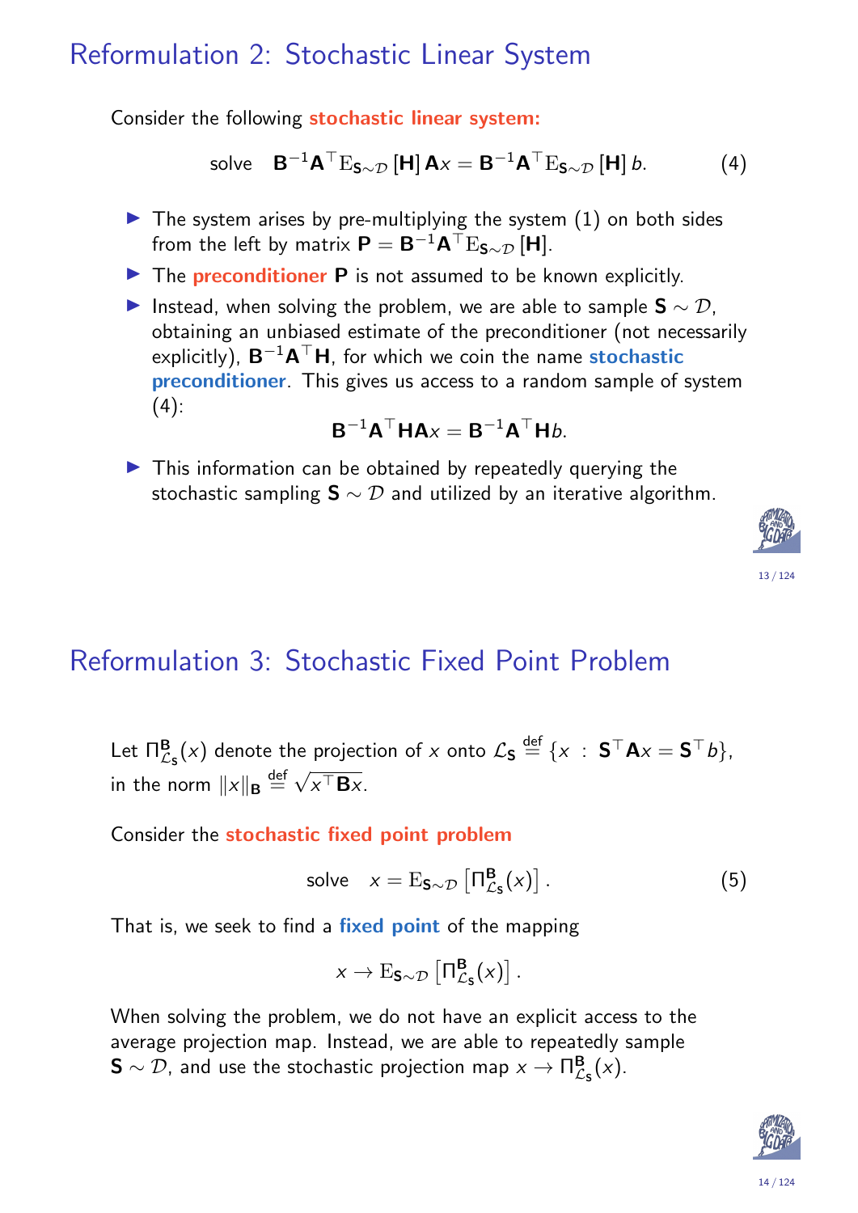## Reformulation 2: Stochastic Linear System

Consider the following **stochastic linear system:**

$$\text{solve} \quad \mathbf{B}^{-1}\mathbf{A}^\top \mathrm{E}_{\mathbf{S}\sim\mathcal{D}}[\mathbf{H}]\,\mathbf{A}x = \mathbf{B}^{-1}\mathbf{A}^\top \mathrm{E}_{\mathbf{S}\sim\mathcal{D}}[\mathbf{H}]\,b. \tag{4}$$

- The system arises by pre-multiplying the system (1) on both sides from the left by matrix $\mathbf{P} = \mathbf{B}^{-1}\mathbf{A}^\top \mathrm{E}_{\mathbf{S}\sim\mathcal{D}}[\mathbf{H}]$.
- The **preconditioner** $\mathbf{P}$ is not assumed to be known explicitly.
- Instead, when solving the problem, we are able to sample $\mathbf{S} \sim \mathcal{D}$, obtaining an unbiased estimate of the preconditioner (not necessarily explicitly), $\mathbf{B}^{-1}\mathbf{A}^\top\mathbf{H}$, for which we coin the name **stochastic preconditioner**. This gives us access to a random sample of system (4):

$$\mathbf{B}^{-1}\mathbf{A}^\top\mathbf{H}\mathbf{A}x = \mathbf{B}^{-1}\mathbf{A}^\top\mathbf{H}b.$$

- This information can be obtained by repeatedly querying the stochastic sampling $\mathbf{S} \sim \mathcal{D}$ and utilized by an iterative algorithm.

## Reformulation 3: Stochastic Fixed Point Problem

Let $\Pi^{\mathbf{B}}_{\mathcal{L}_\mathbf{S}}(x)$ denote the projection of $x$ onto $\mathcal{L}_\mathbf{S} \overset{\text{def}}{=} \{x \,:\, \mathbf{S}^\top\mathbf{A}x = \mathbf{S}^\top b\}$, in the norm $\|x\|_\mathbf{B} \overset{\text{def}}{=} \sqrt{x^\top\mathbf{B}x}$.

Consider the **stochastic fixed point problem**

$$\text{solve} \quad x = \mathrm{E}_{\mathbf{S}\sim\mathcal{D}}\left[\Pi^{\mathbf{B}}_{\mathcal{L}_\mathbf{S}}(x)\right]. \tag{5}$$

That is, we seek to find a **fixed point** of the mapping

$$x \to \mathrm{E}_{\mathbf{S}\sim\mathcal{D}}\left[\Pi^{\mathbf{B}}_{\mathcal{L}_\mathbf{S}}(x)\right].$$

When solving the problem, we do not have an explicit access to the average projection map. Instead, we are able to repeatedly sample $\mathbf{S} \sim \mathcal{D}$, and use the stochastic projection map $x \to \Pi^{\mathbf{B}}_{\mathcal{L}_\mathbf{S}}(x)$.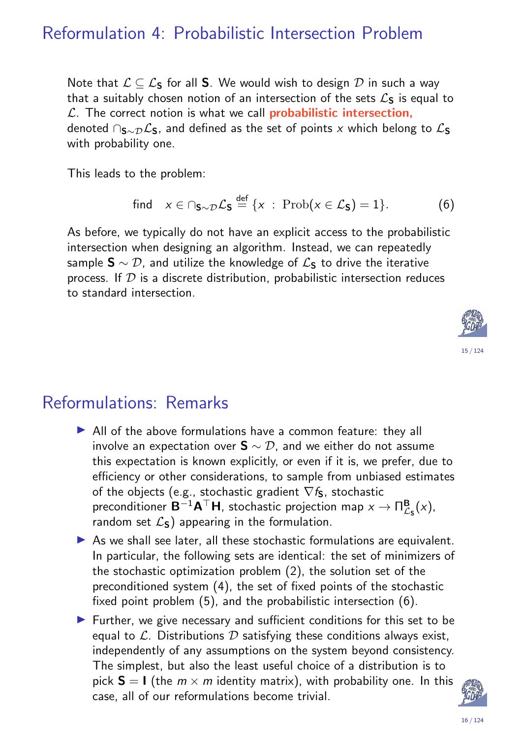## Reformulation 4: Probabilistic Intersection Problem

Note that $\mathcal{L} \subseteq \mathcal{L}_{\mathbf{S}}$ for all $\mathbf{S}$. We would wish to design $\mathcal{D}$ in such a way that a suitably chosen notion of an intersection of the sets $\mathcal{L}_{\mathbf{S}}$ is equal to $\mathcal{L}$. The correct notion is what we call **probabilistic intersection,** denoted $\cap_{\mathbf{S}\sim\mathcal{D}}\mathcal{L}_{\mathbf{S}}$, and defined as the set of points $x$ which belong to $\mathcal{L}_{\mathbf{S}}$ with probability one.

This leads to the problem:

$$\text{find} \quad x \in \cap_{\mathbf{S}\sim\mathcal{D}}\mathcal{L}_{\mathbf{S}} \overset{\text{def}}{=} \{x \;:\; \mathrm{Prob}(x \in \mathcal{L}_{\mathbf{S}}) = 1\}. \tag{6}$$

As before, we typically do not have an explicit access to the probabilistic intersection when designing an algorithm. Instead, we can repeatedly sample $\mathbf{S} \sim \mathcal{D}$, and utilize the knowledge of $\mathcal{L}_{\mathbf{S}}$ to drive the iterative process. If $\mathcal{D}$ is a discrete distribution, probabilistic intersection reduces to standard intersection.

## Reformulations: Remarks

- All of the above formulations have a common feature: they all involve an expectation over $\mathbf{S} \sim \mathcal{D}$, and we either do not assume this expectation is known explicitly, or even if it is, we prefer, due to efficiency or other considerations, to sample from unbiased estimates of the objects (e.g., stochastic gradient $\nabla f_{\mathbf{S}}$, stochastic preconditioner $\mathbf{B}^{-1}\mathbf{A}^\top\mathbf{H}$, stochastic projection map $x \to \Pi^{\mathbf{B}}_{\mathcal{L}_{\mathbf{S}}}(x)$, random set $\mathcal{L}_{\mathbf{S}}$) appearing in the formulation.
- As we shall see later, all these stochastic formulations are equivalent. In particular, the following sets are identical: the set of minimizers of the stochastic optimization problem (2), the solution set of the preconditioned system (4), the set of fixed points of the stochastic fixed point problem (5), and the probabilistic intersection (6).
- Further, we give necessary and sufficient conditions for this set to be equal to $\mathcal{L}$. Distributions $\mathcal{D}$ satisfying these conditions always exist, independently of any assumptions on the system beyond consistency. The simplest, but also the least useful choice of a distribution is to pick $\mathbf{S} = \mathbf{I}$ (the $m \times m$ identity matrix), with probability one. In this case, all of our reformulations become trivial.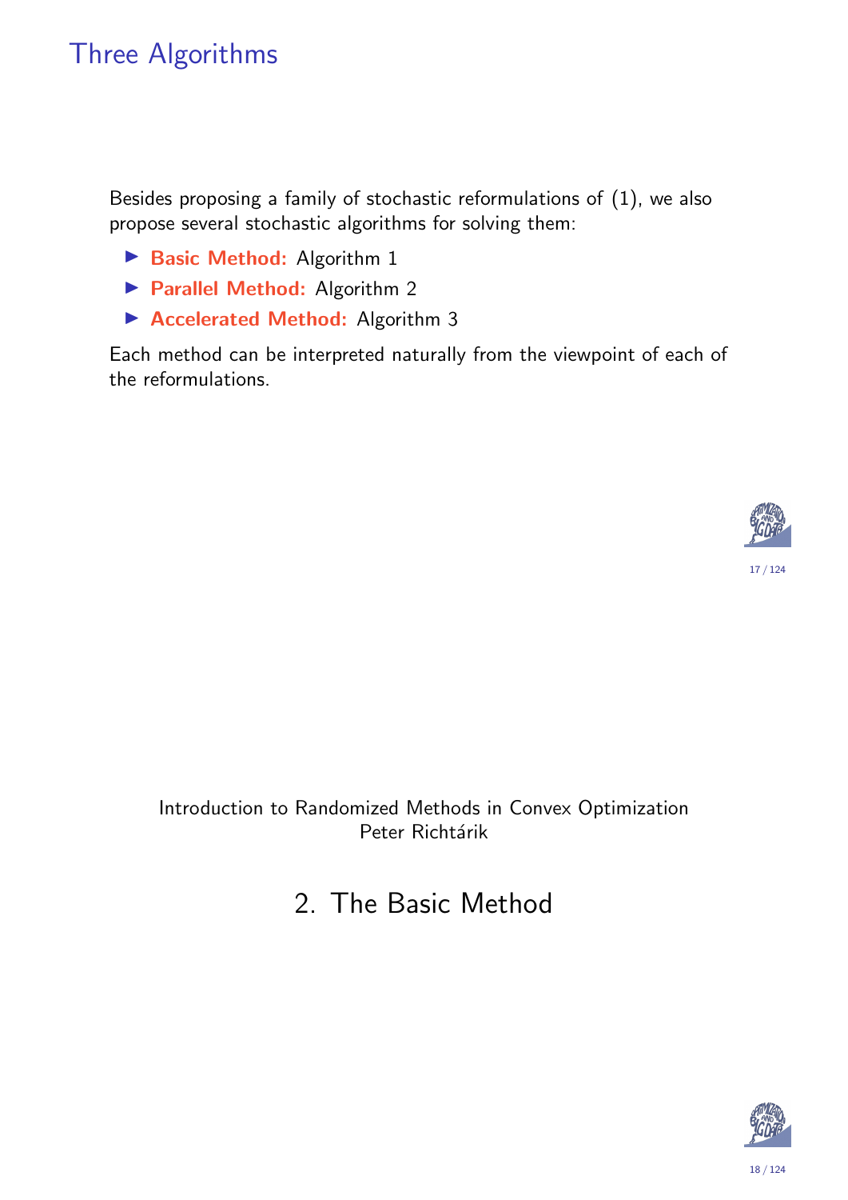# Three Algorithms

Besides proposing a family of stochastic reformulations of (1), we also propose several stochastic algorithms for solving them:

- **Basic Method:** Algorithm 1
- **Parallel Method:** Algorithm 2
- **Accelerated Method:** Algorithm 3

Each method can be interpreted naturally from the viewpoint of each of the reformulations.

# 2. The Basic Method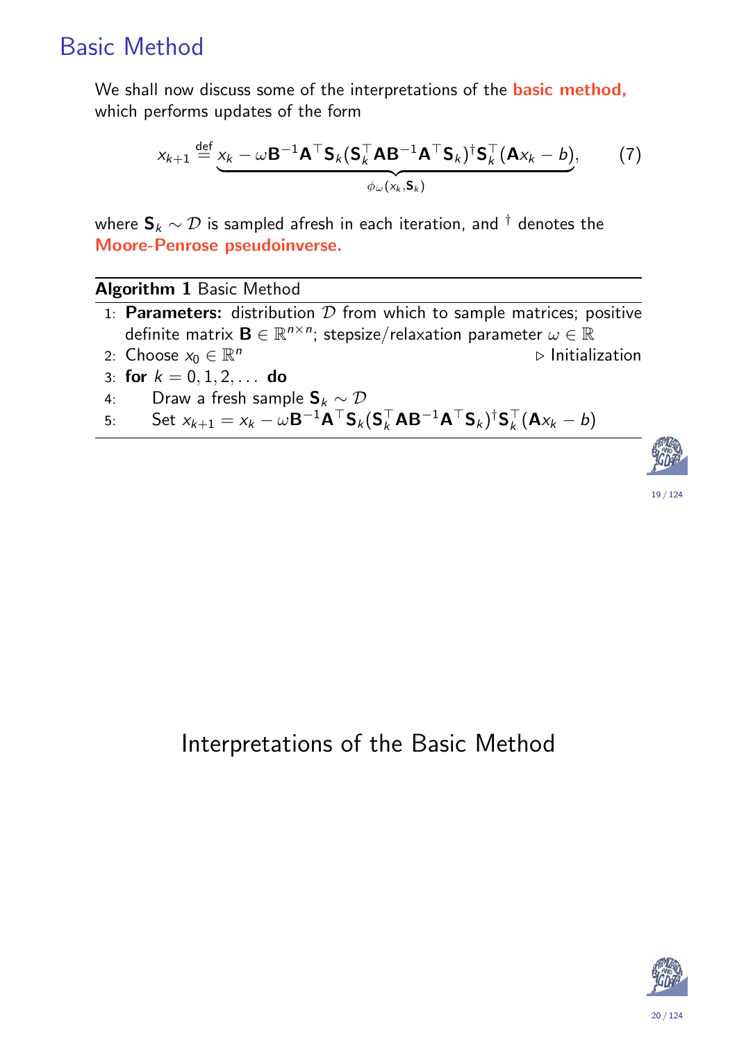# Basic Method

We shall now discuss some of the interpretations of the **basic method,** which performs updates of the form

$$x_{k+1} \overset{\text{def}}{=} \underbrace{x_k - \omega \mathbf{B}^{-1}\mathbf{A}^\top \mathbf{S}_k(\mathbf{S}_k^\top \mathbf{A}\mathbf{B}^{-1}\mathbf{A}^\top \mathbf{S}_k)^\dagger \mathbf{S}_k^\top (\mathbf{A}x_k - b)}_{\phi_\omega(x_k, \mathbf{S}_k)}, \tag{7}$$

where $\mathbf{S}_k \sim \mathcal{D}$ is sampled afresh in each iteration, and $^\dagger$ denotes the **Moore-Penrose pseudoinverse.**

**Algorithm 1** Basic Method

1: **Parameters:** distribution $\mathcal{D}$ from which to sample matrices; positive definite matrix $\mathbf{B} \in \mathbb{R}^{n \times n}$; stepsize/relaxation parameter $\omega \in \mathbb{R}$

2: Choose $x_0 \in \mathbb{R}^n$ ▷ Initialization

3: **for** $k = 0, 1, 2, \ldots$ **do**

4: Draw a fresh sample $\mathbf{S}_k \sim \mathcal{D}$

5: Set $x_{k+1} = x_k - \omega \mathbf{B}^{-1}\mathbf{A}^\top \mathbf{S}_k(\mathbf{S}_k^\top \mathbf{A}\mathbf{B}^{-1}\mathbf{A}^\top \mathbf{S}_k)^\dagger \mathbf{S}_k^\top (\mathbf{A}x_k - b)$

# Interpretations of the Basic Method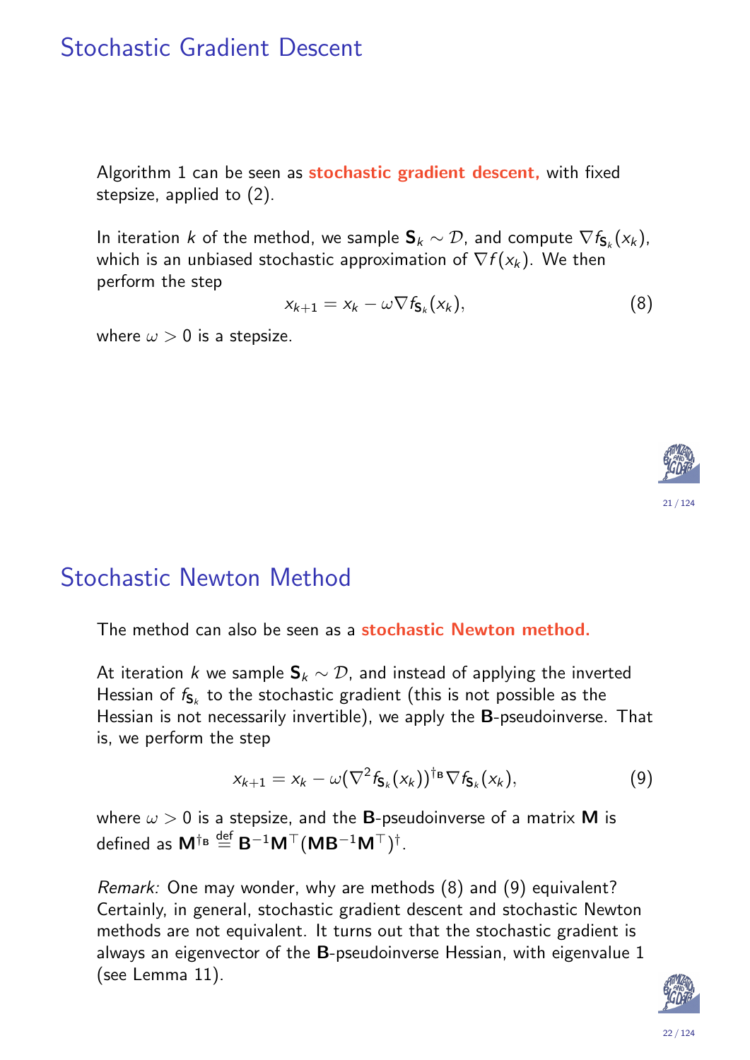# Stochastic Gradient Descent

Algorithm 1 can be seen as **stochastic gradient descent,** with fixed stepsize, applied to (2).

In iteration $k$ of the method, we sample $\mathbf{S}_k \sim \mathcal{D}$, and compute $\nabla f_{\mathbf{S}_k}(x_k)$, which is an unbiased stochastic approximation of $\nabla f(x_k)$. We then perform the step

$$x_{k+1} = x_k - \omega \nabla f_{\mathbf{S}_k}(x_k), \tag{8}$$

where $\omega > 0$ is a stepsize.

# Stochastic Newton Method

The method can also be seen as a **stochastic Newton method.**

At iteration $k$ we sample $\mathbf{S}_k \sim \mathcal{D}$, and instead of applying the inverted Hessian of $f_{\mathbf{S}_k}$ to the stochastic gradient (this is not possible as the Hessian is not necessarily invertible), we apply the $\mathbf{B}$-pseudoinverse. That is, we perform the step

$$x_{k+1} = x_k - \omega (\nabla^2 f_{\mathbf{S}_k}(x_k))^{\dagger_{\mathbf{B}}} \nabla f_{\mathbf{S}_k}(x_k), \tag{9}$$

where $\omega > 0$ is a stepsize, and the $\mathbf{B}$-pseudoinverse of a matrix $\mathbf{M}$ is defined as $\mathbf{M}^{\dagger_{\mathbf{B}}} \overset{\text{def}}{=} \mathbf{B}^{-1}\mathbf{M}^\top(\mathbf{M}\mathbf{B}^{-1}\mathbf{M}^\top)^\dagger$.

*Remark:* One may wonder, why are methods (8) and (9) equivalent? Certainly, in general, stochastic gradient descent and stochastic Newton methods are not equivalent. It turns out that the stochastic gradient is always an eigenvector of the $\mathbf{B}$-pseudoinverse Hessian, with eigenvalue 1 (see Lemma 11).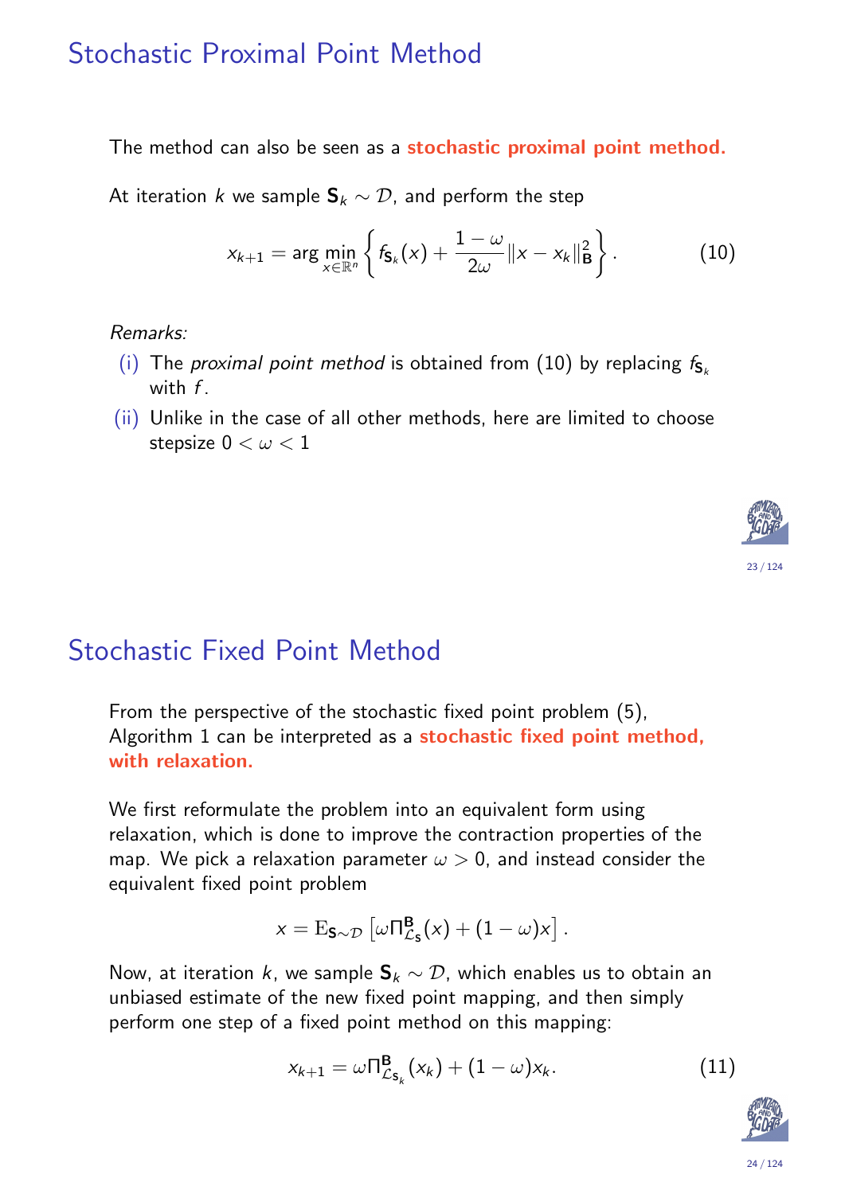# Stochastic Proximal Point Method

The method can also be seen as a **stochastic proximal point method.**

At iteration $k$ we sample $\mathbf{S}_k \sim \mathcal{D}$, and perform the step

$$x_{k+1} = \arg\min_{x \in \mathbb{R}^n} \left\{ f_{\mathbf{S}_k}(x) + \frac{1-\omega}{2\omega} \|x - x_k\|_{\mathbf{B}}^2 \right\}. \tag{10}$$

*Remarks:*

(i) The *proximal point method* is obtained from (10) by replacing $f_{\mathbf{S}_k}$ with $f$.

(ii) Unlike in the case of all other methods, here are limited to choose stepsize $0 < \omega < 1$

# Stochastic Fixed Point Method

From the perspective of the stochastic fixed point problem (5), Algorithm 1 can be interpreted as a **stochastic fixed point method, with relaxation.**

We first reformulate the problem into an equivalent form using relaxation, which is done to improve the contraction properties of the map. We pick a relaxation parameter $\omega > 0$, and instead consider the equivalent fixed point problem

$$x = \mathrm{E}_{\mathbf{S} \sim \mathcal{D}} \left[ \omega \Pi_{\mathcal{L}_{\mathbf{S}}}^{\mathbf{B}}(x) + (1-\omega)x \right].$$

Now, at iteration $k$, we sample $\mathbf{S}_k \sim \mathcal{D}$, which enables us to obtain an unbiased estimate of the new fixed point mapping, and then simply perform one step of a fixed point method on this mapping:

$$x_{k+1} = \omega \Pi_{\mathcal{L}_{\mathbf{S}_k}}^{\mathbf{B}}(x_k) + (1-\omega)x_k. \tag{11}$$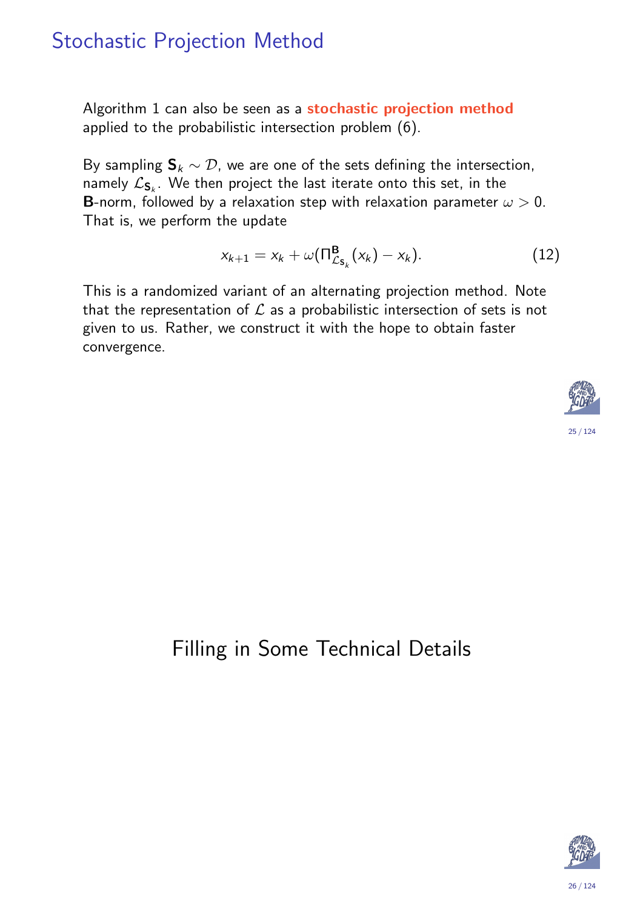## Stochastic Projection Method

Algorithm 1 can also be seen as a **stochastic projection method** applied to the probabilistic intersection problem (6).

By sampling $\mathbf{S}_k \sim \mathcal{D}$, we are one of the sets defining the intersection, namely $\mathcal{L}_{\mathbf{S}_k}$. We then project the last iterate onto this set, in the $\mathbf{B}$-norm, followed by a relaxation step with relaxation parameter $\omega > 0$. That is, we perform the update

$$x_{k+1} = x_k + \omega(\Pi^{\mathbf{B}}_{\mathcal{L}_{\mathbf{S}_k}}(x_k) - x_k). \tag{12}$$

This is a randomized variant of an alternating projection method. Note that the representation of $\mathcal{L}$ as a probabilistic intersection of sets is not given to us. Rather, we construct it with the hope to obtain faster convergence.

## Filling in Some Technical Details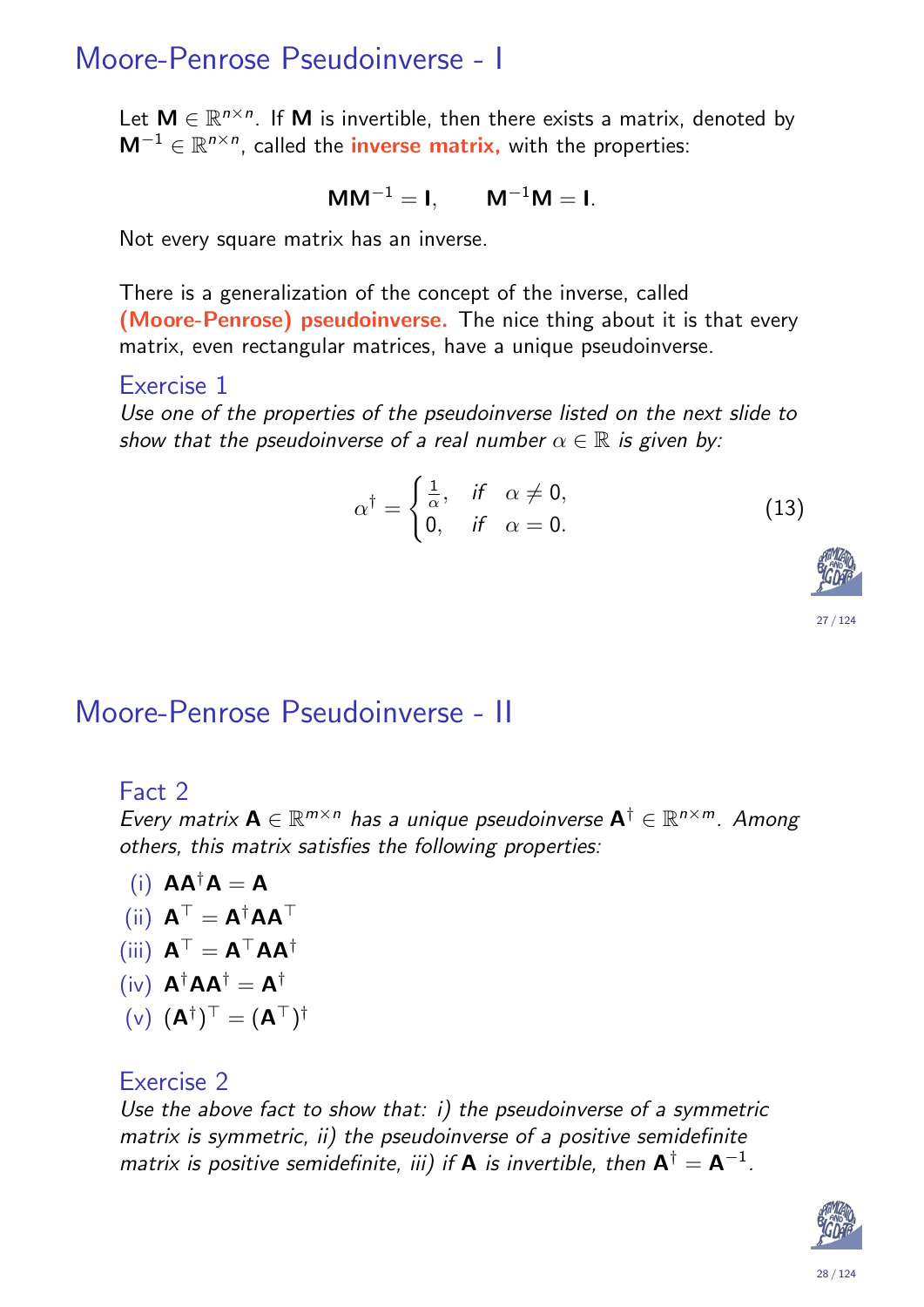# Moore-Penrose Pseudoinverse - I

Let $\mathbf{M} \in \mathbb{R}^{n \times n}$. If $\mathbf{M}$ is invertible, then there exists a matrix, denoted by $\mathbf{M}^{-1} \in \mathbb{R}^{n \times n}$, called the **inverse matrix,** with the properties:

$$\mathbf{M}\mathbf{M}^{-1} = \mathbf{I}, \qquad \mathbf{M}^{-1}\mathbf{M} = \mathbf{I}.$$

Not every square matrix has an inverse.

There is a generalization of the concept of the inverse, called **(Moore-Penrose) pseudoinverse.** The nice thing about it is that every matrix, even rectangular matrices, have a unique pseudoinverse.

### Exercise 1

*Use one of the properties of the pseudoinverse listed on the next slide to show that the pseudoinverse of a real number $\alpha \in \mathbb{R}$ is given by:*

$$\alpha^{\dagger} = \begin{cases} \frac{1}{\alpha}, & \text{if} \quad \alpha \neq 0, \\ 0, & \text{if} \quad \alpha = 0. \end{cases} \tag{13}$$

# Moore-Penrose Pseudoinverse - II

### Fact 2

*Every matrix $\mathbf{A} \in \mathbb{R}^{m \times n}$ has a unique pseudoinverse $\mathbf{A}^{\dagger} \in \mathbb{R}^{n \times m}$. Among others, this matrix satisfies the following properties:*

(i) $\mathbf{A}\mathbf{A}^{\dagger}\mathbf{A} = \mathbf{A}$

(ii) $\mathbf{A}^{\top} = \mathbf{A}^{\dagger}\mathbf{A}\mathbf{A}^{\top}$

(iii) $\mathbf{A}^{\top} = \mathbf{A}^{\top}\mathbf{A}\mathbf{A}^{\dagger}$

(iv) $\mathbf{A}^{\dagger}\mathbf{A}\mathbf{A}^{\dagger} = \mathbf{A}^{\dagger}$

(v) $(\mathbf{A}^{\dagger})^{\top} = (\mathbf{A}^{\top})^{\dagger}$

### Exercise 2

*Use the above fact to show that: i) the pseudoinverse of a symmetric matrix is symmetric, ii) the pseudoinverse of a positive semidefinite matrix is positive semidefinite, iii) if $\mathbf{A}$ is invertible, then $\mathbf{A}^{\dagger} = \mathbf{A}^{-1}$.*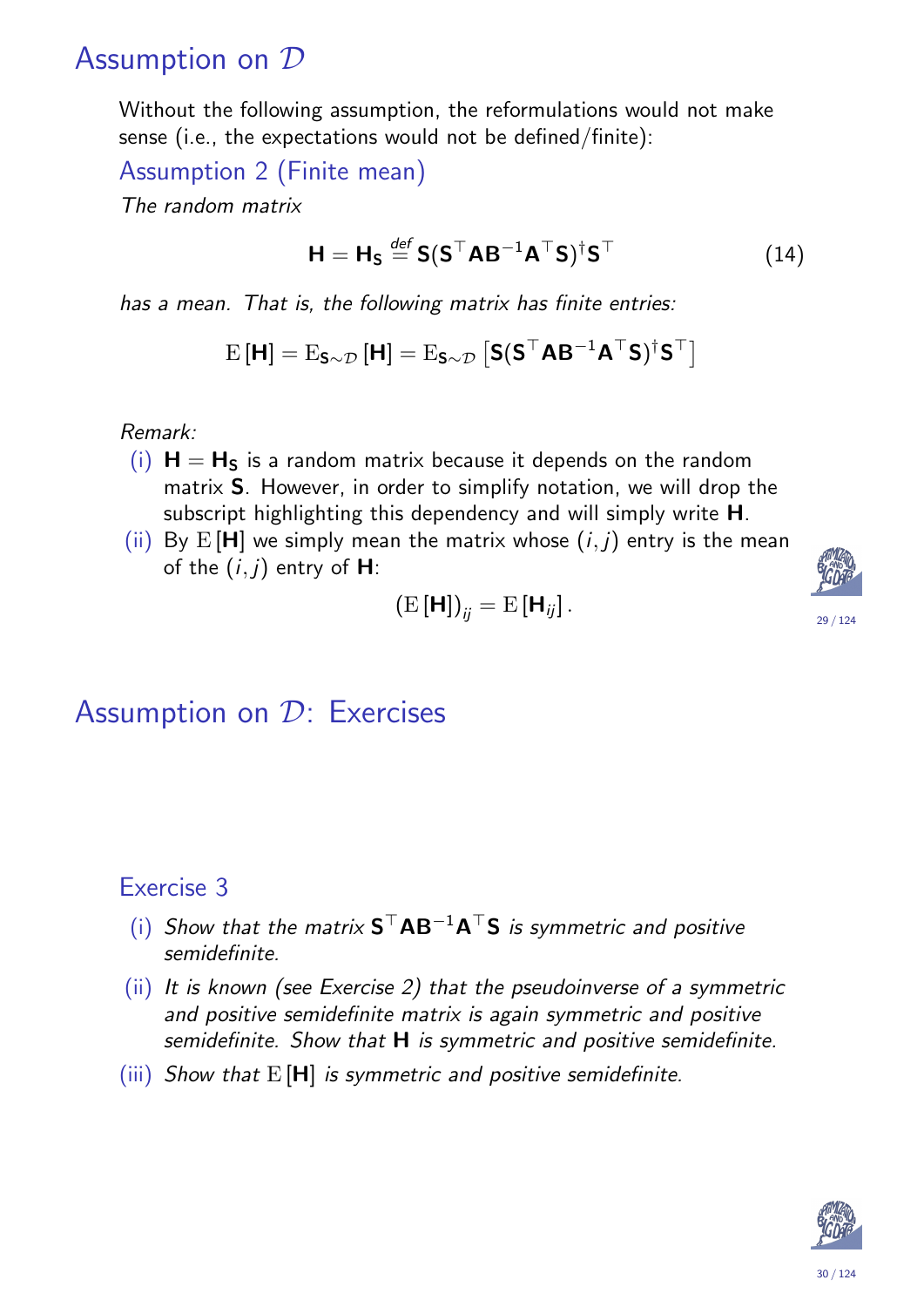# Assumption on $\mathcal{D}$

Without the following assumption, the reformulations would not make sense (i.e., the expectations would not be defined/finite):

### Assumption 2 (Finite mean)

*The random matrix*

$$\mathbf{H} = \mathbf{H}_{\mathbf{S}} \overset{def}{=} \mathbf{S}(\mathbf{S}^\top \mathbf{A}\mathbf{B}^{-1}\mathbf{A}^\top \mathbf{S})^\dagger \mathbf{S}^\top \tag{14}$$

*has a mean. That is, the following matrix has finite entries:*

$$\mathrm{E}[\mathbf{H}] = \mathrm{E}_{\mathbf{S}\sim\mathcal{D}}[\mathbf{H}] = \mathrm{E}_{\mathbf{S}\sim\mathcal{D}}\left[\mathbf{S}(\mathbf{S}^\top \mathbf{A}\mathbf{B}^{-1}\mathbf{A}^\top \mathbf{S})^\dagger \mathbf{S}^\top\right]$$

*Remark:*

(i) $\mathbf{H} = \mathbf{H}_{\mathbf{S}}$ is a random matrix because it depends on the random matrix $\mathbf{S}$. However, in order to simplify notation, we will drop the subscript highlighting this dependency and will simply write $\mathbf{H}$.

(ii) By $\mathrm{E}[\mathbf{H}]$ we simply mean the matrix whose $(i,j)$ entry is the mean of the $(i,j)$ entry of $\mathbf{H}$:

$$(\mathrm{E}[\mathbf{H}])_{ij} = \mathrm{E}[\mathbf{H}_{ij}].$$

# Assumption on $\mathcal{D}$: Exercises

### Exercise 3

(i) *Show that the matrix $\mathbf{S}^\top \mathbf{A}\mathbf{B}^{-1}\mathbf{A}^\top \mathbf{S}$ is symmetric and positive semidefinite.*

(ii) *It is known (see Exercise 2) that the pseudoinverse of a symmetric and positive semidefinite matrix is again symmetric and positive semidefinite. Show that $\mathbf{H}$ is symmetric and positive semidefinite.*

(iii) *Show that $\mathrm{E}[\mathbf{H}]$ is symmetric and positive semidefinite.*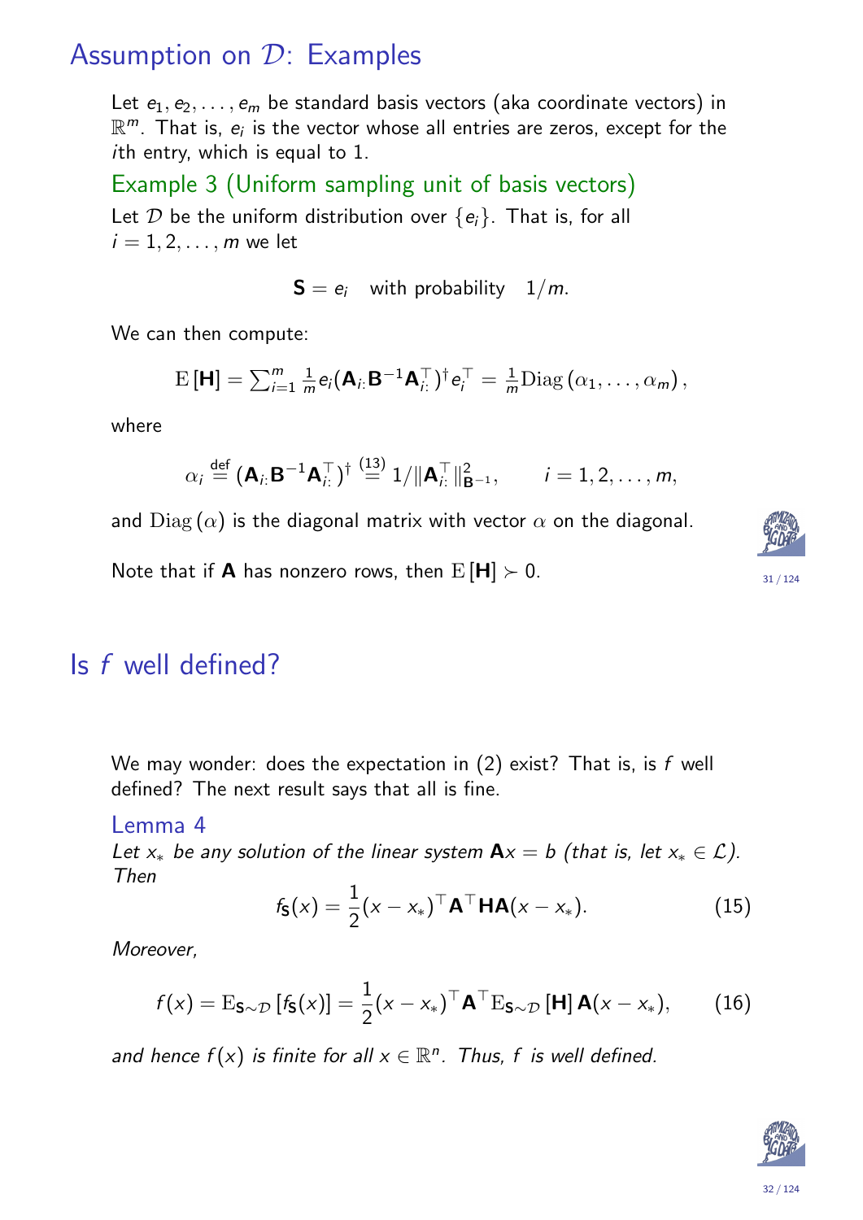## Assumption on $\mathcal{D}$: Examples

Let $e_1, e_2, \ldots, e_m$ be standard basis vectors (aka coordinate vectors) in $\mathbb{R}^m$. That is, $e_i$ is the vector whose all entries are zeros, except for the $i$th entry, which is equal to 1.

### Example 3 (Uniform sampling unit of basis vectors)

Let $\mathcal{D}$ be the uniform distribution over $\{e_i\}$. That is, for all $i = 1, 2, \ldots, m$ we let

$$\mathbf{S} = e_i \quad \text{with probability} \quad 1/m.$$

We can then compute:

$$\mathrm{E}\left[\mathbf{H}\right] = \textstyle\sum_{i=1}^m \frac{1}{m} e_i (\mathbf{A}_{i:}\mathbf{B}^{-1}\mathbf{A}_{i:}^\top)^\dagger e_i^\top = \frac{1}{m}\mathrm{Diag}\left(\alpha_1, \ldots, \alpha_m\right),$$

where

$$\alpha_i \stackrel{\text{def}}{=} (\mathbf{A}_{i:}\mathbf{B}^{-1}\mathbf{A}_{i:}^\top)^\dagger \stackrel{(13)}{=} 1/\|\mathbf{A}_{i:}^\top\|_{\mathbf{B}^{-1}}^2, \qquad i = 1, 2, \ldots, m,$$

and $\mathrm{Diag}\left(\alpha\right)$ is the diagonal matrix with vector $\alpha$ on the diagonal.

Note that if $\mathbf{A}$ has nonzero rows, then $\mathrm{E}\left[\mathbf{H}\right] \succ 0$.

## Is $f$ well defined?

We may wonder: does the expectation in (2) exist? That is, is $f$ well defined? The next result says that all is fine.

### Lemma 4

*Let $x_*$ be any solution of the linear system $\mathbf{A}x = b$ (that is, let $x_* \in \mathcal{L}$). Then*

$$f_{\mathbf{S}}(x) = \frac{1}{2}(x - x_*)^\top \mathbf{A}^\top \mathbf{H} \mathbf{A}(x - x_*). \tag{15}$$

*Moreover,*

$$f(x) = \mathrm{E}_{\mathbf{S}\sim\mathcal{D}}\left[f_{\mathbf{S}}(x)\right] = \frac{1}{2}(x - x_*)^\top \mathbf{A}^\top \mathrm{E}_{\mathbf{S}\sim\mathcal{D}}\left[\mathbf{H}\right] \mathbf{A}(x - x_*), \tag{16}$$

*and hence $f(x)$ is finite for all $x \in \mathbb{R}^n$. Thus, $f$ is well defined.*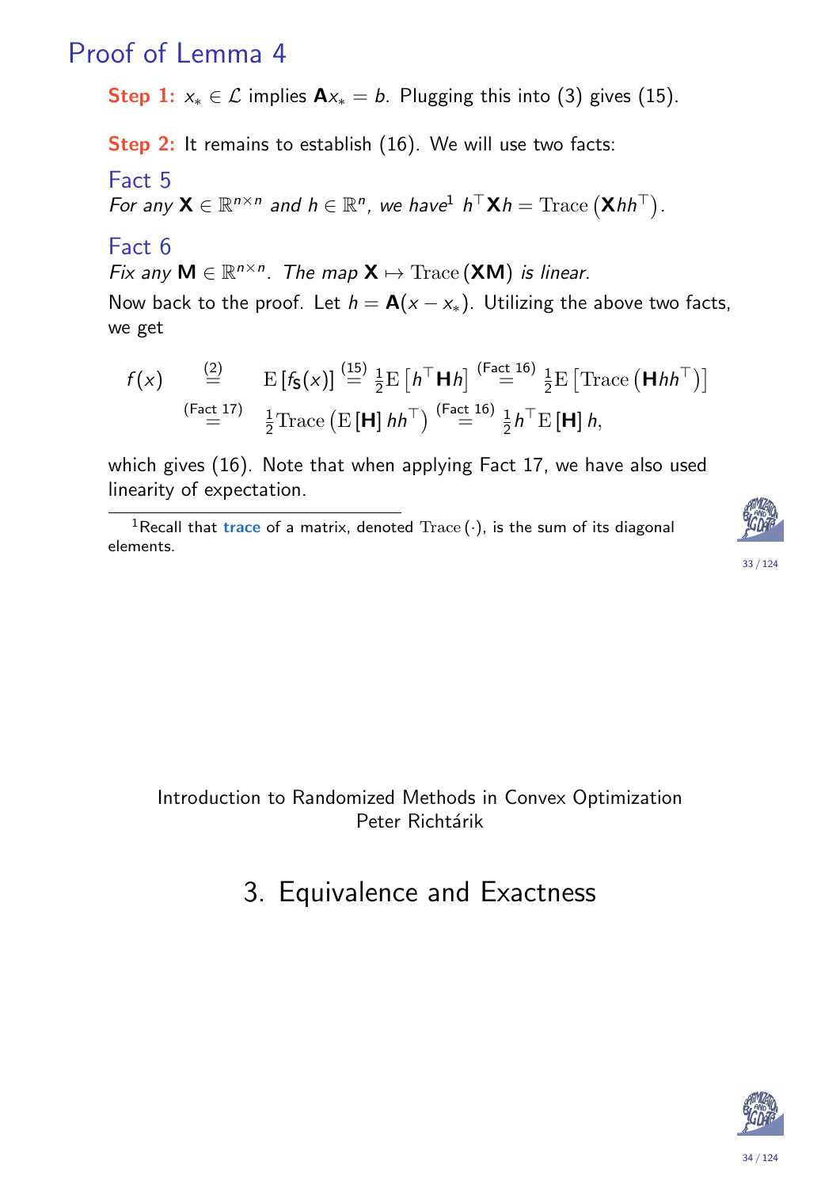## Proof of Lemma 4

**Step 1:** $x_* \in \mathcal{L}$ implies $\mathbf{A}x_* = b$. Plugging this into (3) gives (15).

**Step 2:** It remains to establish (16). We will use two facts:

### Fact 5

*For any $\mathbf{X} \in \mathbb{R}^{n\times n}$ and $h \in \mathbb{R}^n$, we have*[1] $h^\top \mathbf{X} h = \mathrm{Trace}\left(\mathbf{X} h h^\top\right)$.

### Fact 6

*Fix any $\mathbf{M} \in \mathbb{R}^{n\times n}$. The map $\mathbf{X} \mapsto \mathrm{Trace}\left(\mathbf{X}\mathbf{M}\right)$ is linear.*

Now back to the proof. Let $h = \mathbf{A}(x - x_*)$. Utilizing the above two facts, we get

$$
\begin{aligned}
f(x) \quad &\overset{(2)}{=} \quad \mathrm{E}\left[f_{\mathbf{S}}(x)\right] \overset{(15)}{=} \tfrac{1}{2}\mathrm{E}\left[h^\top \mathbf{H} h\right] \overset{\text{(Fact 16)}}{=} \tfrac{1}{2}\mathrm{E}\left[\mathrm{Trace}\left(\mathbf{H} h h^\top\right)\right] \\
&\overset{\text{(Fact 17)}}{=} \quad \tfrac{1}{2}\mathrm{Trace}\left(\mathrm{E}\left[\mathbf{H}\right] h h^\top\right) \overset{\text{(Fact 16)}}{=} \tfrac{1}{2} h^\top \mathrm{E}\left[\mathbf{H}\right] h,
\end{aligned}
$$

which gives (16). Note that when applying Fact 17, we have also used linearity of expectation.

[1] Recall that **trace** of a matrix, denoted $\mathrm{Trace}\left(\cdot\right)$, is the sum of its diagonal elements.

Introduction to Randomized Methods in Convex Optimization
Peter Richtárik

## 3. Equivalence and Exactness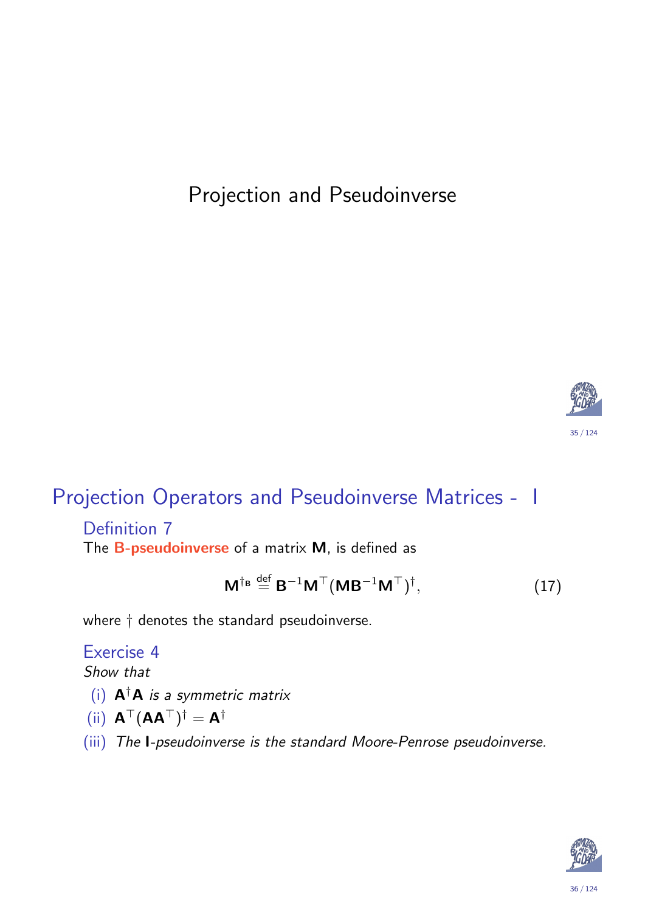# Projection and Pseudoinverse

## Projection Operators and Pseudoinverse Matrices - I

### Definition 7

The **B-pseudoinverse** of a matrix $\mathbf{M}$, is defined as

$$\mathbf{M}^{\dagger_{\mathbf{B}}} \overset{\text{def}}{=} \mathbf{B}^{-1}\mathbf{M}^{\top}(\mathbf{M}\mathbf{B}^{-1}\mathbf{M}^{\top})^{\dagger}, \tag{17}$$

where $\dagger$ denotes the standard pseudoinverse.

### Exercise 4

*Show that*

(i) $\mathbf{A}^{\dagger}\mathbf{A}$ *is a symmetric matrix*

(ii) $\mathbf{A}^{\top}(\mathbf{A}\mathbf{A}^{\top})^{\dagger} = \mathbf{A}^{\dagger}$

(iii) *The* $\mathbf{I}$*-pseudoinverse is the standard Moore-Penrose pseudoinverse.*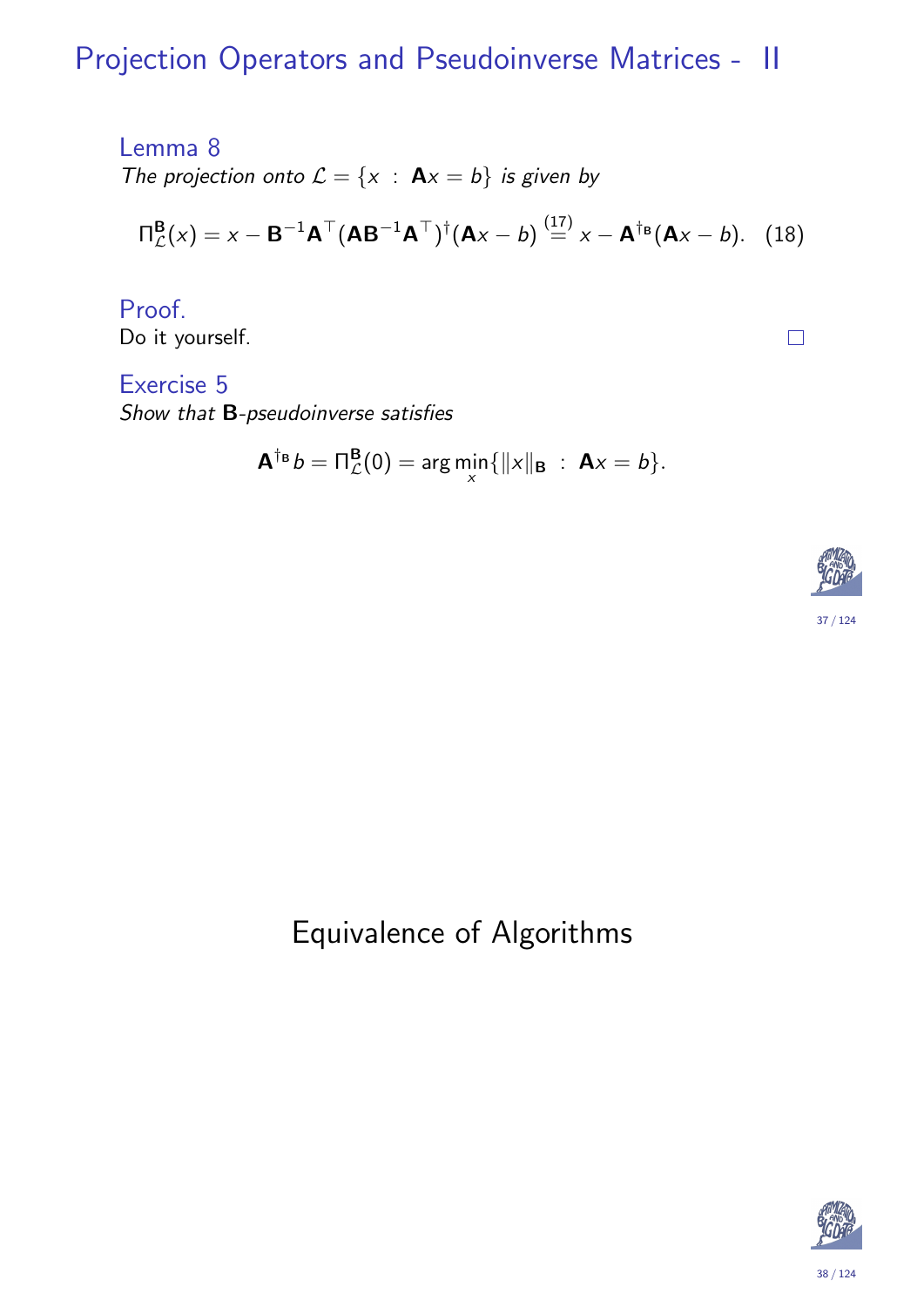# Projection Operators and Pseudoinverse Matrices - II

### Lemma 8

*The projection onto* $\mathcal{L} = \{x \;:\; \mathbf{A}x = b\}$ *is given by*

$$\Pi^{\mathbf{B}}_{\mathcal{L}}(x) = x - \mathbf{B}^{-1}\mathbf{A}^\top(\mathbf{A}\mathbf{B}^{-1}\mathbf{A}^\top)^\dagger(\mathbf{A}x - b) \overset{(17)}{=} x - \mathbf{A}^{\dagger_{\mathbf{B}}}(\mathbf{A}x - b). \quad (18)$$

### Proof.

Do it yourself. □

### Exercise 5

*Show that* **B**-*pseudoinverse satisfies*

$$\mathbf{A}^{\dagger_{\mathbf{B}}}b = \Pi^{\mathbf{B}}_{\mathcal{L}}(0) = \arg\min_x\{\|x\|_{\mathbf{B}} \;:\; \mathbf{A}x = b\}.$$

# Equivalence of Algorithms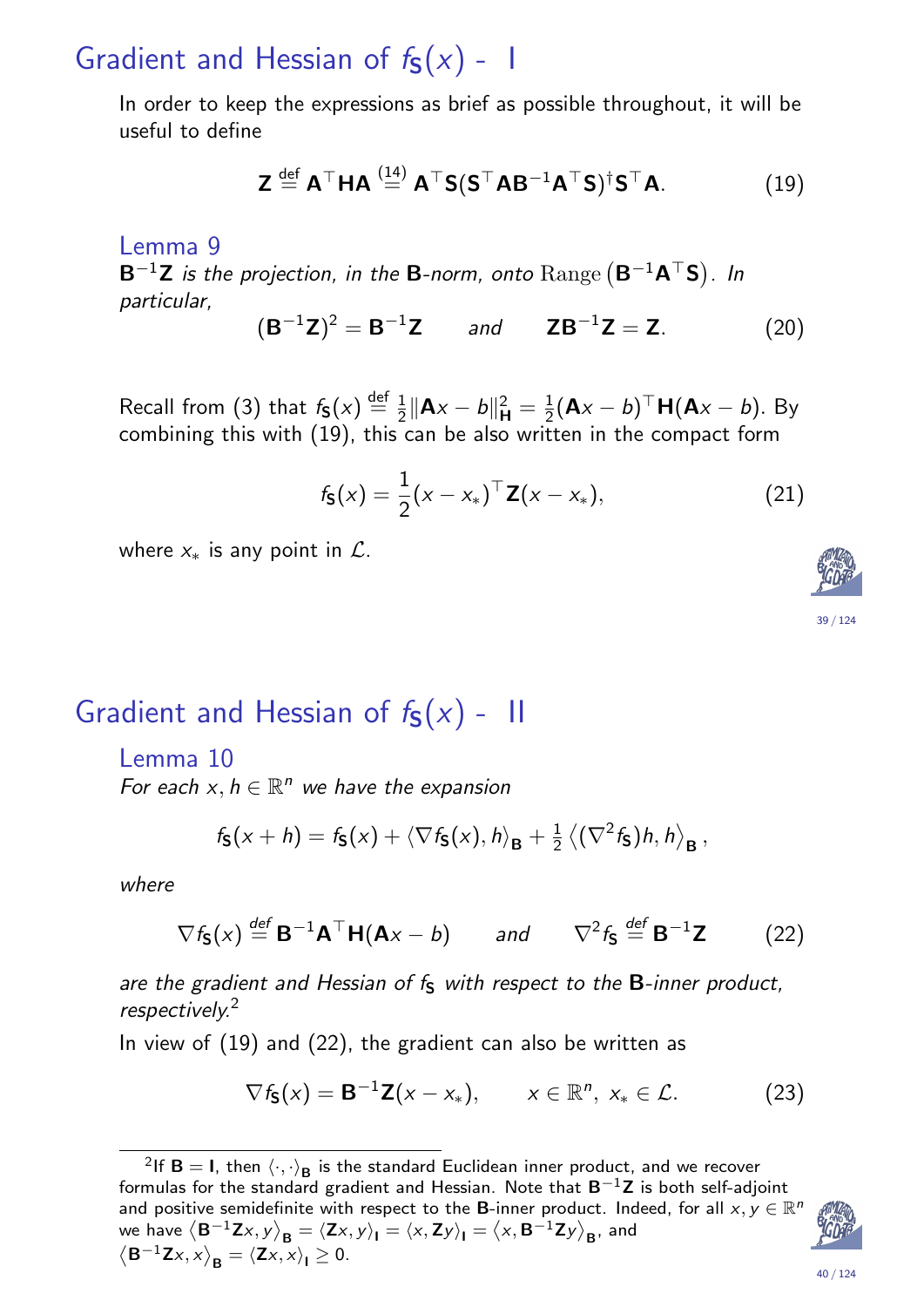# Gradient and Hessian of $f_{\mathbf{S}}(x)$ - I

In order to keep the expressions as brief as possible throughout, it will be useful to define

$$\mathbf{Z} \overset{\text{def}}{=} \mathbf{A}^\top \mathbf{H} \mathbf{A} \overset{(14)}{=} \mathbf{A}^\top \mathbf{S}(\mathbf{S}^\top \mathbf{A} \mathbf{B}^{-1} \mathbf{A}^\top \mathbf{S})^\dagger \mathbf{S}^\top \mathbf{A}. \tag{19}$$

### Lemma 9

*$\mathbf{B}^{-1}\mathbf{Z}$ is the projection, in the $\mathbf{B}$-norm, onto $\mathrm{Range}\left(\mathbf{B}^{-1}\mathbf{A}^\top\mathbf{S}\right)$. In particular,*

$$(\mathbf{B}^{-1}\mathbf{Z})^2 = \mathbf{B}^{-1}\mathbf{Z} \qquad \text{and} \qquad \mathbf{Z}\mathbf{B}^{-1}\mathbf{Z} = \mathbf{Z}. \tag{20}$$

Recall from (3) that $f_{\mathbf{S}}(x) \overset{\text{def}}{=} \frac{1}{2}\|\mathbf{A}x - b\|_{\mathbf{H}}^2 = \frac{1}{2}(\mathbf{A}x - b)^\top \mathbf{H}(\mathbf{A}x - b)$. By combining this with (19), this can be also written in the compact form

$$f_{\mathbf{S}}(x) = \frac{1}{2}(x - x_*)^\top \mathbf{Z}(x - x_*), \tag{21}$$

where $x_*$ is any point in $\mathcal{L}$.

# Gradient and Hessian of $f_{\mathbf{S}}(x)$ - II

### Lemma 10

*For each $x, h \in \mathbb{R}^n$ we have the expansion*

$$f_{\mathbf{S}}(x + h) = f_{\mathbf{S}}(x) + \langle \nabla f_{\mathbf{S}}(x), h \rangle_{\mathbf{B}} + \tfrac{1}{2}\left\langle (\nabla^2 f_{\mathbf{S}})h, h \right\rangle_{\mathbf{B}},$$

*where*

$$\nabla f_{\mathbf{S}}(x) \overset{\text{def}}{=} \mathbf{B}^{-1}\mathbf{A}^\top \mathbf{H}(\mathbf{A}x - b) \qquad \text{and} \qquad \nabla^2 f_{\mathbf{S}} \overset{\text{def}}{=} \mathbf{B}^{-1}\mathbf{Z} \tag{22}$$

*are the gradient and Hessian of $f_{\mathbf{S}}$ with respect to the $\mathbf{B}$-inner product, respectively.*[2]

In view of (19) and (22), the gradient can also be written as

$$\nabla f_{\mathbf{S}}(x) = \mathbf{B}^{-1}\mathbf{Z}(x - x_*), \qquad x \in \mathbb{R}^n,\ x_* \in \mathcal{L}. \tag{23}$$

---

[2] If $\mathbf{B} = \mathbf{I}$, then $\langle \cdot, \cdot \rangle_{\mathbf{B}}$ is the standard Euclidean inner product, and we recover formulas for the standard gradient and Hessian. Note that $\mathbf{B}^{-1}\mathbf{Z}$ is both self-adjoint and positive semidefinite with respect to the $\mathbf{B}$-inner product. Indeed, for all $x, y \in \mathbb{R}^n$ we have $\left\langle \mathbf{B}^{-1}\mathbf{Z}x, y \right\rangle_{\mathbf{B}} = \langle \mathbf{Z}x, y \rangle_{\mathbf{I}} = \langle x, \mathbf{Z}y \rangle_{\mathbf{I}} = \left\langle x, \mathbf{B}^{-1}\mathbf{Z}y \right\rangle_{\mathbf{B}}$, and $\left\langle \mathbf{B}^{-1}\mathbf{Z}x, x \right\rangle_{\mathbf{B}} = \langle \mathbf{Z}x, x \rangle_{\mathbf{I}} \geq 0$.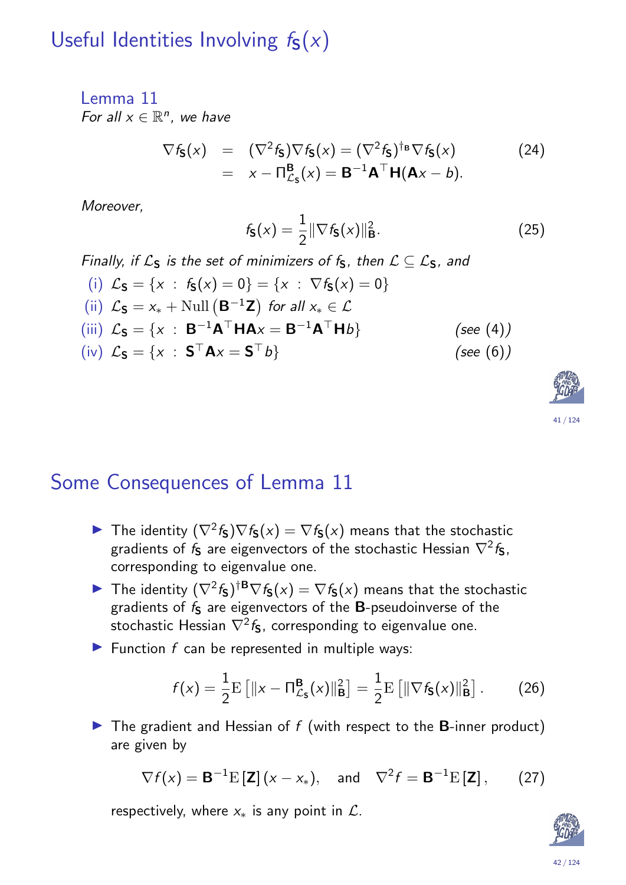# Useful Identities Involving $f_{\mathbf{S}}(x)$

### Lemma 11

*For all $x \in \mathbb{R}^n$, we have*

$$
\begin{aligned}
\nabla f_{\mathbf{S}}(x) &= (\nabla^2 f_{\mathbf{S}}) \nabla f_{\mathbf{S}}(x) = (\nabla^2 f_{\mathbf{S}})^{\dagger_{\mathbf{B}}} \nabla f_{\mathbf{S}}(x) \\
&= x - \Pi^{\mathbf{B}}_{\mathcal{L}_{\mathbf{S}}}(x) = \mathbf{B}^{-1}\mathbf{A}^\top \mathbf{H}(\mathbf{A}x - b).
\end{aligned}
\tag{24}
$$

*Moreover,*

$$
f_{\mathbf{S}}(x) = \frac{1}{2}\|\nabla f_{\mathbf{S}}(x)\|^2_{\mathbf{B}}. \tag{25}
$$

*Finally, if $\mathcal{L}_{\mathbf{S}}$ is the set of minimizers of $f_{\mathbf{S}}$, then $\mathcal{L} \subseteq \mathcal{L}_{\mathbf{S}}$, and*

(i) $\mathcal{L}_{\mathbf{S}} = \{x \ : \ f_{\mathbf{S}}(x) = 0\} = \{x \ : \ \nabla f_{\mathbf{S}}(x) = 0\}$

(ii) $\mathcal{L}_{\mathbf{S}} = x_* + \mathrm{Null}\left(\mathbf{B}^{-1}\mathbf{Z}\right)$ *for all $x_* \in \mathcal{L}$*

(iii) $\mathcal{L}_{\mathbf{S}} = \{x \ : \ \mathbf{B}^{-1}\mathbf{A}^\top \mathbf{H}\mathbf{A}x = \mathbf{B}^{-1}\mathbf{A}^\top \mathbf{H} b\}$ *(see (4))*

(iv) $\mathcal{L}_{\mathbf{S}} = \{x \ : \ \mathbf{S}^\top \mathbf{A}x = \mathbf{S}^\top b\}$ *(see (6))*

# Some Consequences of Lemma 11

- The identity $(\nabla^2 f_{\mathbf{S}})\nabla f_{\mathbf{S}}(x) = \nabla f_{\mathbf{S}}(x)$ means that the stochastic gradients of $f_{\mathbf{S}}$ are eigenvectors of the stochastic Hessian $\nabla^2 f_{\mathbf{S}}$, corresponding to eigenvalue one.
- The identity $(\nabla^2 f_{\mathbf{S}})^{\dagger_{\mathbf{B}}}\nabla f_{\mathbf{S}}(x) = \nabla f_{\mathbf{S}}(x)$ means that the stochastic gradients of $f_{\mathbf{S}}$ are eigenvectors of the **B**-pseudoinverse of the stochastic Hessian $\nabla^2 f_{\mathbf{S}}$, corresponding to eigenvalue one.
- Function $f$ can be represented in multiple ways:

$$
f(x) = \frac{1}{2}\mathrm{E}\left[\|x - \Pi^{\mathbf{B}}_{\mathcal{L}_{\mathbf{S}}}(x)\|^2_{\mathbf{B}}\right] = \frac{1}{2}\mathrm{E}\left[\|\nabla f_{\mathbf{S}}(x)\|^2_{\mathbf{B}}\right]. \tag{26}
$$

- The gradient and Hessian of $f$ (with respect to the **B**-inner product) are given by

$$
\nabla f(x) = \mathbf{B}^{-1}\mathrm{E}\left[\mathbf{Z}\right](x - x_*), \quad \text{and} \quad \nabla^2 f = \mathbf{B}^{-1}\mathrm{E}\left[\mathbf{Z}\right], \tag{27}
$$

respectively, where $x_*$ is any point in $\mathcal{L}$.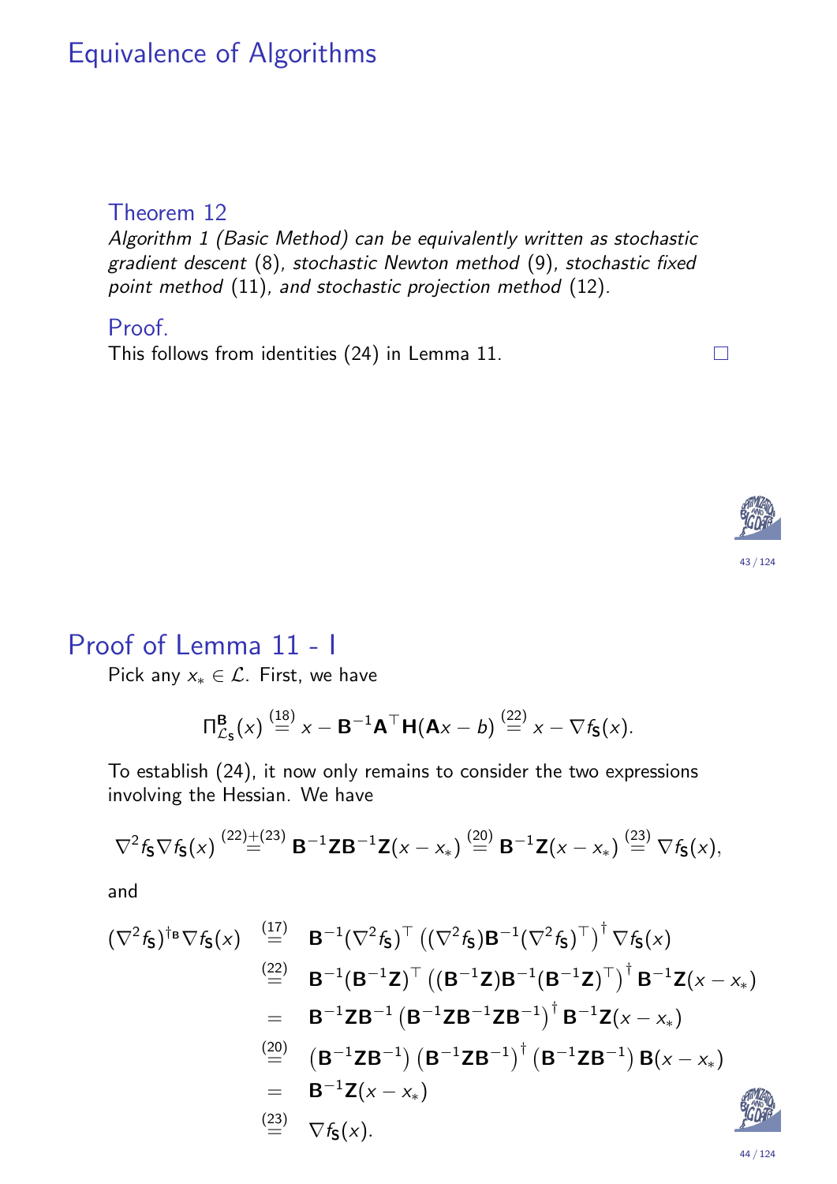# Equivalence of Algorithms

### Theorem 12

*Algorithm 1 (Basic Method) can be equivalently written as stochastic gradient descent* (8)*, stochastic Newton method* (9)*, stochastic fixed point method* (11)*, and stochastic projection method* (12)*.*

### Proof.

This follows from identities (24) in Lemma 11. □

# Proof of Lemma 11 - I

Pick any $x_* \in \mathcal{L}$. First, we have

$$\Pi^{\mathbf{B}}_{\mathcal{L}_{\mathbf{S}}}(x) \overset{(18)}{=} x - \mathbf{B}^{-1}\mathbf{A}^\top \mathbf{H}(\mathbf{A}x - b) \overset{(22)}{=} x - \nabla f_{\mathbf{S}}(x).$$

To establish (24), it now only remains to consider the two expressions involving the Hessian. We have

$$\nabla^2 f_{\mathbf{S}} \nabla f_{\mathbf{S}}(x) \overset{(22)+(23)}{=} \mathbf{B}^{-1}\mathbf{Z}\mathbf{B}^{-1}\mathbf{Z}(x - x_*) \overset{(20)}{=} \mathbf{B}^{-1}\mathbf{Z}(x - x_*) \overset{(23)}{=} \nabla f_{\mathbf{S}}(x),$$

and

$$\begin{aligned}
(\nabla^2 f_{\mathbf{S}})^{\dagger_{\mathbf{B}}} \nabla f_{\mathbf{S}}(x) &\overset{(17)}{=} \mathbf{B}^{-1}(\nabla^2 f_{\mathbf{S}})^\top \left((\nabla^2 f_{\mathbf{S}})\mathbf{B}^{-1}(\nabla^2 f_{\mathbf{S}})^\top\right)^\dagger \nabla f_{\mathbf{S}}(x) \\
&\overset{(22)}{=} \mathbf{B}^{-1}(\mathbf{B}^{-1}\mathbf{Z})^\top \left((\mathbf{B}^{-1}\mathbf{Z})\mathbf{B}^{-1}(\mathbf{B}^{-1}\mathbf{Z})^\top\right)^\dagger \mathbf{B}^{-1}\mathbf{Z}(x - x_*) \\
&= \mathbf{B}^{-1}\mathbf{Z}\mathbf{B}^{-1}\left(\mathbf{B}^{-1}\mathbf{Z}\mathbf{B}^{-1}\mathbf{Z}\mathbf{B}^{-1}\right)^\dagger \mathbf{B}^{-1}\mathbf{Z}(x - x_*) \\
&\overset{(20)}{=} \left(\mathbf{B}^{-1}\mathbf{Z}\mathbf{B}^{-1}\right)\left(\mathbf{B}^{-1}\mathbf{Z}\mathbf{B}^{-1}\right)^\dagger \left(\mathbf{B}^{-1}\mathbf{Z}\mathbf{B}^{-1}\right)\mathbf{B}(x - x_*) \\
&= \mathbf{B}^{-1}\mathbf{Z}(x - x_*) \\
&\overset{(23)}{=} \nabla f_{\mathbf{S}}(x).
\end{aligned}$$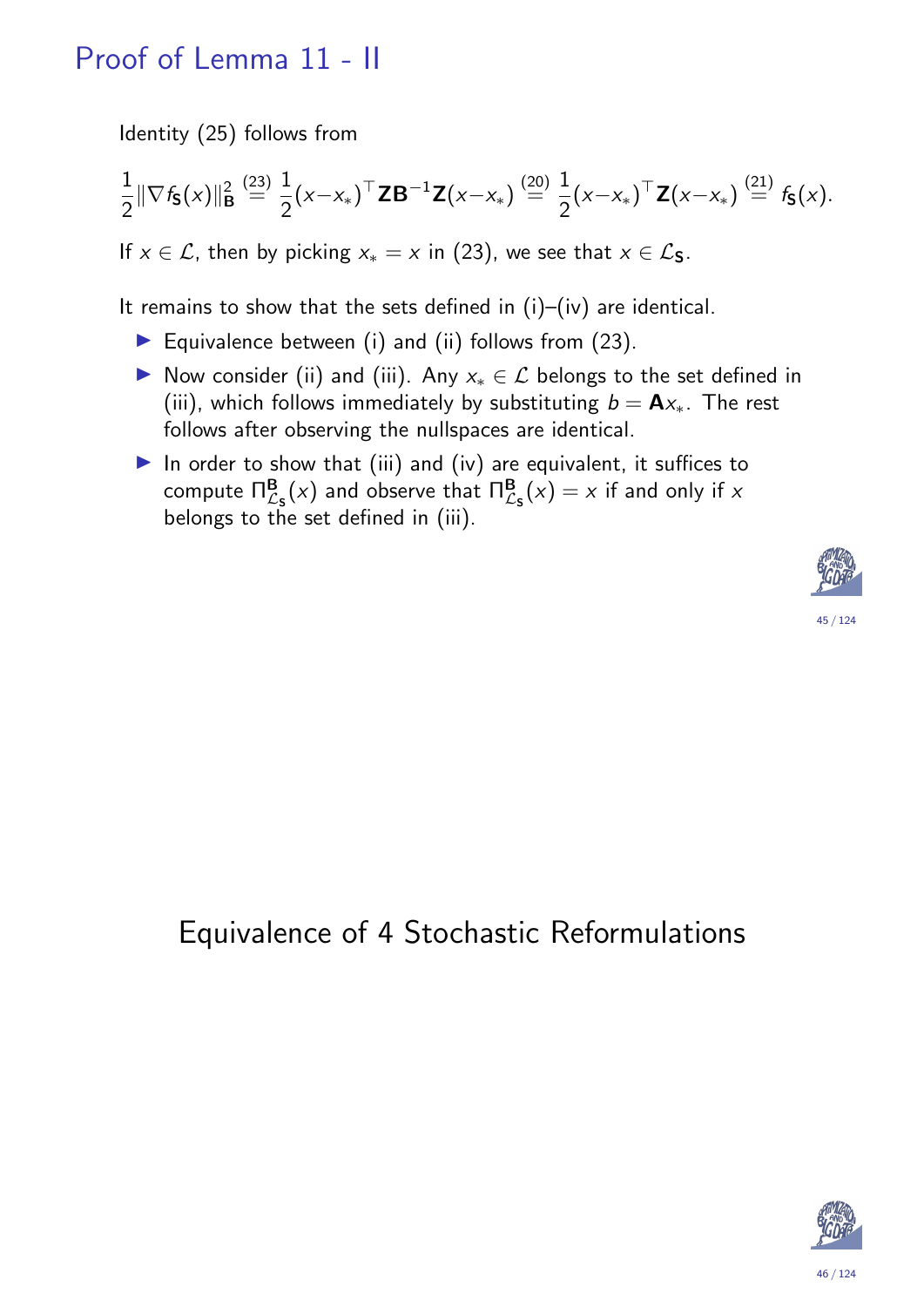## Proof of Lemma 11 - II

Identity (25) follows from

$$\frac{1}{2}\|\nabla f_{\mathbf{S}}(x)\|^2_{\mathbf{B}} \overset{(23)}{=} \frac{1}{2}(x-x_*)^\top \mathbf{Z}\mathbf{B}^{-1}\mathbf{Z}(x-x_*) \overset{(20)}{=} \frac{1}{2}(x-x_*)^\top \mathbf{Z}(x-x_*) \overset{(21)}{=} f_{\mathbf{S}}(x).$$

If $x \in \mathcal{L}$, then by picking $x_* = x$ in (23), we see that $x \in \mathcal{L}_{\mathbf{S}}$.

It remains to show that the sets defined in (i)–(iv) are identical.

- Equivalence between (i) and (ii) follows from (23).
- Now consider (ii) and (iii). Any $x_* \in \mathcal{L}$ belongs to the set defined in (iii), which follows immediately by substituting $b = \mathbf{A}x_*$. The rest follows after observing the nullspaces are identical.
- In order to show that (iii) and (iv) are equivalent, it suffices to compute $\Pi^{\mathbf{B}}_{\mathcal{L}_{\mathbf{S}}}(x)$ and observe that $\Pi^{\mathbf{B}}_{\mathcal{L}_{\mathbf{S}}}(x) = x$ if and only if $x$ belongs to the set defined in (iii).

# Equivalence of 4 Stochastic Reformulations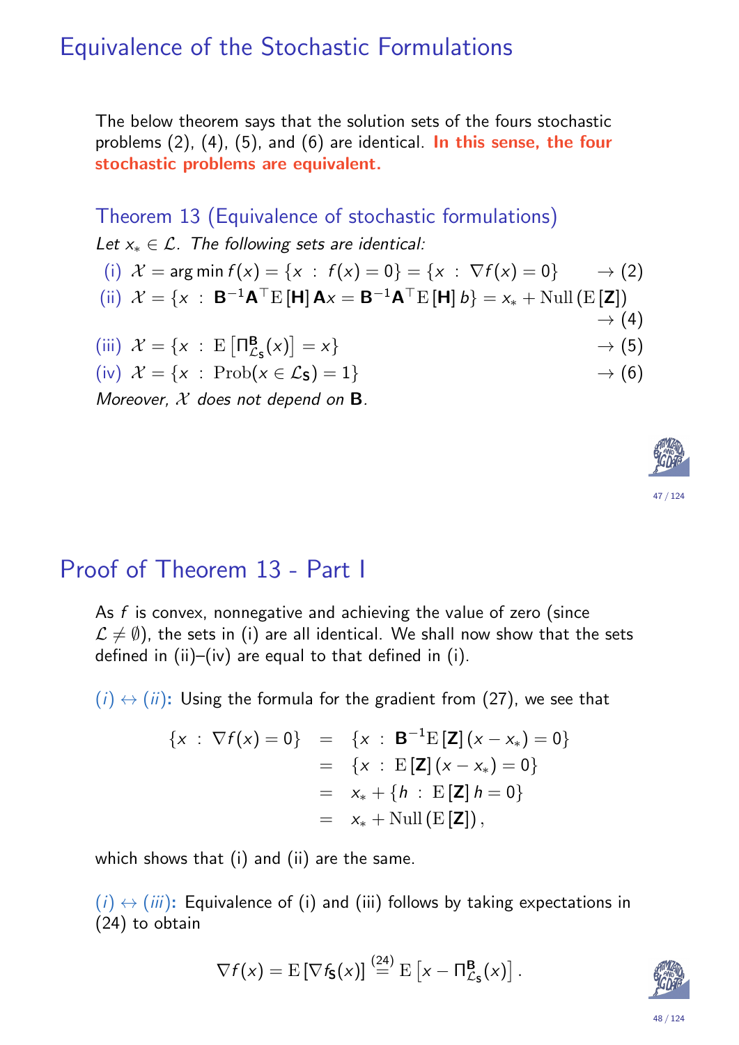# Equivalence of the Stochastic Formulations

The below theorem says that the solution sets of the fours stochastic problems (2), (4), (5), and (6) are identical. **In this sense, the four stochastic problems are equivalent.**

## Theorem 13 (Equivalence of stochastic formulations)

*Let $x_* \in \mathcal{L}$. The following sets are identical:*

(i) $\mathcal{X} = \arg\min f(x) = \{x \;:\; f(x) = 0\} = \{x \;:\; \nabla f(x) = 0\}$ $\quad \rightarrow (2)$

(ii) $\mathcal{X} = \{x \;:\; \mathbf{B}^{-1}\mathbf{A}^\top \mathrm{E}[\mathbf{H}]\,\mathbf{A}x = \mathbf{B}^{-1}\mathbf{A}^\top \mathrm{E}[\mathbf{H}]\,b\} = x_* + \mathrm{Null}(\mathrm{E}[\mathbf{Z}])$ $\quad \rightarrow (4)$

(iii) $\mathcal{X} = \{x \;:\; \mathrm{E}\left[\Pi^{\mathbf{B}}_{\mathcal{L}_\mathbf{S}}(x)\right] = x\}$ $\quad \rightarrow (5)$

(iv) $\mathcal{X} = \{x \;:\; \mathrm{Prob}(x \in \mathcal{L}_\mathbf{S}) = 1\}$ $\quad \rightarrow (6)$

*Moreover, $\mathcal{X}$ does not depend on $\mathbf{B}$.*

# Proof of Theorem 13 - Part I

As $f$ is convex, nonnegative and achieving the value of zero (since $\mathcal{L} \neq \emptyset$), the sets in (i) are all identical. We shall now show that the sets defined in (ii)–(iv) are equal to that defined in (i).

*(i)* $\leftrightarrow$ *(ii)*: Using the formula for the gradient from (27), we see that

$$
\begin{aligned}
\{x \;:\; \nabla f(x) = 0\} &= \{x \;:\; \mathbf{B}^{-1}\mathrm{E}[\mathbf{Z}](x - x_*) = 0\} \\
&= \{x \;:\; \mathrm{E}[\mathbf{Z}](x - x_*) = 0\} \\
&= x_* + \{h \;:\; \mathrm{E}[\mathbf{Z}]\,h = 0\} \\
&= x_* + \mathrm{Null}(\mathrm{E}[\mathbf{Z}]),
\end{aligned}
$$

which shows that (i) and (ii) are the same.

*(i)* $\leftrightarrow$ *(iii)*: Equivalence of (i) and (iii) follows by taking expectations in (24) to obtain

$$
\nabla f(x) = \mathrm{E}[\nabla f_\mathbf{S}(x)] \overset{(24)}{=} \mathrm{E}\left[x - \Pi^{\mathbf{B}}_{\mathcal{L}_\mathbf{S}}(x)\right].
$$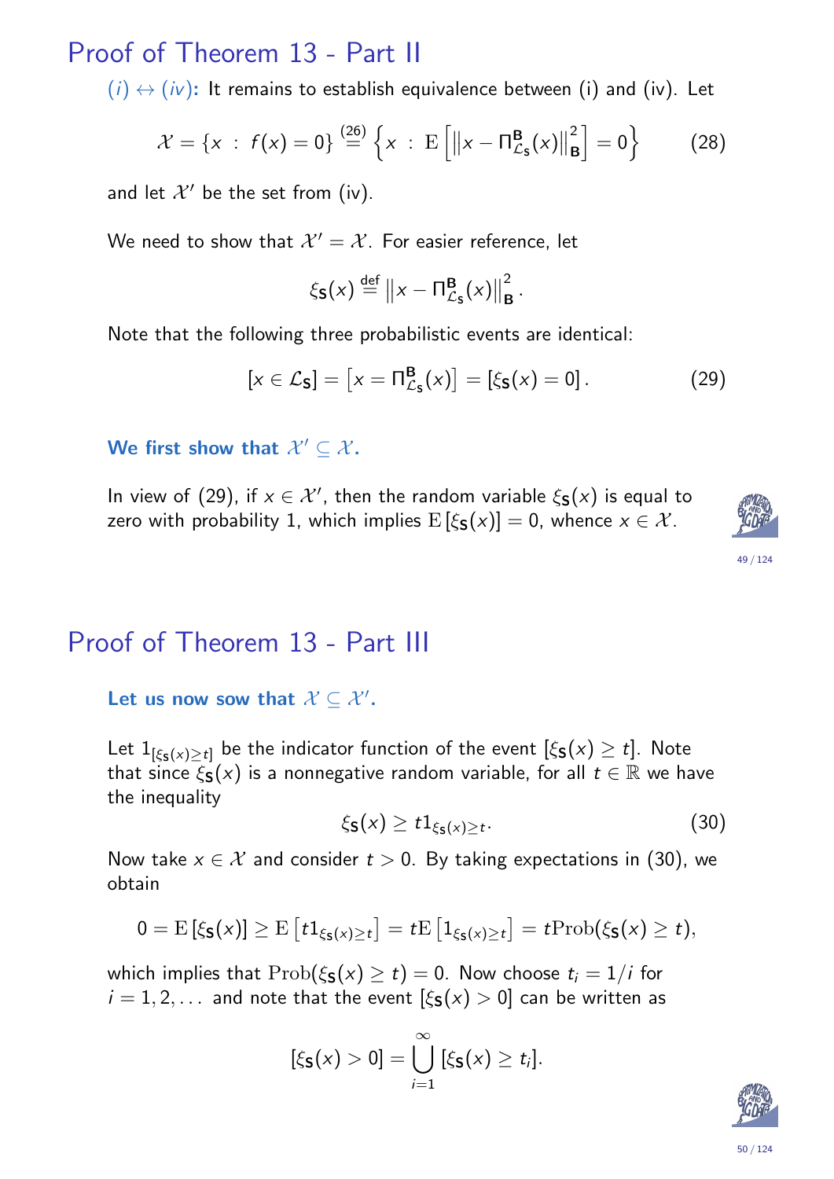# Proof of Theorem 13 - Part II

$(i) \leftrightarrow (iv)$: It remains to establish equivalence between (i) and (iv). Let

$$\mathcal{X} = \{x \;:\; f(x) = 0\} \overset{(26)}{=} \left\{x \;:\; \mathrm{E}\left[\left\|x - \Pi^{\mathbf{B}}_{\mathcal{L}_{\mathbf{S}}}(x)\right\|^2_{\mathbf{B}}\right] = 0\right\} \tag{28}$$

and let $\mathcal{X}'$ be the set from (iv).

We need to show that $\mathcal{X}' = \mathcal{X}$. For easier reference, let

$$\xi_{\mathbf{S}}(x) \overset{\text{def}}{=} \left\|x - \Pi^{\mathbf{B}}_{\mathcal{L}_{\mathbf{S}}}(x)\right\|^2_{\mathbf{B}}.$$

Note that the following three probabilistic events are identical:

$$[x \in \mathcal{L}_{\mathbf{S}}] = \left[x = \Pi^{\mathbf{B}}_{\mathcal{L}_{\mathbf{S}}}(x)\right] = [\xi_{\mathbf{S}}(x) = 0]. \tag{29}$$

**We first show that $\mathcal{X}' \subseteq \mathcal{X}$.**

In view of (29), if $x \in \mathcal{X}'$, then the random variable $\xi_{\mathbf{S}}(x)$ is equal to zero with probability 1, which implies $\mathrm{E}\left[\xi_{\mathbf{S}}(x)\right] = 0$, whence $x \in \mathcal{X}$.

# Proof of Theorem 13 - Part III

**Let us now sow that $\mathcal{X} \subseteq \mathcal{X}'$.**

Let $1_{[\xi_{\mathbf{S}}(x) \geq t]}$ be the indicator function of the event $[\xi_{\mathbf{S}}(x) \geq t]$. Note that since $\xi_{\mathbf{S}}(x)$ is a nonnegative random variable, for all $t \in \mathbb{R}$ we have the inequality

$$\xi_{\mathbf{S}}(x) \geq t 1_{\xi_{\mathbf{S}}(x) \geq t}. \tag{30}$$

Now take $x \in \mathcal{X}$ and consider $t > 0$. By taking expectations in (30), we obtain

$$0 = \mathrm{E}\left[\xi_{\mathbf{S}}(x)\right] \geq \mathrm{E}\left[t 1_{\xi_{\mathbf{S}}(x) \geq t}\right] = t\mathrm{E}\left[1_{\xi_{\mathbf{S}}(x) \geq t}\right] = t\mathrm{Prob}(\xi_{\mathbf{S}}(x) \geq t),$$

which implies that $\mathrm{Prob}(\xi_{\mathbf{S}}(x) \geq t) = 0$. Now choose $t_i = 1/i$ for $i = 1, 2, \ldots$ and note that the event $[\xi_{\mathbf{S}}(x) > 0]$ can be written as

$$[\xi_{\mathbf{S}}(x) > 0] = \bigcup_{i=1}^{\infty} [\xi_{\mathbf{S}}(x) \geq t_i].$$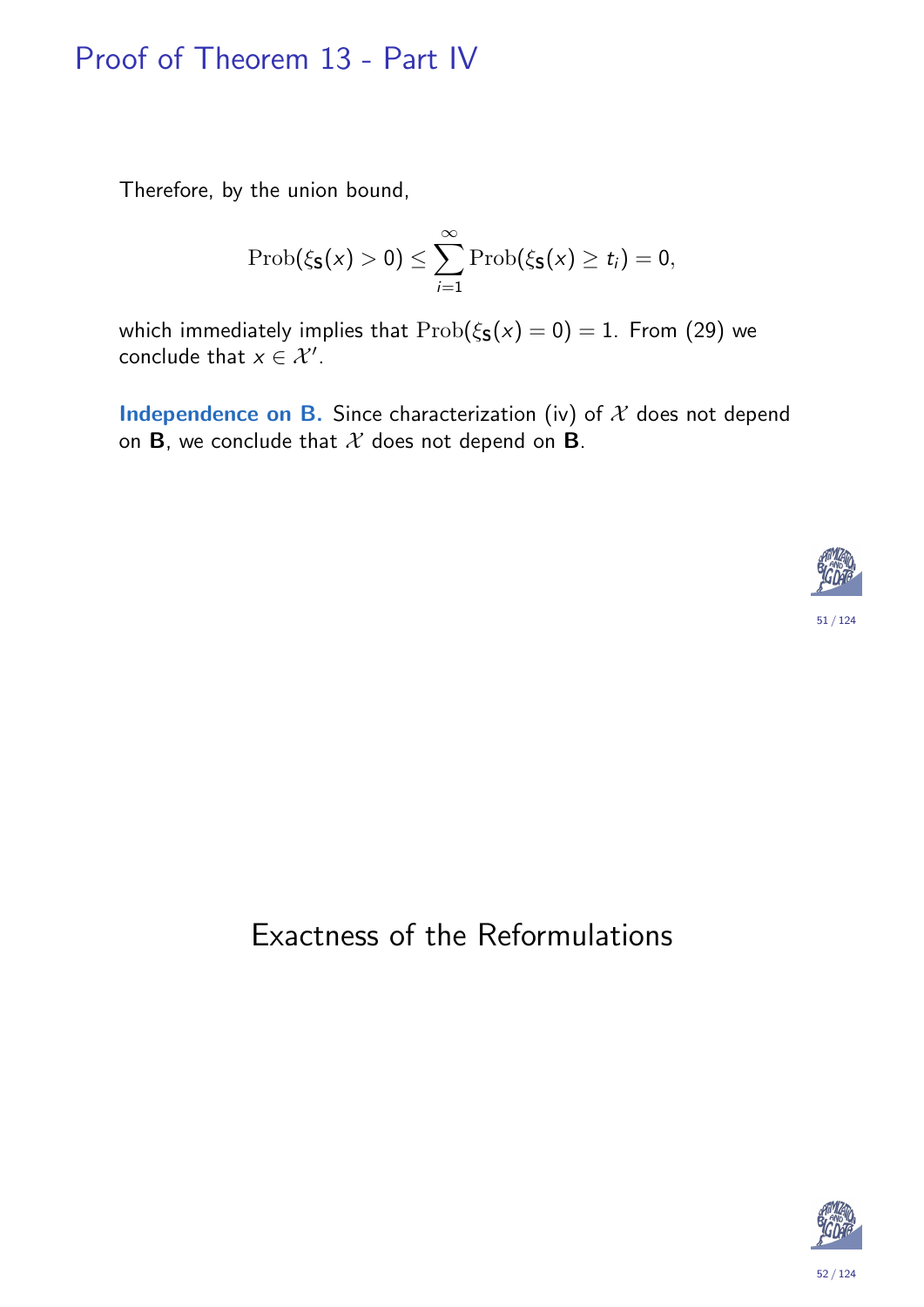# Proof of Theorem 13 - Part IV

Therefore, by the union bound,

$$\mathrm{Prob}(\xi_{\mathbf{S}}(x) > 0) \leq \sum_{i=1}^{\infty} \mathrm{Prob}(\xi_{\mathbf{S}}(x) \geq t_i) = 0,$$

which immediately implies that $\mathrm{Prob}(\xi_{\mathbf{S}}(x) = 0) = 1$. From (29) we conclude that $x \in \mathcal{X}'$.

**Independence on B.** Since characterization (iv) of $\mathcal{X}$ does not depend on $\mathbf{B}$, we conclude that $\mathcal{X}$ does not depend on $\mathbf{B}$.

# Exactness of the Reformulations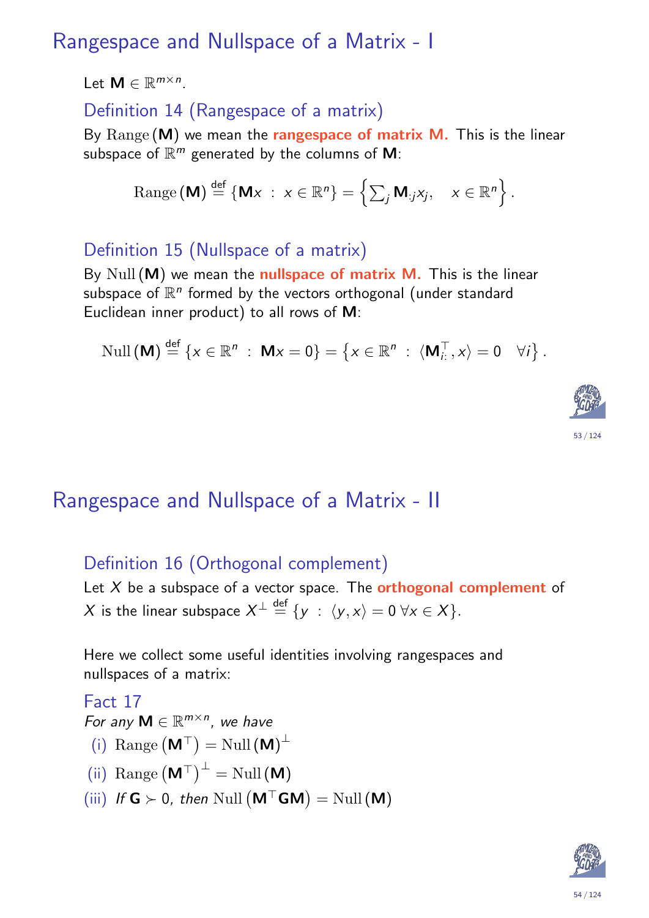# Rangespace and Nullspace of a Matrix - I

Let $\mathbf{M} \in \mathbb{R}^{m \times n}$.

### Definition 14 (Rangespace of a matrix)

By $\mathrm{Range}\,(\mathbf{M})$ we mean the **rangespace of matrix M.** This is the linear subspace of $\mathbb{R}^m$ generated by the columns of $\mathbf{M}$:

$$\mathrm{Range}\,(\mathbf{M}) \stackrel{\text{def}}{=} \{\mathbf{M}x \;:\; x \in \mathbb{R}^n\} = \left\{\textstyle\sum_j \mathbf{M}_{:j} x_j, \quad x \in \mathbb{R}^n\right\}.$$

### Definition 15 (Nullspace of a matrix)

By $\mathrm{Null}\,(\mathbf{M})$ we mean the **nullspace of matrix M.** This is the linear subspace of $\mathbb{R}^n$ formed by the vectors orthogonal (under standard Euclidean inner product) to all rows of $\mathbf{M}$:

$$\mathrm{Null}\,(\mathbf{M}) \stackrel{\text{def}}{=} \{x \in \mathbb{R}^n \;:\; \mathbf{M}x = 0\} = \left\{x \in \mathbb{R}^n \;:\; \langle \mathbf{M}_{i:}^\top, x\rangle = 0 \quad \forall i\right\}.$$

# Rangespace and Nullspace of a Matrix - II

### Definition 16 (Orthogonal complement)

Let $X$ be a subspace of a vector space. The **orthogonal complement** of $X$ is the linear subspace $X^\perp \stackrel{\text{def}}{=} \{y \;:\; \langle y, x\rangle = 0 \; \forall x \in X\}$.

Here we collect some useful identities involving rangespaces and nullspaces of a matrix:

### Fact 17

*For any $\mathbf{M} \in \mathbb{R}^{m \times n}$, we have*

(i) $\mathrm{Range}\,(\mathbf{M}^\top) = \mathrm{Null}\,(\mathbf{M})^\perp$

(ii) $\mathrm{Range}\,(\mathbf{M}^\top)^\perp = \mathrm{Null}\,(\mathbf{M})$

(iii) *If $\mathbf{G} \succ 0$, then* $\mathrm{Null}\,(\mathbf{M}^\top \mathbf{G} \mathbf{M}) = \mathrm{Null}\,(\mathbf{M})$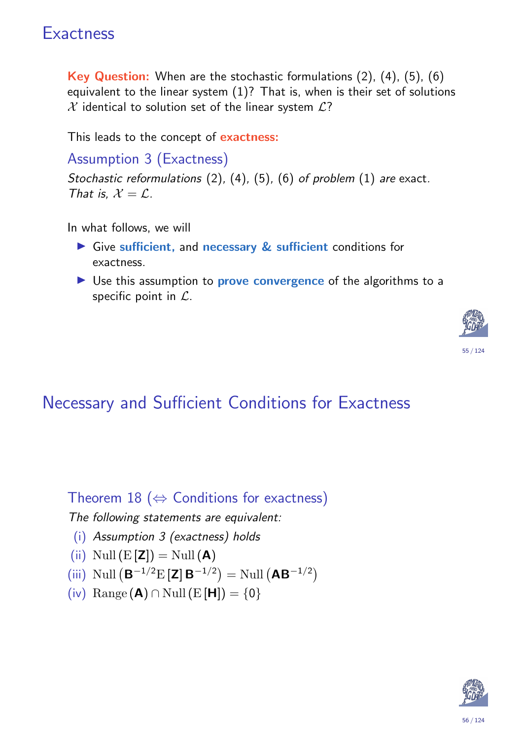# Exactness

**Key Question:** When are the stochastic formulations (2), (4), (5), (6) equivalent to the linear system (1)? That is, when is their set of solutions $\mathcal{X}$ identical to solution set of the linear system $\mathcal{L}$?

This leads to the concept of **exactness:**

### Assumption 3 (Exactness)

*Stochastic reformulations* (2), (4), (5), (6) *of problem* (1) *are* exact. *That is,* $\mathcal{X} = \mathcal{L}$.

In what follows, we will

- Give **sufficient,** and **necessary & sufficient** conditions for exactness.
- Use this assumption to **prove convergence** of the algorithms to a specific point in $\mathcal{L}$.

# Necessary and Sufficient Conditions for Exactness

### Theorem 18 ($\Leftrightarrow$ Conditions for exactness)

*The following statements are equivalent:*

(i) *Assumption 3 (exactness) holds*

(ii) $\mathrm{Null}\left(\mathrm{E}\left[\mathbf{Z}\right]\right) = \mathrm{Null}\left(\mathbf{A}\right)$

(iii) $\mathrm{Null}\left(\mathbf{B}^{-1/2}\mathrm{E}\left[\mathbf{Z}\right]\mathbf{B}^{-1/2}\right) = \mathrm{Null}\left(\mathbf{A}\mathbf{B}^{-1/2}\right)$

(iv) $\mathrm{Range}\left(\mathbf{A}\right) \cap \mathrm{Null}\left(\mathrm{E}\left[\mathbf{H}\right]\right) = \{0\}$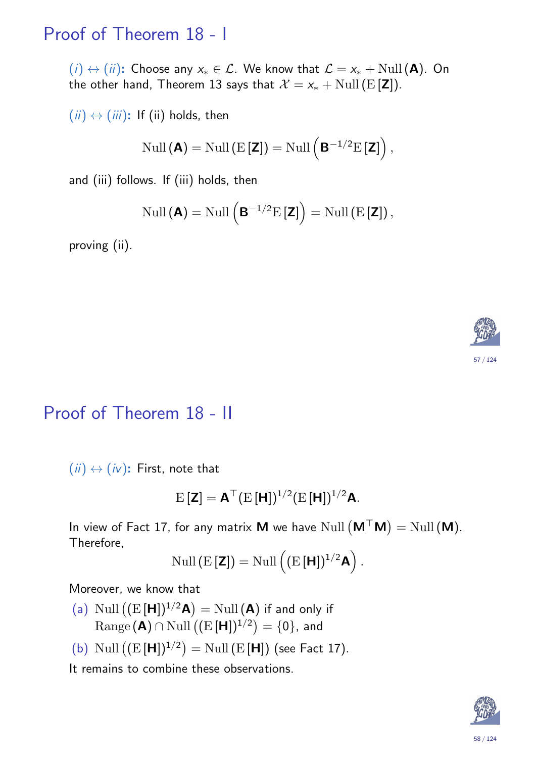# Proof of Theorem 18 - I

$(i) \leftrightarrow (ii)$: Choose any $x_* \in \mathcal{L}$. We know that $\mathcal{L} = x_* + \mathrm{Null}(\mathbf{A})$. On the other hand, Theorem 13 says that $\mathcal{X} = x_* + \mathrm{Null}(\mathrm{E}[\mathbf{Z}])$.

$(ii) \leftrightarrow (iii)$: If (ii) holds, then

$$\mathrm{Null}(\mathbf{A}) = \mathrm{Null}(\mathrm{E}[\mathbf{Z}]) = \mathrm{Null}\left(\mathbf{B}^{-1/2}\mathrm{E}[\mathbf{Z}]\right),$$

and (iii) follows. If (iii) holds, then

$$\mathrm{Null}(\mathbf{A}) = \mathrm{Null}\left(\mathbf{B}^{-1/2}\mathrm{E}[\mathbf{Z}]\right) = \mathrm{Null}(\mathrm{E}[\mathbf{Z}]),$$

proving (ii).

# Proof of Theorem 18 - II

$(ii) \leftrightarrow (iv)$: First, note that

$$\mathrm{E}[\mathbf{Z}] = \mathbf{A}^\top (\mathrm{E}[\mathbf{H}])^{1/2} (\mathrm{E}[\mathbf{H}])^{1/2} \mathbf{A}.$$

In view of Fact 17, for any matrix $\mathbf{M}$ we have $\mathrm{Null}\left(\mathbf{M}^\top \mathbf{M}\right) = \mathrm{Null}(\mathbf{M})$. Therefore,

$$\mathrm{Null}(\mathrm{E}[\mathbf{Z}]) = \mathrm{Null}\left((\mathrm{E}[\mathbf{H}])^{1/2}\mathbf{A}\right).$$

Moreover, we know that

(a) $\mathrm{Null}\left((\mathrm{E}[\mathbf{H}])^{1/2}\mathbf{A}\right) = \mathrm{Null}(\mathbf{A})$ if and only if $\mathrm{Range}(\mathbf{A}) \cap \mathrm{Null}\left((\mathrm{E}[\mathbf{H}])^{1/2}\right) = \{0\}$, and

(b) $\mathrm{Null}\left((\mathrm{E}[\mathbf{H}])^{1/2}\right) = \mathrm{Null}(\mathrm{E}[\mathbf{H}])$ (see Fact 17).

It remains to combine these observations.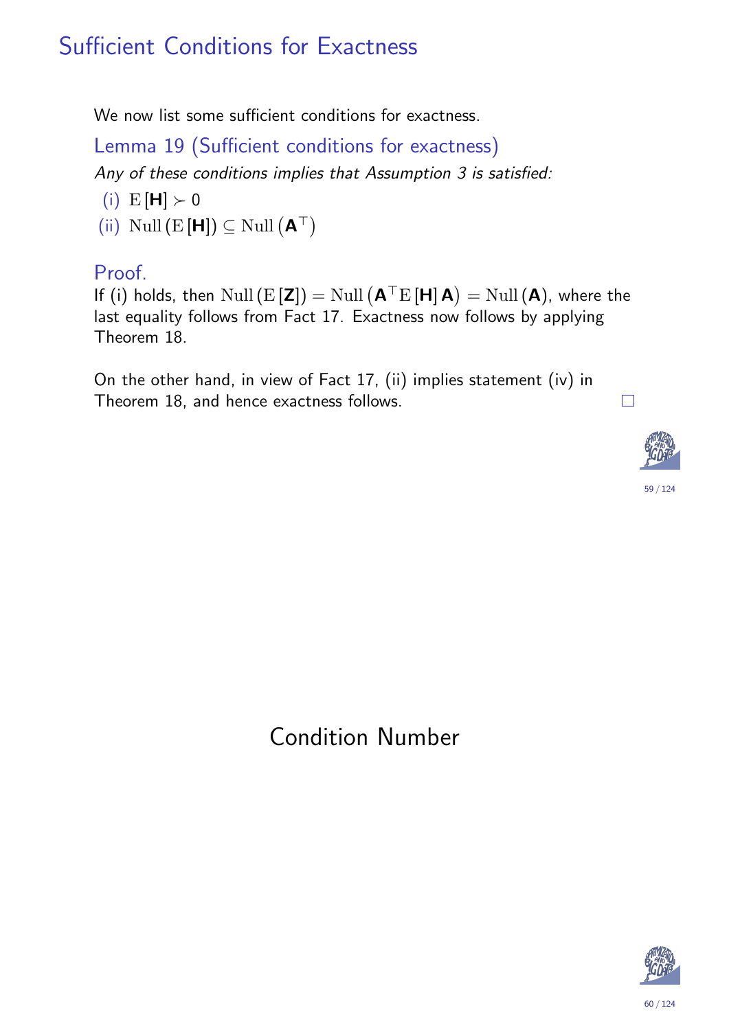# Sufficient Conditions for Exactness

We now list some sufficient conditions for exactness.

## Lemma 19 (Sufficient conditions for exactness)

*Any of these conditions implies that Assumption 3 is satisfied:*

(i) $\mathrm{E}[\mathbf{H}] \succ 0$

(ii) $\mathrm{Null}(\mathrm{E}[\mathbf{H}]) \subseteq \mathrm{Null}(\mathbf{A}^\top)$

## Proof.

If (i) holds, then $\mathrm{Null}(\mathrm{E}[\mathbf{Z}]) = \mathrm{Null}(\mathbf{A}^\top \mathrm{E}[\mathbf{H}] \mathbf{A}) = \mathrm{Null}(\mathbf{A})$, where the last equality follows from Fact 17. Exactness now follows by applying Theorem 18.

On the other hand, in view of Fact 17, (ii) implies statement (iv) in Theorem 18, and hence exactness follows. □

# Condition Number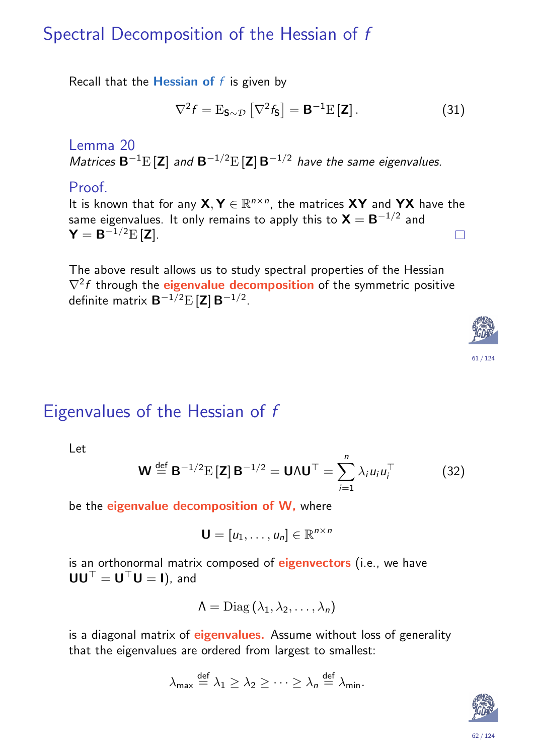# Spectral Decomposition of the Hessian of $f$

Recall that the **Hessian of $f$** is given by

$$\nabla^2 f = \mathrm{E}_{\mathbf{S}\sim\mathcal{D}}\left[\nabla^2 f_{\mathbf{S}}\right] = \mathbf{B}^{-1}\mathrm{E}\left[\mathbf{Z}\right]. \tag{31}$$

### Lemma 20

*Matrices $\mathbf{B}^{-1}\mathrm{E}\left[\mathbf{Z}\right]$ and $\mathbf{B}^{-1/2}\mathrm{E}\left[\mathbf{Z}\right]\mathbf{B}^{-1/2}$ have the same eigenvalues.*

### Proof.

It is known that for any $\mathbf{X}, \mathbf{Y} \in \mathbb{R}^{n\times n}$, the matrices $\mathbf{XY}$ and $\mathbf{YX}$ have the same eigenvalues. It only remains to apply this to $\mathbf{X} = \mathbf{B}^{-1/2}$ and $\mathbf{Y} = \mathbf{B}^{-1/2}\mathrm{E}\left[\mathbf{Z}\right]$. □

The above result allows us to study spectral properties of the Hessian $\nabla^2 f$ through the **eigenvalue decomposition** of the symmetric positive definite matrix $\mathbf{B}^{-1/2}\mathrm{E}\left[\mathbf{Z}\right]\mathbf{B}^{-1/2}$.

# Eigenvalues of the Hessian of $f$

Let

$$\mathbf{W} \overset{\text{def}}{=} \mathbf{B}^{-1/2}\mathrm{E}\left[\mathbf{Z}\right]\mathbf{B}^{-1/2} = \mathbf{U}\Lambda\mathbf{U}^\top = \sum_{i=1}^{n} \lambda_i u_i u_i^\top \tag{32}$$

be the **eigenvalue decomposition of W,** where

$$\mathbf{U} = [u_1, \ldots, u_n] \in \mathbb{R}^{n\times n}$$

is an orthonormal matrix composed of **eigenvectors** (i.e., we have $\mathbf{U}\mathbf{U}^\top = \mathbf{U}^\top\mathbf{U} = \mathbf{I}$), and

$$\Lambda = \mathrm{Diag}\left(\lambda_1, \lambda_2, \ldots, \lambda_n\right)$$

is a diagonal matrix of **eigenvalues.** Assume without loss of generality that the eigenvalues are ordered from largest to smallest:

$$\lambda_{\max} \overset{\text{def}}{=} \lambda_1 \geq \lambda_2 \geq \cdots \geq \lambda_n \overset{\text{def}}{=} \lambda_{\min}.$$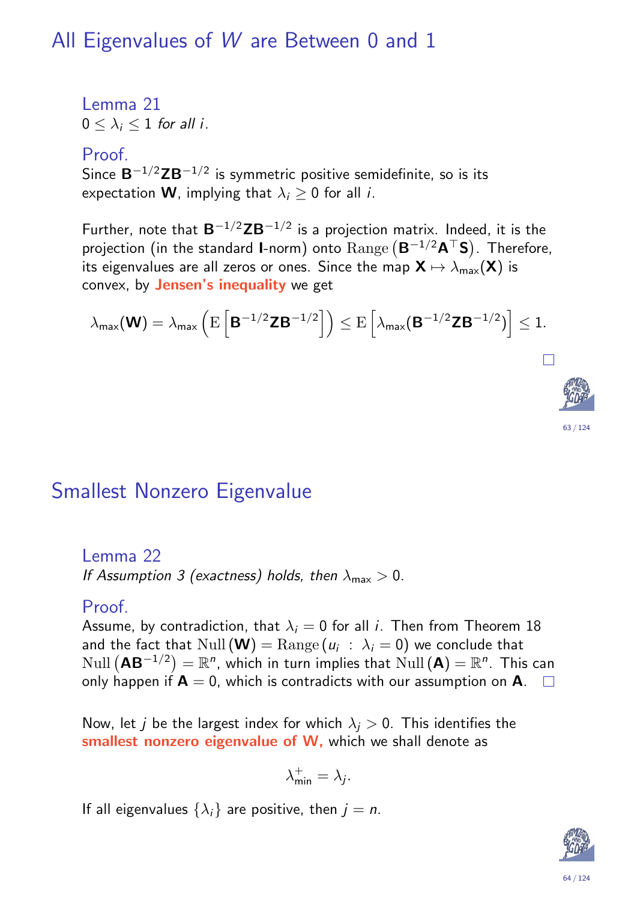## All Eigenvalues of $W$ are Between 0 and 1

### Lemma 21

*$0 \leq \lambda_i \leq 1$ for all $i$.*

### Proof.

Since $\mathbf{B}^{-1/2}\mathbf{Z}\mathbf{B}^{-1/2}$ is symmetric positive semidefinite, so is its expectation $\mathbf{W}$, implying that $\lambda_i \geq 0$ for all $i$.

Further, note that $\mathbf{B}^{-1/2}\mathbf{Z}\mathbf{B}^{-1/2}$ is a projection matrix. Indeed, it is the projection (in the standard $\mathbf{I}$-norm) onto $\mathrm{Range}\left(\mathbf{B}^{-1/2}\mathbf{A}^\top\mathbf{S}\right)$. Therefore, its eigenvalues are all zeros or ones. Since the map $\mathbf{X} \mapsto \lambda_{\max}(\mathbf{X})$ is convex, by **Jensen's inequality** we get

$$\lambda_{\max}(\mathbf{W}) = \lambda_{\max}\left(\mathrm{E}\left[\mathbf{B}^{-1/2}\mathbf{Z}\mathbf{B}^{-1/2}\right]\right) \leq \mathrm{E}\left[\lambda_{\max}(\mathbf{B}^{-1/2}\mathbf{Z}\mathbf{B}^{-1/2})\right] \leq 1.$$

□

## Smallest Nonzero Eigenvalue

### Lemma 22

*If Assumption 3 (exactness) holds, then $\lambda_{\max} > 0$.*

### Proof.

Assume, by contradiction, that $\lambda_i = 0$ for all $i$. Then from Theorem 18 and the fact that $\mathrm{Null}(\mathbf{W}) = \mathrm{Range}(u_i \; : \; \lambda_i = 0)$ we conclude that $\mathrm{Null}\left(\mathbf{A}\mathbf{B}^{-1/2}\right) = \mathbb{R}^n$, which in turn implies that $\mathrm{Null}(\mathbf{A}) = \mathbb{R}^n$. This can only happen if $\mathbf{A} = 0$, which is contradicts with our assumption on $\mathbf{A}$. □

Now, let $j$ be the largest index for which $\lambda_j > 0$. This identifies the **smallest nonzero eigenvalue of W,** which we shall denote as

$$\lambda_{\min}^{+} = \lambda_j.$$

If all eigenvalues $\{\lambda_i\}$ are positive, then $j = n$.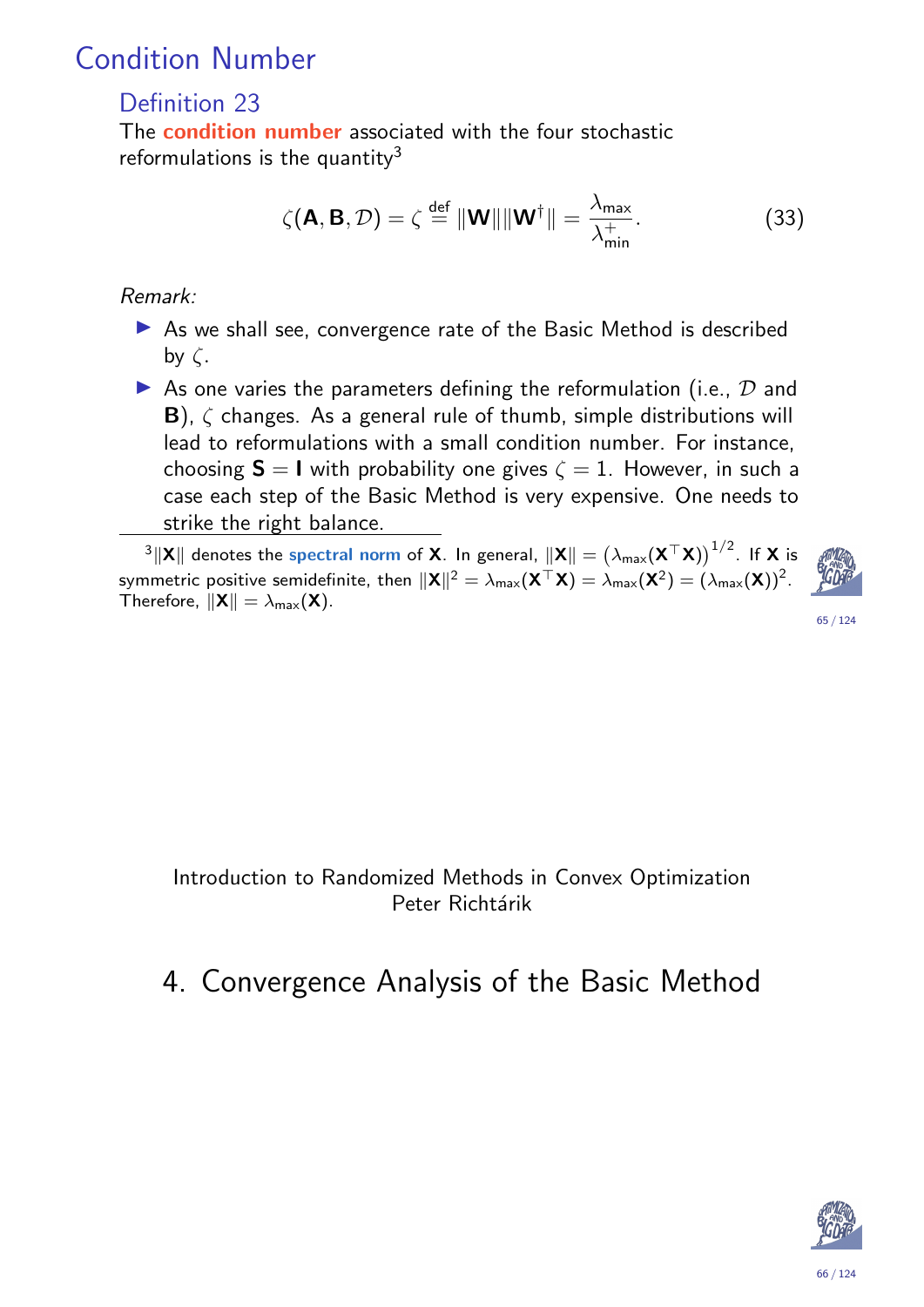# Condition Number

## Definition 23

The **condition number** associated with the four stochastic reformulations is the quantity[3]

$$\zeta(\mathbf{A}, \mathbf{B}, \mathcal{D}) = \zeta \stackrel{\text{def}}{=} \|\mathbf{W}\| \|\mathbf{W}^\dagger\| = \frac{\lambda_{\max}}{\lambda_{\min}^+}. \tag{33}$$

*Remark:*

- As we shall see, convergence rate of the Basic Method is described by $\zeta$.
- As one varies the parameters defining the reformulation (i.e., $\mathcal{D}$ and $\mathbf{B}$), $\zeta$ changes. As a general rule of thumb, simple distributions will lead to reformulations with a small condition number. For instance, choosing $\mathbf{S} = \mathbf{I}$ with probability one gives $\zeta = 1$. However, in such a case each step of the Basic Method is very expensive. One needs to strike the right balance.

[3] $\|\mathbf{X}\|$ denotes the **spectral norm** of $\mathbf{X}$. In general, $\|\mathbf{X}\| = \left(\lambda_{\max}(\mathbf{X}^\top \mathbf{X})\right)^{1/2}$. If $\mathbf{X}$ is symmetric positive semidefinite, then $\|\mathbf{X}\|^2 = \lambda_{\max}(\mathbf{X}^\top \mathbf{X}) = \lambda_{\max}(\mathbf{X}^2) = (\lambda_{\max}(\mathbf{X}))^2$. Therefore, $\|\mathbf{X}\| = \lambda_{\max}(\mathbf{X})$.

Introduction to Randomized Methods in Convex Optimization
Peter Richtárik

# 4. Convergence Analysis of the Basic Method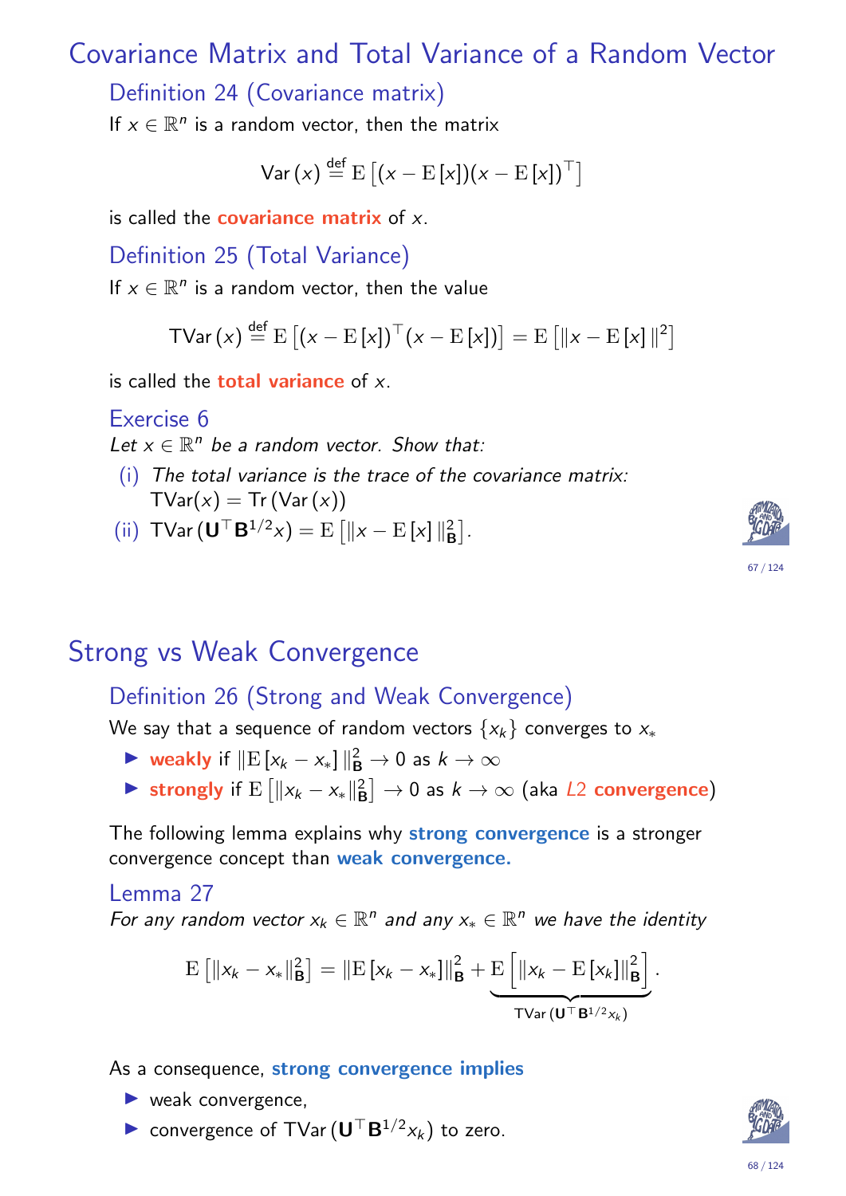# Covariance Matrix and Total Variance of a Random Vector

## Definition 24 (Covariance matrix)

If $x \in \mathbb{R}^n$ is a random vector, then the matrix

$$\mathrm{Var}\,(x) \overset{\text{def}}{=} \mathrm{E}\left[(x - \mathrm{E}\,[x])(x - \mathrm{E}\,[x])^\top\right]$$

is called the **covariance matrix** of $x$.

## Definition 25 (Total Variance)

If $x \in \mathbb{R}^n$ is a random vector, then the value

$$\mathrm{TVar}\,(x) \overset{\text{def}}{=} \mathrm{E}\left[(x - \mathrm{E}\,[x])^\top (x - \mathrm{E}\,[x])\right] = \mathrm{E}\left[\|x - \mathrm{E}\,[x]\,\|^2\right]$$

is called the **total variance** of $x$.

## Exercise 6

*Let $x \in \mathbb{R}^n$ be a random vector. Show that:*

(i) *The total variance is the trace of the covariance matrix:* $\mathrm{TVar}(x) = \mathrm{Tr}\,(\mathrm{Var}\,(x))$

(ii) $\mathrm{TVar}\,(\mathbf{U}^\top \mathbf{B}^{1/2} x) = \mathrm{E}\left[\|x - \mathrm{E}\,[x]\,\|_{\mathbf{B}}^2\right]$.

# Strong vs Weak Convergence

## Definition 26 (Strong and Weak Convergence)

We say that a sequence of random vectors $\{x_k\}$ converges to $x_*$

- **weakly** if $\|\mathrm{E}\,[x_k - x_*]\,\|_{\mathbf{B}}^2 \to 0$ as $k \to \infty$
- **strongly** if $\mathrm{E}\left[\|x_k - x_*\|_{\mathbf{B}}^2\right] \to 0$ as $k \to \infty$ (aka *L*2 **convergence**)

The following lemma explains why **strong convergence** is a stronger convergence concept than **weak convergence.**

## Lemma 27

*For any random vector $x_k \in \mathbb{R}^n$ and any $x_* \in \mathbb{R}^n$ we have the identity*

$$\mathrm{E}\left[\|x_k - x_*\|_{\mathbf{B}}^2\right] = \|\mathrm{E}\,[x_k - x_*]\|_{\mathbf{B}}^2 + \underbrace{\mathrm{E}\left[\|x_k - \mathrm{E}\,[x_k]\|_{\mathbf{B}}^2\right]}_{\mathrm{TVar}\,(\mathbf{U}^\top \mathbf{B}^{1/2} x_k)}.$$

As a consequence, **strong convergence implies**

- weak convergence,
- convergence of $\mathrm{TVar}\,(\mathbf{U}^\top \mathbf{B}^{1/2} x_k)$ to zero.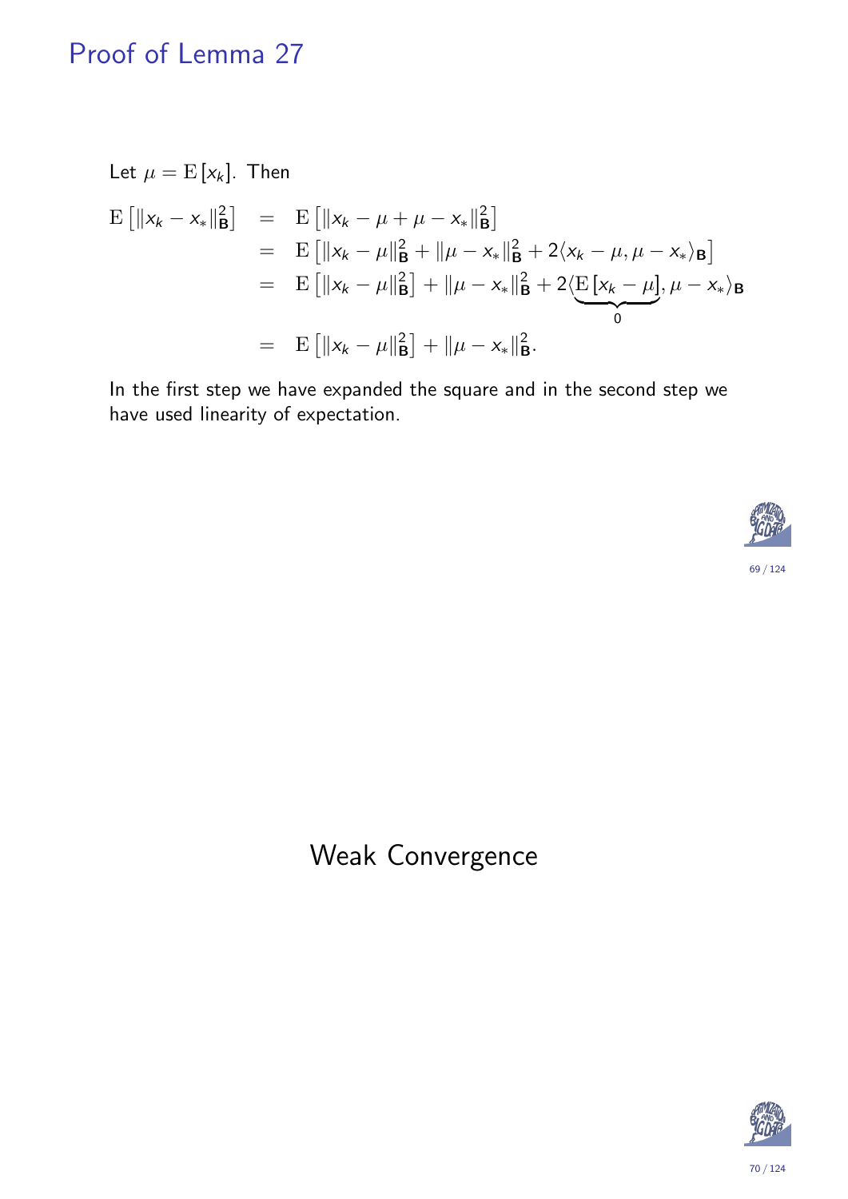# Proof of Lemma 27

Let $\mu = \mathrm{E}[x_k]$. Then

$$
\begin{aligned}
\mathrm{E}\left[\|x_k - x_*\|_{\mathbf{B}}^2\right] &= \mathrm{E}\left[\|x_k - \mu + \mu - x_*\|_{\mathbf{B}}^2\right] \\
&= \mathrm{E}\left[\|x_k - \mu\|_{\mathbf{B}}^2 + \|\mu - x_*\|_{\mathbf{B}}^2 + 2\langle x_k - \mu, \mu - x_* \rangle_{\mathbf{B}}\right] \\
&= \mathrm{E}\left[\|x_k - \mu\|_{\mathbf{B}}^2\right] + \|\mu - x_*\|_{\mathbf{B}}^2 + 2\langle \underbrace{\mathrm{E}[x_k - \mu]}_{0}, \mu - x_* \rangle_{\mathbf{B}} \\
&= \mathrm{E}\left[\|x_k - \mu\|_{\mathbf{B}}^2\right] + \|\mu - x_*\|_{\mathbf{B}}^2.
\end{aligned}
$$

In the first step we have expanded the square and in the second step we have used linearity of expectation.

# Weak Convergence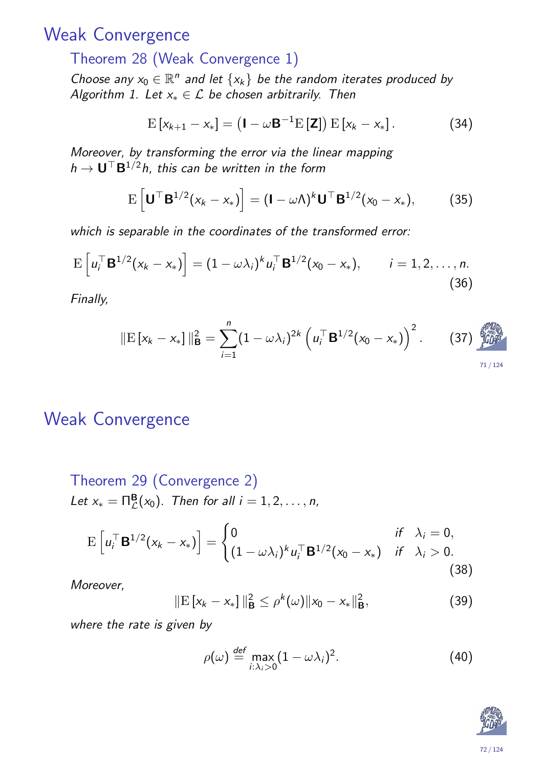# Weak Convergence

### Theorem 28 (Weak Convergence 1)

*Choose any $x_0 \in \mathbb{R}^n$ and let $\{x_k\}$ be the random iterates produced by Algorithm 1. Let $x_* \in \mathcal{L}$ be chosen arbitrarily. Then*

$$\mathrm{E}\left[x_{k+1} - x_*\right] = \left(\mathbf{I} - \omega \mathbf{B}^{-1} \mathrm{E}\left[\mathbf{Z}\right]\right) \mathrm{E}\left[x_k - x_*\right]. \tag{34}$$

*Moreover, by transforming the error via the linear mapping $h \to \mathbf{U}^\top \mathbf{B}^{1/2} h$, this can be written in the form*

$$\mathrm{E}\left[\mathbf{U}^\top \mathbf{B}^{1/2}(x_k - x_*)\right] = (\mathbf{I} - \omega \Lambda)^k \mathbf{U}^\top \mathbf{B}^{1/2}(x_0 - x_*), \tag{35}$$

*which is separable in the coordinates of the transformed error:*

$$\mathrm{E}\left[u_i^\top \mathbf{B}^{1/2}(x_k - x_*)\right] = (1 - \omega \lambda_i)^k u_i^\top \mathbf{B}^{1/2}(x_0 - x_*), \qquad i = 1, 2, \ldots, n. \tag{36}$$

*Finally,*

$$\|\mathrm{E}\left[x_k - x_*\right]\|_{\mathbf{B}}^2 = \sum_{i=1}^{n} (1 - \omega \lambda_i)^{2k} \left(u_i^\top \mathbf{B}^{1/2}(x_0 - x_*)\right)^2. \tag{37}$$

# Weak Convergence

### Theorem 29 (Convergence 2)

*Let $x_* = \Pi_{\mathcal{L}}^{\mathbf{B}}(x_0)$. Then for all $i = 1, 2, \ldots, n$,*

$$\mathrm{E}\left[u_i^\top \mathbf{B}^{1/2}(x_k - x_*)\right] = \begin{cases} 0 & \text{if} \quad \lambda_i = 0, \\ (1 - \omega \lambda_i)^k u_i^\top \mathbf{B}^{1/2}(x_0 - x_*) & \text{if} \quad \lambda_i > 0. \end{cases} \tag{38}$$

*Moreover,*

$$\|\mathrm{E}\left[x_k - x_*\right]\|_{\mathbf{B}}^2 \leq \rho^k(\omega) \|x_0 - x_*\|_{\mathbf{B}}^2, \tag{39}$$

*where the rate is given by*

$$\rho(\omega) \overset{def}{=} \max_{i : \lambda_i > 0} (1 - \omega \lambda_i)^2. \tag{40}$$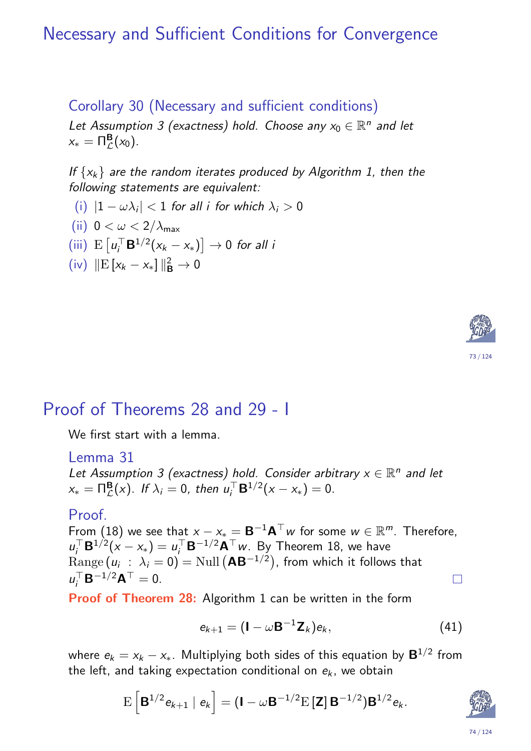# Necessary and Sufficient Conditions for Convergence

### Corollary 30 (Necessary and sufficient conditions)

*Let Assumption 3 (exactness) hold. Choose any $x_0 \in \mathbb{R}^n$ and let $x_* = \Pi^{\mathbf{B}}_{\mathcal{L}}(x_0)$.*

*If $\{x_k\}$ are the random iterates produced by Algorithm 1, then the following statements are equivalent:*

- (i) $|1 - \omega\lambda_i| < 1$ *for all $i$ for which $\lambda_i > 0$*
- (ii) $0 < \omega < 2/\lambda_{\max}$
- (iii) $\mathrm{E}\left[u_i^\top \mathbf{B}^{1/2}(x_k - x_*)\right] \to 0$ *for all $i$*
- (iv) $\|\mathrm{E}\left[x_k - x_*\right]\|_{\mathbf{B}}^2 \to 0$

# Proof of Theorems 28 and 29 - I

We first start with a lemma.

### Lemma 31

*Let Assumption 3 (exactness) hold. Consider arbitrary $x \in \mathbb{R}^n$ and let $x_* = \Pi^{\mathbf{B}}_{\mathcal{L}}(x)$. If $\lambda_i = 0$, then $u_i^\top \mathbf{B}^{1/2}(x - x_*) = 0$.*

### Proof.

From (18) we see that $x - x_* = \mathbf{B}^{-1}\mathbf{A}^\top w$ for some $w \in \mathbb{R}^m$. Therefore, $u_i^\top \mathbf{B}^{1/2}(x - x_*) = u_i^\top \mathbf{B}^{-1/2}\mathbf{A}^\top w$. By Theorem 18, we have $\mathrm{Range}\,(u_i \;:\; \lambda_i = 0) = \mathrm{Null}\left(\mathbf{A}\mathbf{B}^{-1/2}\right)$, from which it follows that $u_i^\top \mathbf{B}^{-1/2}\mathbf{A}^\top = 0$. □

**Proof of Theorem 28:** Algorithm 1 can be written in the form

$$e_{k+1} = (\mathbf{I} - \omega \mathbf{B}^{-1}\mathbf{Z}_k)e_k, \tag{41}$$

where $e_k = x_k - x_*$. Multiplying both sides of this equation by $\mathbf{B}^{1/2}$ from the left, and taking expectation conditional on $e_k$, we obtain

$$\mathrm{E}\left[\mathbf{B}^{1/2}e_{k+1} \mid e_k\right] = (\mathbf{I} - \omega \mathbf{B}^{-1/2}\mathrm{E}\left[\mathbf{Z}\right]\mathbf{B}^{-1/2})\mathbf{B}^{1/2}e_k.$$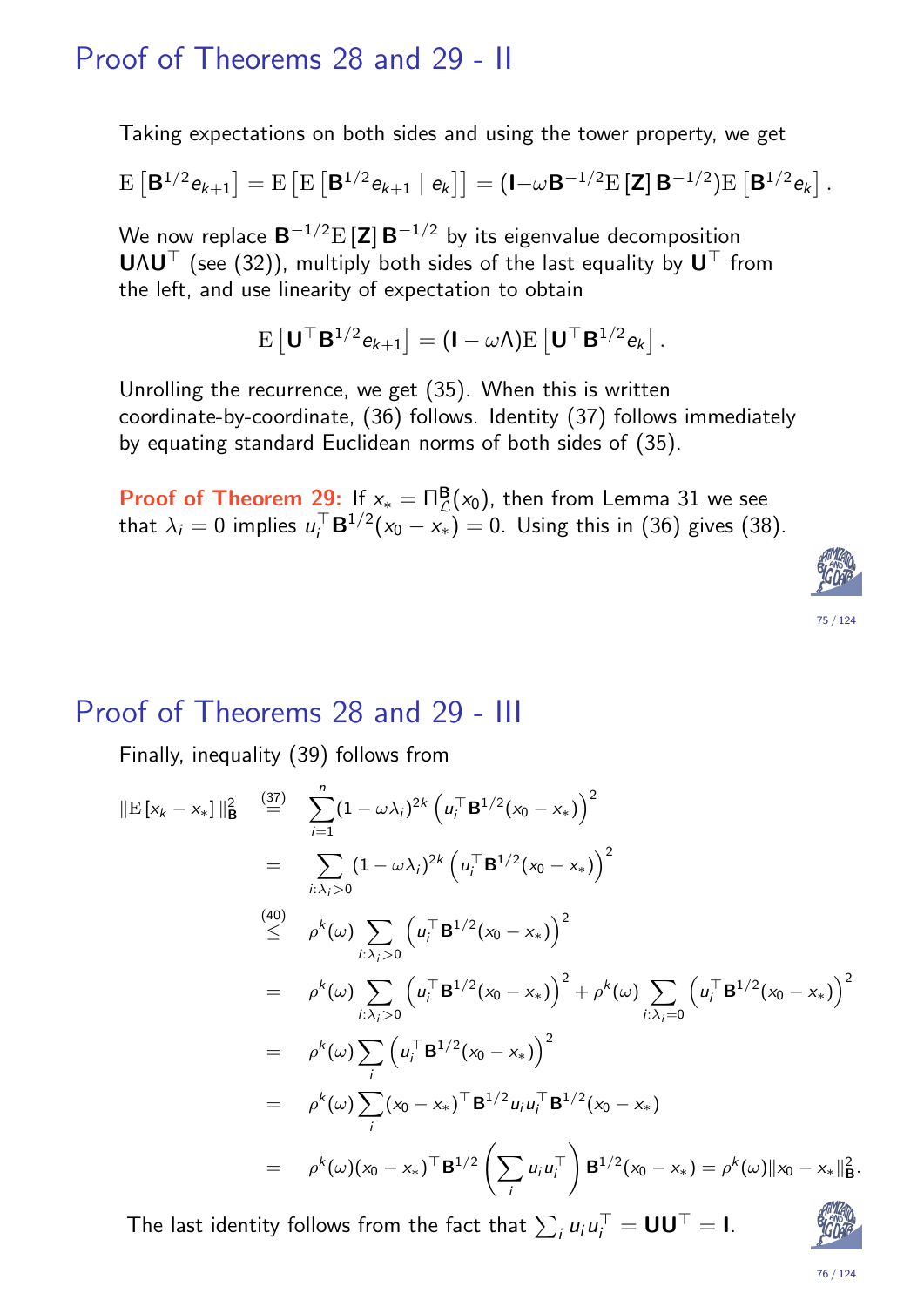# Proof of Theorems 28 and 29 - II

Taking expectations on both sides and using the tower property, we get

$$\mathrm{E}\left[\mathbf{B}^{1/2}e_{k+1}\right] = \mathrm{E}\left[\mathrm{E}\left[\mathbf{B}^{1/2}e_{k+1} \mid e_k\right]\right] = (\mathbf{I}-\omega\mathbf{B}^{-1/2}\mathrm{E}\left[\mathbf{Z}\right]\mathbf{B}^{-1/2})\mathrm{E}\left[\mathbf{B}^{1/2}e_k\right].$$

We now replace $\mathbf{B}^{-1/2}\mathrm{E}\left[\mathbf{Z}\right]\mathbf{B}^{-1/2}$ by its eigenvalue decomposition $\mathbf{U}\Lambda\mathbf{U}^\top$ (see (32)), multiply both sides of the last equality by $\mathbf{U}^\top$ from the left, and use linearity of expectation to obtain

$$\mathrm{E}\left[\mathbf{U}^\top\mathbf{B}^{1/2}e_{k+1}\right] = (\mathbf{I}-\omega\Lambda)\mathrm{E}\left[\mathbf{U}^\top\mathbf{B}^{1/2}e_k\right].$$

Unrolling the recurrence, we get (35). When this is written coordinate-by-coordinate, (36) follows. Identity (37) follows immediately by equating standard Euclidean norms of both sides of (35).

**Proof of Theorem 29:** If $x_* = \Pi^{\mathbf{B}}_{\mathcal{L}}(x_0)$, then from Lemma 31 we see that $\lambda_i = 0$ implies $u_i^\top\mathbf{B}^{1/2}(x_0 - x_*) = 0$. Using this in (36) gives (38).

# Proof of Theorems 28 and 29 - III

Finally, inequality (39) follows from

$$\begin{aligned}
\|\mathrm{E}\left[x_k - x_*\right]\|^2_{\mathbf{B}} &\overset{(37)}{=} \sum_{i=1}^n (1-\omega\lambda_i)^{2k}\left(u_i^\top\mathbf{B}^{1/2}(x_0-x_*)\right)^2 \\
&= \sum_{i:\lambda_i>0} (1-\omega\lambda_i)^{2k}\left(u_i^\top\mathbf{B}^{1/2}(x_0-x_*)\right)^2 \\
&\overset{(40)}{\leq} \rho^k(\omega)\sum_{i:\lambda_i>0}\left(u_i^\top\mathbf{B}^{1/2}(x_0-x_*)\right)^2 \\
&= \rho^k(\omega)\sum_{i:\lambda_i>0}\left(u_i^\top\mathbf{B}^{1/2}(x_0-x_*)\right)^2 + \rho^k(\omega)\sum_{i:\lambda_i=0}\left(u_i^\top\mathbf{B}^{1/2}(x_0-x_*)\right)^2 \\
&= \rho^k(\omega)\sum_i\left(u_i^\top\mathbf{B}^{1/2}(x_0-x_*)\right)^2 \\
&= \rho^k(\omega)\sum_i (x_0-x_*)^\top\mathbf{B}^{1/2}u_iu_i^\top\mathbf{B}^{1/2}(x_0-x_*) \\
&= \rho^k(\omega)(x_0-x_*)^\top\mathbf{B}^{1/2}\left(\sum_i u_iu_i^\top\right)\mathbf{B}^{1/2}(x_0-x_*) = \rho^k(\omega)\|x_0-x_*\|^2_{\mathbf{B}}.
\end{aligned}$$

The last identity follows from the fact that $\sum_i u_iu_i^\top = \mathbf{U}\mathbf{U}^\top = \mathbf{I}$.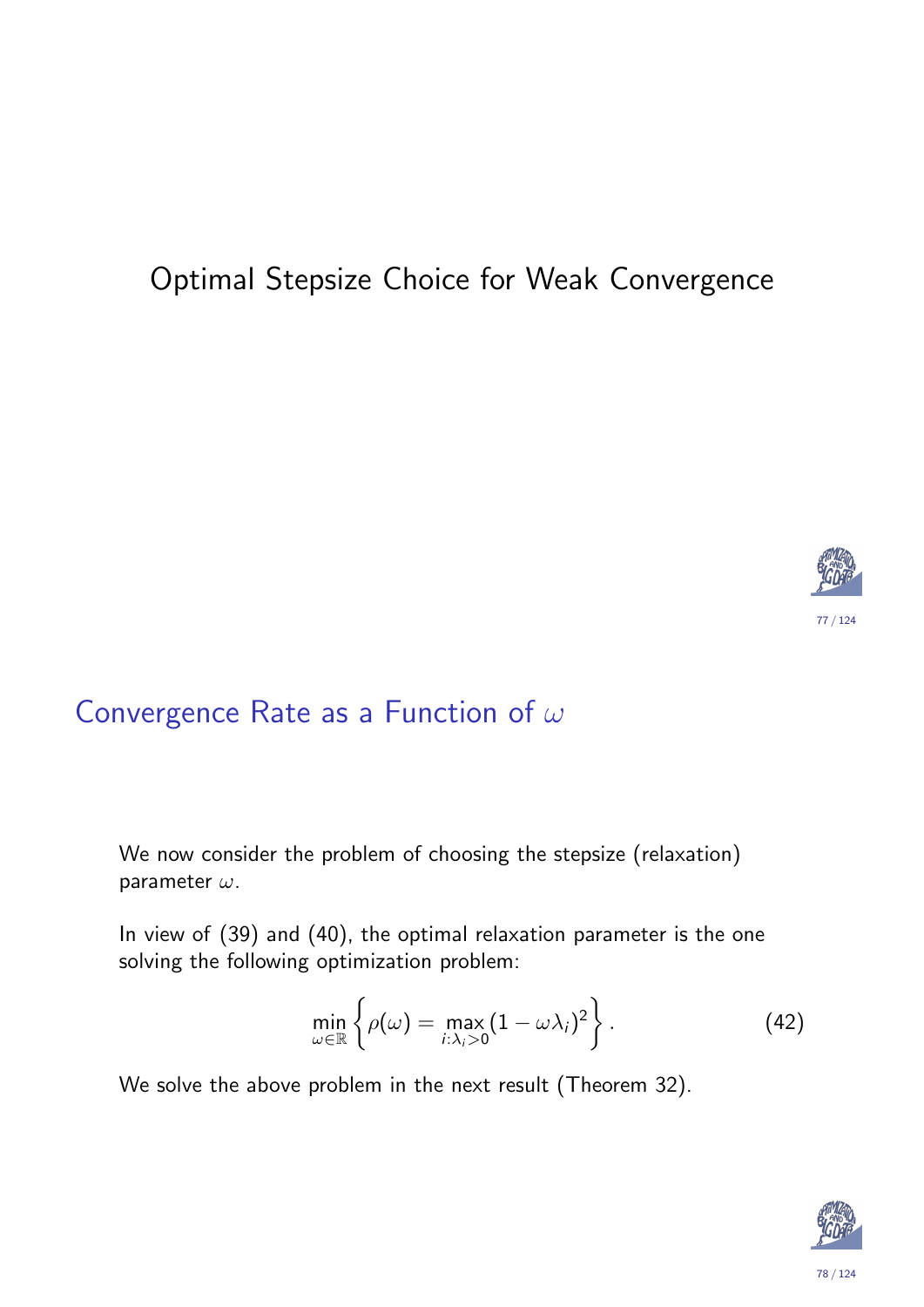# Optimal Stepsize Choice for Weak Convergence

## Convergence Rate as a Function of $\omega$

We now consider the problem of choosing the stepsize (relaxation) parameter $\omega$.

In view of (39) and (40), the optimal relaxation parameter is the one solving the following optimization problem:

$$\min_{\omega \in \mathbb{R}} \left\{ \rho(\omega) = \max_{i:\lambda_i > 0} (1 - \omega \lambda_i)^2 \right\}. \tag{42}$$

We solve the above problem in the next result (Theorem 32).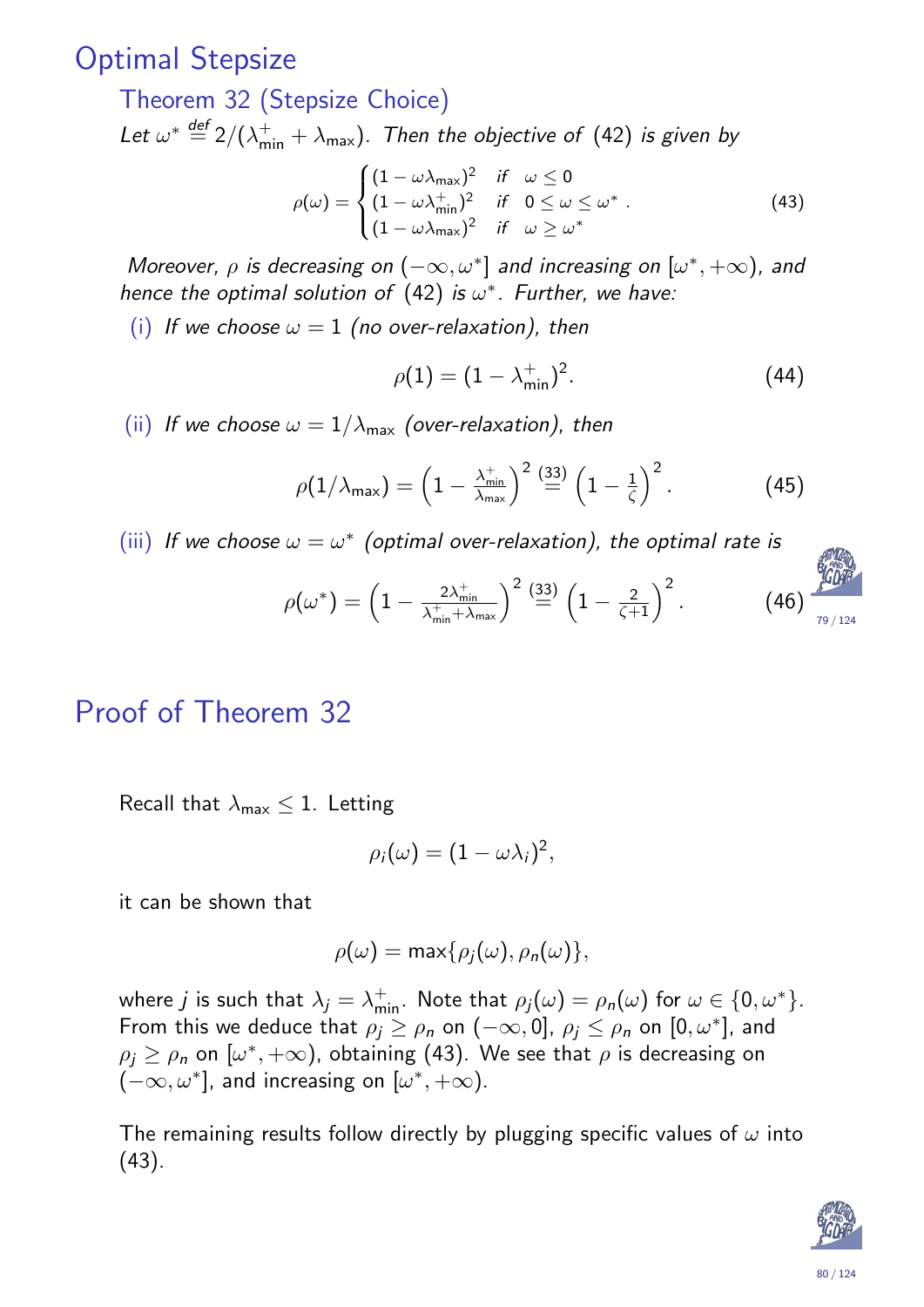# Optimal Stepsize

## Theorem 32 (Stepsize Choice)

*Let $\omega^* \overset{def}{=} 2/(\lambda_{\min}^+ + \lambda_{\max})$. Then the objective of (42) is given by*

$$\rho(\omega) = \begin{cases} (1-\omega\lambda_{\max})^2 & \text{if} \quad \omega \leq 0 \\ (1-\omega\lambda_{\min}^+)^2 & \text{if} \quad 0 \leq \omega \leq \omega^* \\ (1-\omega\lambda_{\max})^2 & \text{if} \quad \omega \geq \omega^* \end{cases} . \tag{43}$$

*Moreover, $\rho$ is decreasing on $(-\infty, \omega^*]$ and increasing on $[\omega^*, +\infty)$, and hence the optimal solution of (42) is $\omega^*$. Further, we have:*

(i) *If we choose $\omega = 1$ (no over-relaxation), then*

$$\rho(1) = (1-\lambda_{\min}^+)^2. \tag{44}$$

(ii) *If we choose $\omega = 1/\lambda_{\max}$ (over-relaxation), then*

$$\rho(1/\lambda_{\max}) = \left(1 - \tfrac{\lambda_{\min}^+}{\lambda_{\max}}\right)^2 \overset{(33)}{=} \left(1 - \tfrac{1}{\zeta}\right)^2. \tag{45}$$

(iii) *If we choose $\omega = \omega^*$ (optimal over-relaxation), the optimal rate is*

$$\rho(\omega^*) = \left(1 - \tfrac{2\lambda_{\min}^+}{\lambda_{\min}^+ + \lambda_{\max}}\right)^2 \overset{(33)}{=} \left(1 - \tfrac{2}{\zeta+1}\right)^2. \tag{46}$$

# Proof of Theorem 32

Recall that $\lambda_{\max} \leq 1$. Letting

$$\rho_i(\omega) = (1-\omega\lambda_i)^2,$$

it can be shown that

$$\rho(\omega) = \max\{\rho_j(\omega), \rho_n(\omega)\},$$

where $j$ is such that $\lambda_j = \lambda_{\min}^+$. Note that $\rho_j(\omega) = \rho_n(\omega)$ for $\omega \in \{0, \omega^*\}$. From this we deduce that $\rho_j \geq \rho_n$ on $(-\infty, 0]$, $\rho_j \leq \rho_n$ on $[0, \omega^*]$, and $\rho_j \geq \rho_n$ on $[\omega^*, +\infty)$, obtaining (43). We see that $\rho$ is decreasing on $(-\infty, \omega^*]$, and increasing on $[\omega^*, +\infty)$.

The remaining results follow directly by plugging specific values of $\omega$ into (43).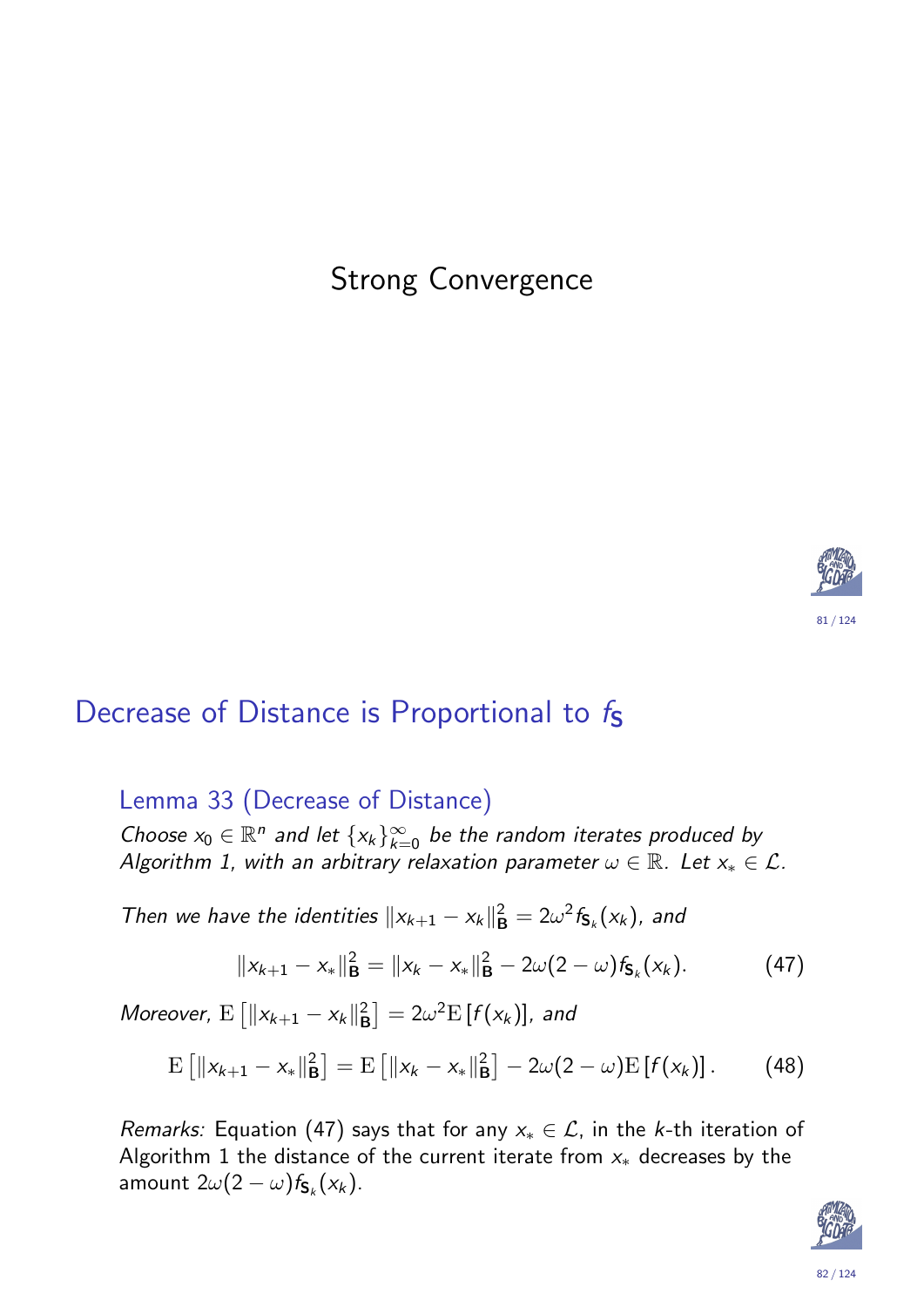# Strong Convergence

## Decrease of Distance is Proportional to $f_{\mathbf{S}}$

### Lemma 33 (Decrease of Distance)

*Choose $x_0 \in \mathbb{R}^n$ and let $\{x_k\}_{k=0}^\infty$ be the random iterates produced by Algorithm 1, with an arbitrary relaxation parameter $\omega \in \mathbb{R}$. Let $x_* \in \mathcal{L}$.*

*Then we have the identities $\|x_{k+1} - x_k\|_{\mathbf{B}}^2 = 2\omega^2 f_{\mathbf{S}_k}(x_k)$, and*

$$\|x_{k+1} - x_*\|_{\mathbf{B}}^2 = \|x_k - x_*\|_{\mathbf{B}}^2 - 2\omega(2-\omega) f_{\mathbf{S}_k}(x_k). \tag{47}$$

*Moreover, $\mathrm{E}\left[\|x_{k+1} - x_k\|_{\mathbf{B}}^2\right] = 2\omega^2 \mathrm{E}\left[f(x_k)\right]$, and*

$$\mathrm{E}\left[\|x_{k+1} - x_*\|_{\mathbf{B}}^2\right] = \mathrm{E}\left[\|x_k - x_*\|_{\mathbf{B}}^2\right] - 2\omega(2-\omega)\mathrm{E}\left[f(x_k)\right]. \tag{48}$$

*Remarks:* Equation (47) says that for any $x_* \in \mathcal{L}$, in the $k$-th iteration of Algorithm 1 the distance of the current iterate from $x_*$ decreases by the amount $2\omega(2-\omega) f_{\mathbf{S}_k}(x_k)$.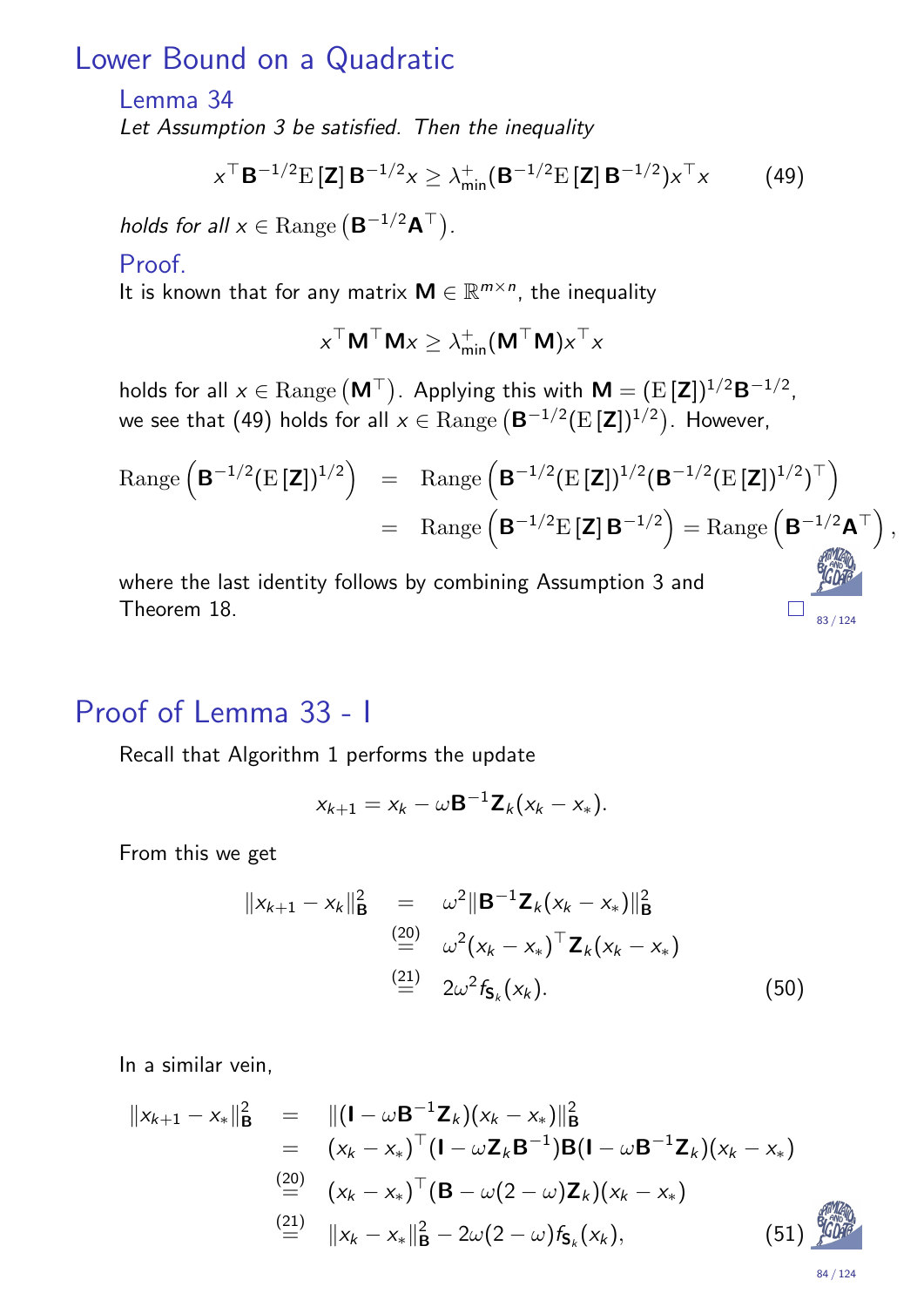## Lower Bound on a Quadratic

### Lemma 34

*Let Assumption 3 be satisfied. Then the inequality*

$$x^\top \mathbf{B}^{-1/2}\mathrm{E}\left[\mathbf{Z}\right]\mathbf{B}^{-1/2}x \geq \lambda_{\min}^+(\mathbf{B}^{-1/2}\mathrm{E}\left[\mathbf{Z}\right]\mathbf{B}^{-1/2})x^\top x \qquad (49)$$

*holds for all* $x \in \mathrm{Range}\left(\mathbf{B}^{-1/2}\mathbf{A}^\top\right)$.

### Proof.

It is known that for any matrix $\mathbf{M} \in \mathbb{R}^{m\times n}$, the inequality

$$x^\top \mathbf{M}^\top \mathbf{M} x \geq \lambda_{\min}^+(\mathbf{M}^\top\mathbf{M})x^\top x$$

holds for all $x \in \mathrm{Range}\left(\mathbf{M}^\top\right)$. Applying this with $\mathbf{M} = (\mathrm{E}\left[\mathbf{Z}\right])^{1/2}\mathbf{B}^{-1/2}$, we see that (49) holds for all $x \in \mathrm{Range}\left(\mathbf{B}^{-1/2}(\mathrm{E}\left[\mathbf{Z}\right])^{1/2}\right)$. However,

$$\begin{aligned}
\mathrm{Range}\left(\mathbf{B}^{-1/2}(\mathrm{E}\left[\mathbf{Z}\right])^{1/2}\right) &= \mathrm{Range}\left(\mathbf{B}^{-1/2}(\mathrm{E}\left[\mathbf{Z}\right])^{1/2}(\mathbf{B}^{-1/2}(\mathrm{E}\left[\mathbf{Z}\right])^{1/2})^\top\right) \\
&= \mathrm{Range}\left(\mathbf{B}^{-1/2}\mathrm{E}\left[\mathbf{Z}\right]\mathbf{B}^{-1/2}\right) = \mathrm{Range}\left(\mathbf{B}^{-1/2}\mathbf{A}^\top\right),
\end{aligned}$$

where the last identity follows by combining Assumption 3 and Theorem 18. □

## Proof of Lemma 33 - I

Recall that Algorithm 1 performs the update

$$x_{k+1} = x_k - \omega \mathbf{B}^{-1}\mathbf{Z}_k(x_k - x_*).$$

From this we get

$$\begin{aligned}
\|x_{k+1} - x_k\|_{\mathbf{B}}^2 &= \omega^2\|\mathbf{B}^{-1}\mathbf{Z}_k(x_k - x_*)\|_{\mathbf{B}}^2 \\
&\overset{(20)}{=} \omega^2(x_k - x_*)^\top \mathbf{Z}_k(x_k - x_*) \\
&\overset{(21)}{=} 2\omega^2 f_{\mathbf{S}_k}(x_k). \qquad (50)
\end{aligned}$$

In a similar vein,

$$\begin{aligned}
\|x_{k+1} - x_*\|_{\mathbf{B}}^2 &= \|(\mathbf{I} - \omega\mathbf{B}^{-1}\mathbf{Z}_k)(x_k - x_*)\|_{\mathbf{B}}^2 \\
&= (x_k - x_*)^\top(\mathbf{I} - \omega\mathbf{Z}_k\mathbf{B}^{-1})\mathbf{B}(\mathbf{I} - \omega\mathbf{B}^{-1}\mathbf{Z}_k)(x_k - x_*) \\
&\overset{(20)}{=} (x_k - x_*)^\top(\mathbf{B} - \omega(2-\omega)\mathbf{Z}_k)(x_k - x_*) \\
&\overset{(21)}{=} \|x_k - x_*\|_{\mathbf{B}}^2 - 2\omega(2-\omega)f_{\mathbf{S}_k}(x_k), \qquad (51)
\end{aligned}$$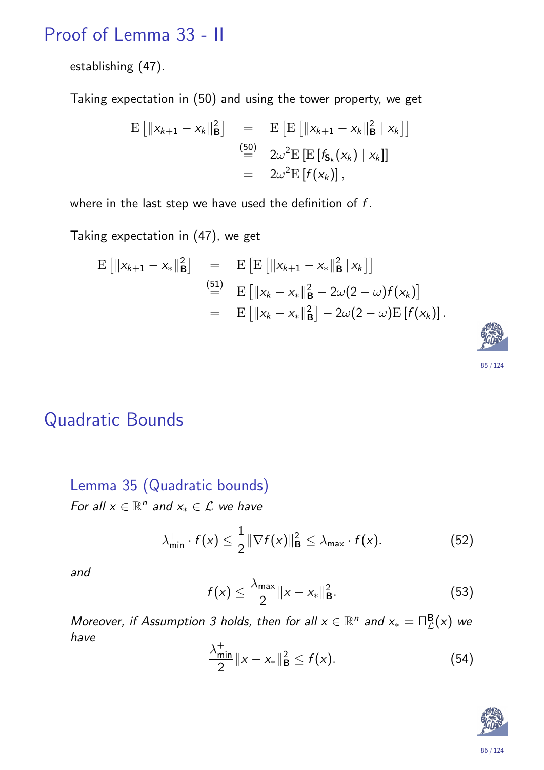## Proof of Lemma 33 - II

establishing (47).

Taking expectation in (50) and using the tower property, we get

$$
\begin{aligned}
\mathrm{E}\left[\|x_{k+1}-x_k\|_{\mathbf{B}}^2\right] &= \mathrm{E}\left[\mathrm{E}\left[\|x_{k+1}-x_k\|_{\mathbf{B}}^2 \mid x_k\right]\right] \\
&\overset{(50)}{=} 2\omega^2 \mathrm{E}\left[\mathrm{E}\left[f_{\mathbf{S}_k}(x_k) \mid x_k\right]\right] \\
&= 2\omega^2 \mathrm{E}\left[f(x_k)\right],
\end{aligned}
$$

where in the last step we have used the definition of $f$.

Taking expectation in (47), we get

$$
\begin{aligned}
\mathrm{E}\left[\|x_{k+1}-x_*\|_{\mathbf{B}}^2\right] &= \mathrm{E}\left[\mathrm{E}\left[\|x_{k+1}-x_*\|_{\mathbf{B}}^2 \mid x_k\right]\right] \\
&\overset{(51)}{=} \mathrm{E}\left[\|x_k-x_*\|_{\mathbf{B}}^2 - 2\omega(2-\omega) f(x_k)\right] \\
&= \mathrm{E}\left[\|x_k-x_*\|_{\mathbf{B}}^2\right] - 2\omega(2-\omega)\mathrm{E}\left[f(x_k)\right].
\end{aligned}
$$

## Quadratic Bounds

### Lemma 35 (Quadratic bounds)

*For all $x \in \mathbb{R}^n$ and $x_* \in \mathcal{L}$ we have*

$$
\lambda_{\min}^{+} \cdot f(x) \leq \frac{1}{2}\|\nabla f(x)\|_{\mathbf{B}}^2 \leq \lambda_{\max} \cdot f(x). \tag{52}
$$

*and*

$$
f(x) \leq \frac{\lambda_{\max}}{2}\|x-x_*\|_{\mathbf{B}}^2. \tag{53}
$$

*Moreover, if Assumption 3 holds, then for all $x \in \mathbb{R}^n$ and $x_* = \Pi_{\mathcal{L}}^{\mathbf{B}}(x)$ we have*

$$
\frac{\lambda_{\min}^{+}}{2}\|x-x_*\|_{\mathbf{B}}^2 \leq f(x). \tag{54}
$$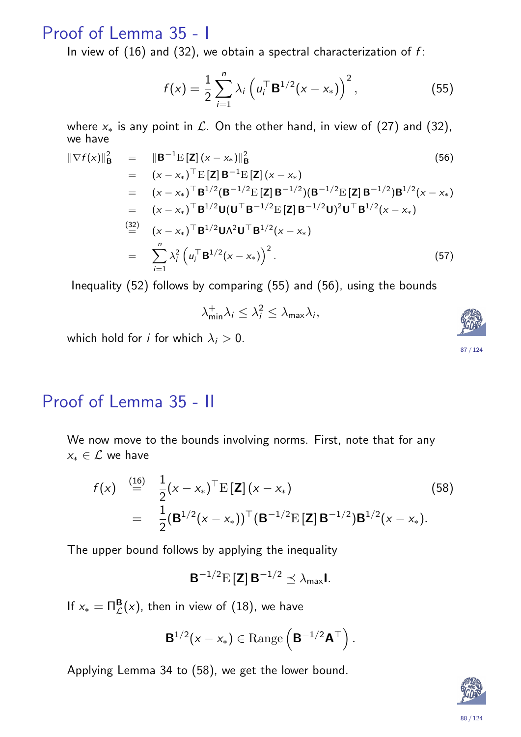# Proof of Lemma 35 - I

In view of (16) and (32), we obtain a spectral characterization of $f$:

$$f(x) = \frac{1}{2}\sum_{i=1}^{n} \lambda_i \left(u_i^\top \mathbf{B}^{1/2}(x - x_*)\right)^2, \tag{55}$$

where $x_*$ is any point in $\mathcal{L}$. On the other hand, in view of (27) and (32), we have

$$
\begin{aligned}
\|\nabla f(x)\|_{\mathbf{B}}^2 &= \|\mathbf{B}^{-1}\mathrm{E}[\mathbf{Z}](x - x_*)\|_{\mathbf{B}}^2 && (56)\\
&= (x - x_*)^\top \mathrm{E}[\mathbf{Z}]\mathbf{B}^{-1}\mathrm{E}[\mathbf{Z}](x - x_*)\\
&= (x - x_*)^\top \mathbf{B}^{1/2}(\mathbf{B}^{-1/2}\mathrm{E}[\mathbf{Z}]\mathbf{B}^{-1/2})(\mathbf{B}^{-1/2}\mathrm{E}[\mathbf{Z}]\mathbf{B}^{-1/2})\mathbf{B}^{1/2}(x - x_*)\\
&= (x - x_*)^\top \mathbf{B}^{1/2}\mathbf{U}(\mathbf{U}^\top\mathbf{B}^{-1/2}\mathrm{E}[\mathbf{Z}]\mathbf{B}^{-1/2}\mathbf{U})^2\mathbf{U}^\top\mathbf{B}^{1/2}(x - x_*)\\
&\overset{(32)}{=} (x - x_*)^\top \mathbf{B}^{1/2}\mathbf{U}\Lambda^2\mathbf{U}^\top\mathbf{B}^{1/2}(x - x_*)\\
&= \sum_{i=1}^{n}\lambda_i^2\left(u_i^\top \mathbf{B}^{1/2}(x - x_*)\right)^2. && (57)
\end{aligned}
$$

Inequality (52) follows by comparing (55) and (56), using the bounds

$$\lambda_{\min}^+\lambda_i \leq \lambda_i^2 \leq \lambda_{\max}\lambda_i,$$

which hold for $i$ for which $\lambda_i > 0$.

# Proof of Lemma 35 - II

We now move to the bounds involving norms. First, note that for any $x_* \in \mathcal{L}$ we have

$$
\begin{aligned}
f(x) &\overset{(16)}{=} \frac{1}{2}(x - x_*)^\top \mathrm{E}[\mathbf{Z}](x - x_*) && (58)\\
&= \frac{1}{2}(\mathbf{B}^{1/2}(x - x_*))^\top(\mathbf{B}^{-1/2}\mathrm{E}[\mathbf{Z}]\mathbf{B}^{-1/2})\mathbf{B}^{1/2}(x - x_*).
\end{aligned}
$$

The upper bound follows by applying the inequality

$$\mathbf{B}^{-1/2}\mathrm{E}[\mathbf{Z}]\mathbf{B}^{-1/2} \preceq \lambda_{\max}\mathbf{I}.$$

If $x_* = \Pi_{\mathcal{L}}^{\mathbf{B}}(x)$, then in view of (18), we have

$$\mathbf{B}^{1/2}(x - x_*) \in \mathrm{Range}\left(\mathbf{B}^{-1/2}\mathbf{A}^\top\right).$$

Applying Lemma 34 to (58), we get the lower bound.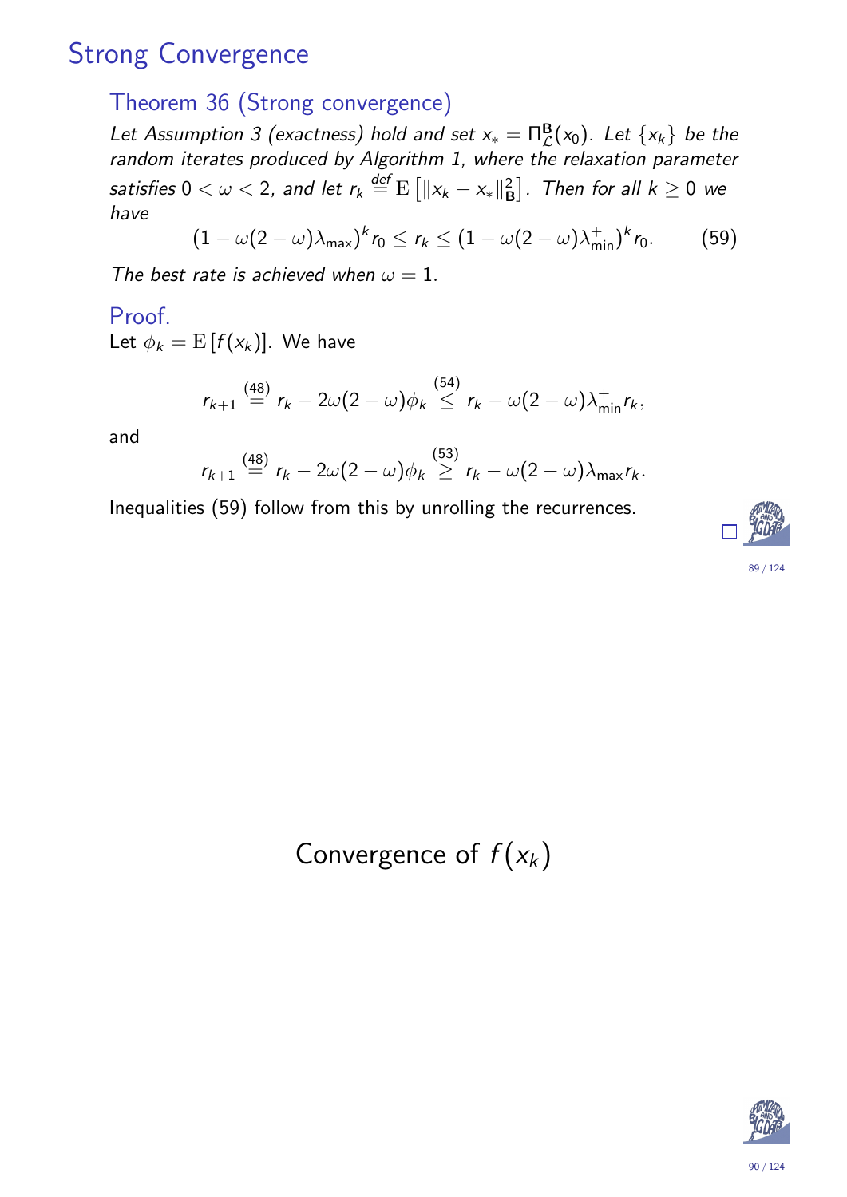# Strong Convergence

## Theorem 36 (Strong convergence)

*Let Assumption 3 (exactness) hold and set $x_* = \Pi^{\mathbf{B}}_{\mathcal{L}}(x_0)$. Let $\{x_k\}$ be the random iterates produced by Algorithm 1, where the relaxation parameter satisfies $0 < \omega < 2$, and let $r_k \overset{def}{=} \mathrm{E}\left[\|x_k - x_*\|^2_{\mathbf{B}}\right]$. Then for all $k \geq 0$ we have*

$$(1 - \omega(2-\omega)\lambda_{\max})^k r_0 \leq r_k \leq (1 - \omega(2-\omega)\lambda^+_{\min})^k r_0. \tag{59}$$

*The best rate is achieved when $\omega = 1$.*

### Proof.

Let $\phi_k = \mathrm{E}\left[f(x_k)\right]$. We have

$$r_{k+1} \overset{(48)}{=} r_k - 2\omega(2-\omega)\phi_k \overset{(54)}{\leq} r_k - \omega(2-\omega)\lambda^+_{\min} r_k,$$

and

$$r_{k+1} \overset{(48)}{=} r_k - 2\omega(2-\omega)\phi_k \overset{(53)}{\geq} r_k - \omega(2-\omega)\lambda_{\max} r_k.$$

Inequalities (59) follow from this by unrolling the recurrences. □

# Convergence of $f(x_k)$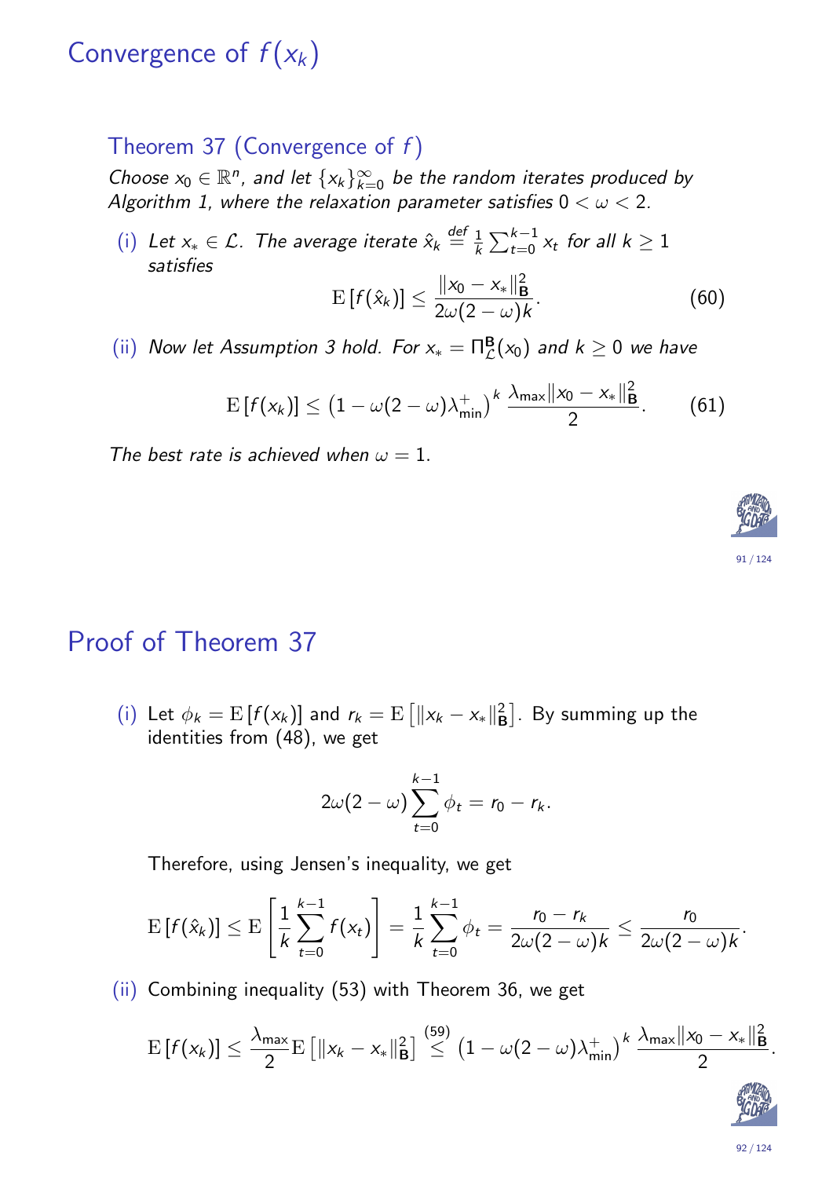# Convergence of $f(x_k)$

## Theorem 37 (Convergence of $f$)

*Choose $x_0 \in \mathbb{R}^n$, and let $\{x_k\}_{k=0}^{\infty}$ be the random iterates produced by Algorithm 1, where the relaxation parameter satisfies $0 < \omega < 2$.*

(i) *Let $x_* \in \mathcal{L}$. The average iterate $\hat{x}_k \overset{def}{=} \frac{1}{k}\sum_{t=0}^{k-1} x_t$ for all $k \geq 1$ satisfies*

$$\mathrm{E}\left[f(\hat{x}_k)\right] \leq \frac{\|x_0 - x_*\|_{\mathbf{B}}^2}{2\omega(2-\omega)k}. \tag{60}$$

(ii) *Now let Assumption 3 hold. For $x_* = \Pi_{\mathcal{L}}^{\mathbf{B}}(x_0)$ and $k \geq 0$ we have*

$$\mathrm{E}\left[f(x_k)\right] \leq \left(1 - \omega(2-\omega)\lambda_{\min}^+\right)^k \frac{\lambda_{\max}\|x_0 - x_*\|_{\mathbf{B}}^2}{2}. \tag{61}$$

*The best rate is achieved when $\omega = 1$.*

# Proof of Theorem 37

(i) Let $\phi_k = \mathrm{E}\left[f(x_k)\right]$ and $r_k = \mathrm{E}\left[\|x_k - x_*\|_{\mathbf{B}}^2\right]$. By summing up the identities from (48), we get

$$2\omega(2-\omega)\sum_{t=0}^{k-1}\phi_t = r_0 - r_k.$$

Therefore, using Jensen's inequality, we get

$$\mathrm{E}\left[f(\hat{x}_k)\right] \leq \mathrm{E}\left[\frac{1}{k}\sum_{t=0}^{k-1} f(x_t)\right] = \frac{1}{k}\sum_{t=0}^{k-1}\phi_t = \frac{r_0 - r_k}{2\omega(2-\omega)k} \leq \frac{r_0}{2\omega(2-\omega)k}.$$

(ii) Combining inequality (53) with Theorem 36, we get

$$\mathrm{E}\left[f(x_k)\right] \leq \frac{\lambda_{\max}}{2}\mathrm{E}\left[\|x_k - x_*\|_{\mathbf{B}}^2\right] \overset{(59)}{\leq} \left(1 - \omega(2-\omega)\lambda_{\min}^+\right)^k \frac{\lambda_{\max}\|x_0 - x_*\|_{\mathbf{B}}^2}{2}.$$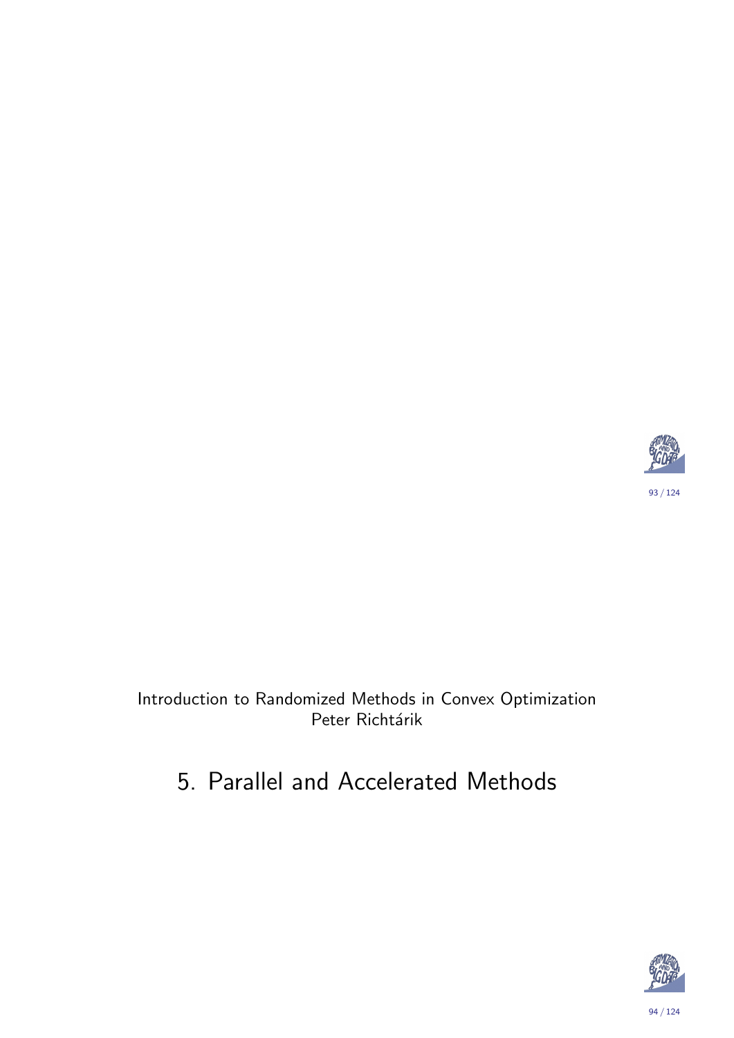Introduction to Randomized Methods in Convex Optimization
Peter Richtárik

# 5. Parallel and Accelerated Methods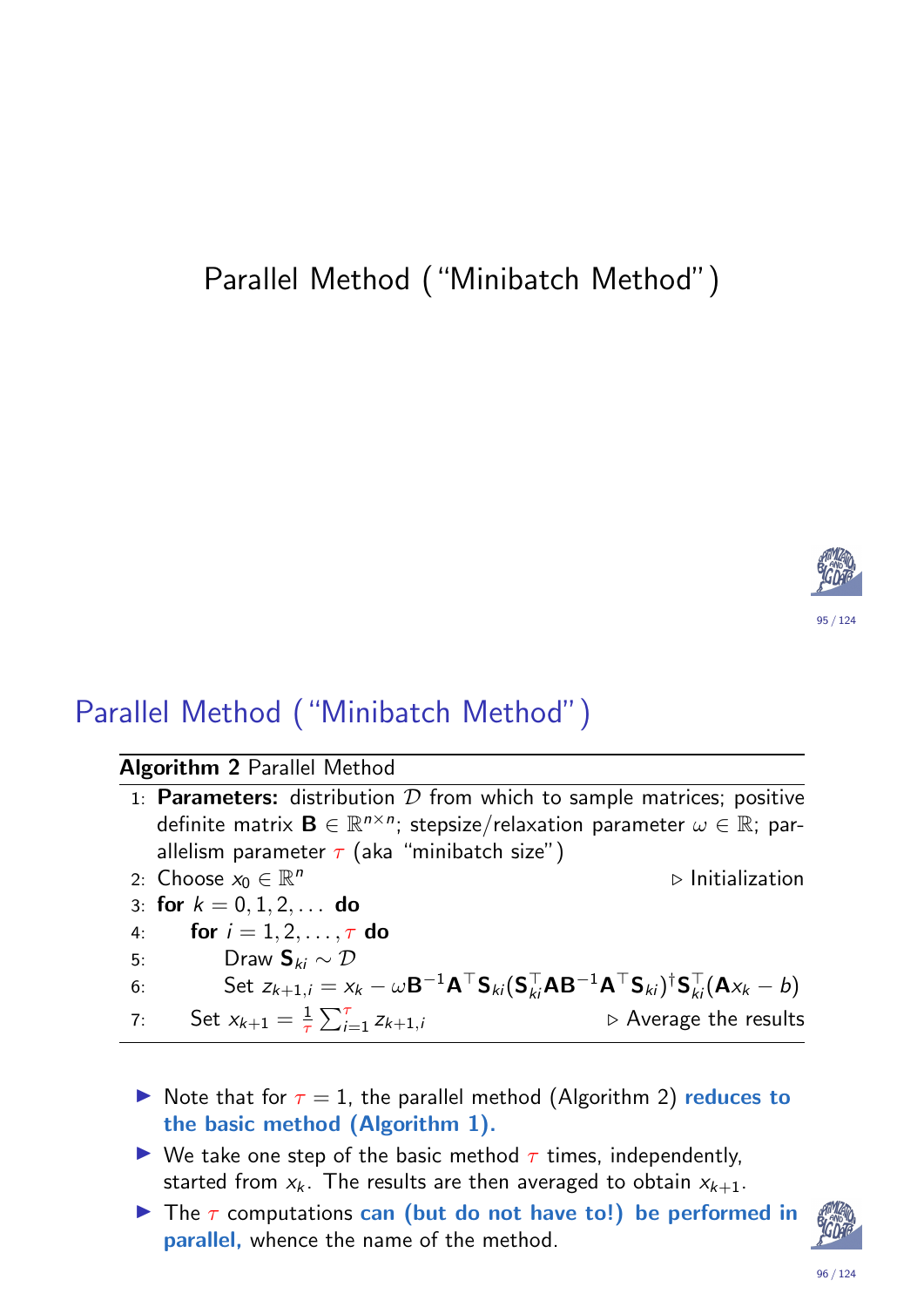# Parallel Method ("Minibatch Method")

## Parallel Method ("Minibatch Method")

**Algorithm 2** Parallel Method

1: **Parameters:** distribution $\mathcal{D}$ from which to sample matrices; positive definite matrix $\mathbf{B} \in \mathbb{R}^{n \times n}$; stepsize/relaxation parameter $\omega \in \mathbb{R}$; parallelism parameter $\tau$ (aka "minibatch size")

2: Choose $x_0 \in \mathbb{R}^n$ ▷ Initialization

3: **for** $k = 0, 1, 2, \dots$ **do**

4: **for** $i = 1, 2, \dots, \tau$ **do**

5: Draw $\mathbf{S}_{ki} \sim \mathcal{D}$

6: Set $z_{k+1,i} = x_k - \omega \mathbf{B}^{-1} \mathbf{A}^\top \mathbf{S}_{ki} (\mathbf{S}_{ki}^\top \mathbf{A} \mathbf{B}^{-1} \mathbf{A}^\top \mathbf{S}_{ki})^\dagger \mathbf{S}_{ki}^\top (\mathbf{A} x_k - b)$

7: Set $x_{k+1} = \frac{1}{\tau} \sum_{i=1}^{\tau} z_{k+1,i}$ ▷ Average the results

- Note that for $\tau = 1$, the parallel method (Algorithm 2) **reduces to the basic method (Algorithm 1).**
- We take one step of the basic method $\tau$ times, independently, started from $x_k$. The results are then averaged to obtain $x_{k+1}$.
- The $\tau$ computations **can (but do not have to!) be performed in parallel,** whence the name of the method.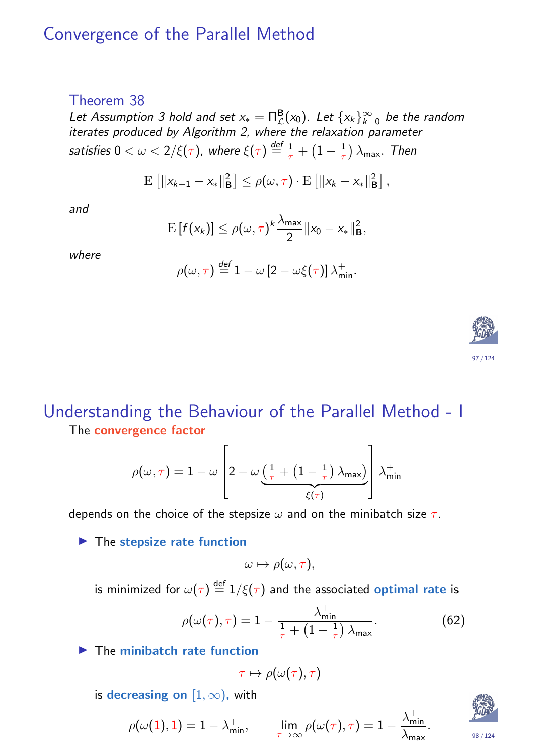# Convergence of the Parallel Method

### Theorem 38

*Let Assumption 3 hold and set $x_* = \Pi^{\mathbf{B}}_{\mathcal{L}}(x_0)$. Let $\{x_k\}_{k=0}^\infty$ be the random iterates produced by Algorithm 2, where the relaxation parameter satisfies $0 < \omega < 2/\xi(\tau)$, where $\xi(\tau) \overset{def}{=} \frac{1}{\tau} + \left(1 - \frac{1}{\tau}\right)\lambda_{\max}$. Then*

$$\mathrm{E}\left[\|x_{k+1} - x_*\|^2_{\mathbf{B}}\right] \le \rho(\omega, \tau) \cdot \mathrm{E}\left[\|x_k - x_*\|^2_{\mathbf{B}}\right],$$

*and*

$$\mathrm{E}\left[f(x_k)\right] \le \rho(\omega, \tau)^k \frac{\lambda_{\max}}{2}\|x_0 - x_*\|^2_{\mathbf{B}},$$

*where*

$$\rho(\omega, \tau) \overset{def}{=} 1 - \omega\left[2 - \omega\xi(\tau)\right]\lambda^+_{\min}.$$

# Understanding the Behaviour of the Parallel Method - I

The **convergence factor**

$$\rho(\omega, \tau) = 1 - \omega\left[2 - \omega\underbrace{\left(\tfrac{1}{\tau} + \left(1 - \tfrac{1}{\tau}\right)\lambda_{\max}\right)}_{\xi(\tau)}\right]\lambda^+_{\min}$$

depends on the choice of the stepsize $\omega$ and on the minibatch size $\tau$.

- The **stepsize rate function**

  $$\omega \mapsto \rho(\omega, \tau),$$

  is minimized for $\omega(\tau) \overset{def}{=} 1/\xi(\tau)$ and the associated **optimal rate** is

  $$\rho(\omega(\tau), \tau) = 1 - \frac{\lambda^+_{\min}}{\frac{1}{\tau} + \left(1 - \frac{1}{\tau}\right)\lambda_{\max}}. \tag{62}$$

- The **minibatch rate function**

  $$\tau \mapsto \rho(\omega(\tau), \tau)$$

  is **decreasing on $[1, \infty)$,** with

  $$\rho(\omega(1), 1) = 1 - \lambda^+_{\min}, \qquad \lim_{\tau \to \infty} \rho(\omega(\tau), \tau) = 1 - \frac{\lambda^+_{\min}}{\lambda_{\max}}.$$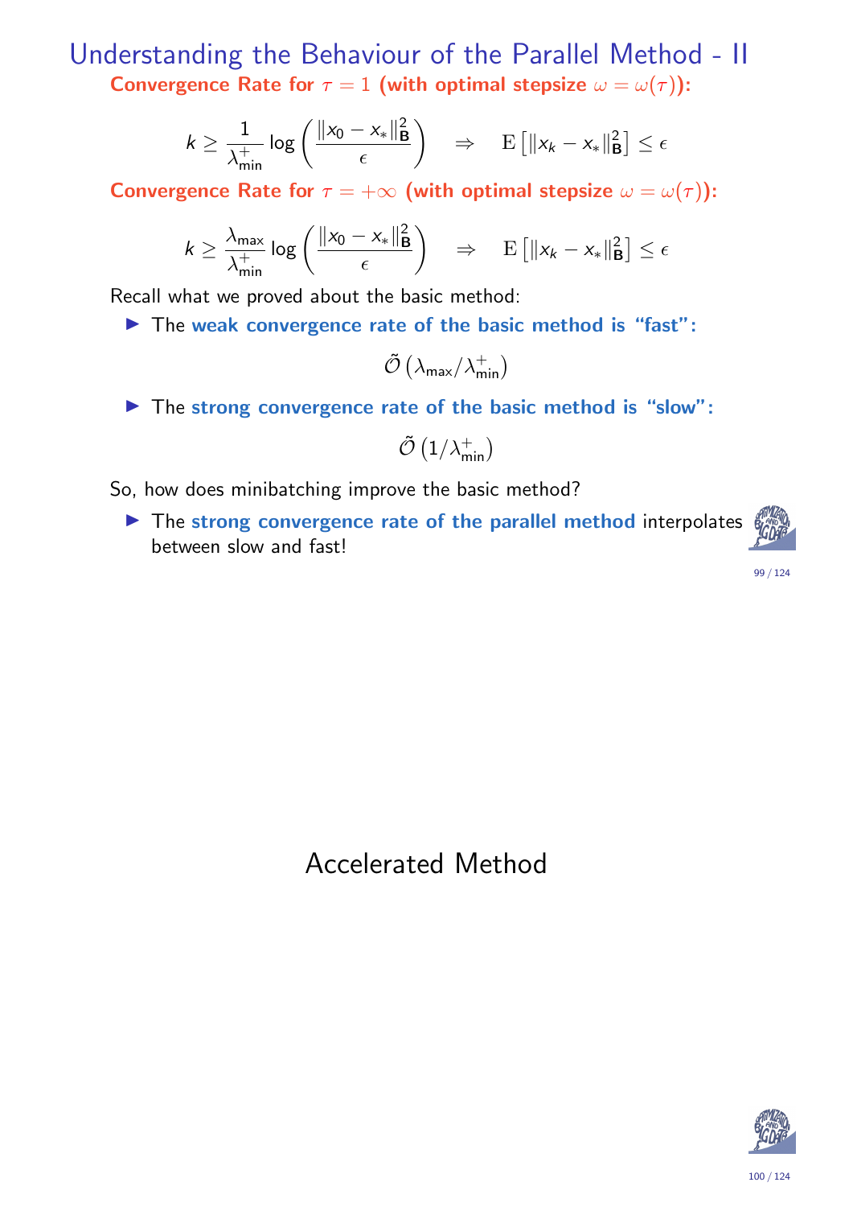# Understanding the Behaviour of the Parallel Method - II

**Convergence Rate for $\tau = 1$ (with optimal stepsize $\omega = \omega(\tau)$):**

$$k \geq \frac{1}{\lambda_{\min}^+} \log\left(\frac{\|x_0 - x_*\|_{\mathbf{B}}^2}{\epsilon}\right) \quad \Rightarrow \quad \mathrm{E}\left[\|x_k - x_*\|_{\mathbf{B}}^2\right] \leq \epsilon$$

**Convergence Rate for $\tau = +\infty$ (with optimal stepsize $\omega = \omega(\tau)$):**

$$k \geq \frac{\lambda_{\max}}{\lambda_{\min}^+} \log\left(\frac{\|x_0 - x_*\|_{\mathbf{B}}^2}{\epsilon}\right) \quad \Rightarrow \quad \mathrm{E}\left[\|x_k - x_*\|_{\mathbf{B}}^2\right] \leq \epsilon$$

Recall what we proved about the basic method:

- The **weak convergence rate of the basic method is "fast":**

$$\tilde{\mathcal{O}}\left(\lambda_{\max}/\lambda_{\min}^+\right)$$

- The **strong convergence rate of the basic method is "slow":**

$$\tilde{\mathcal{O}}\left(1/\lambda_{\min}^+\right)$$

So, how does minibatching improve the basic method?

- The **strong convergence rate of the parallel method** interpolates between slow and fast!

# Accelerated Method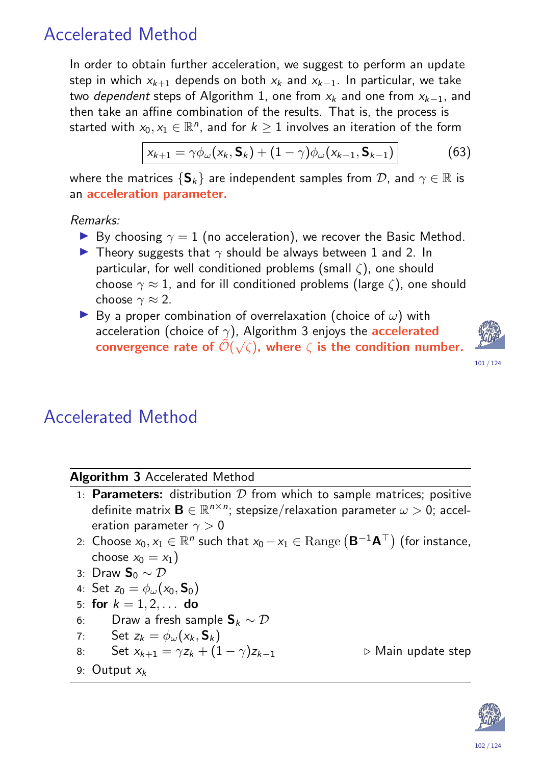# Accelerated Method

In order to obtain further acceleration, we suggest to perform an update step in which $x_{k+1}$ depends on both $x_k$ and $x_{k-1}$. In particular, we take two *dependent* steps of Algorithm 1, one from $x_k$ and one from $x_{k-1}$, and then take an affine combination of the results. That is, the process is started with $x_0, x_1 \in \mathbb{R}^n$, and for $k \geq 1$ involves an iteration of the form

$$\boxed{x_{k+1} = \gamma \phi_\omega(x_k, \mathbf{S}_k) + (1-\gamma)\phi_\omega(x_{k-1}, \mathbf{S}_{k-1})} \tag{63}$$

where the matrices $\{\mathbf{S}_k\}$ are independent samples from $\mathcal{D}$, and $\gamma \in \mathbb{R}$ is an **acceleration parameter.**

*Remarks:*

- By choosing $\gamma = 1$ (no acceleration), we recover the Basic Method.
- Theory suggests that $\gamma$ should be always between 1 and 2. In particular, for well conditioned problems (small $\zeta$), one should choose $\gamma \approx 1$, and for ill conditioned problems (large $\zeta$), one should choose $\gamma \approx 2$.
- By a proper combination of overrelaxation (choice of $\omega$) with acceleration (choice of $\gamma$), Algorithm 3 enjoys the **accelerated convergence rate of $\tilde{\mathcal{O}}(\sqrt{\zeta})$, where $\zeta$ is the condition number.**

# Accelerated Method

**Algorithm 3** Accelerated Method

1: **Parameters:** distribution $\mathcal{D}$ from which to sample matrices; positive definite matrix $\mathbf{B} \in \mathbb{R}^{n\times n}$; stepsize/relaxation parameter $\omega > 0$; acceleration parameter $\gamma > 0$
2: Choose $x_0, x_1 \in \mathbb{R}^n$ such that $x_0 - x_1 \in \mathrm{Range}\left(\mathbf{B}^{-1}\mathbf{A}^\top\right)$ (for instance, choose $x_0 = x_1$)
3: Draw $\mathbf{S}_0 \sim \mathcal{D}$
4: Set $z_0 = \phi_\omega(x_0, \mathbf{S}_0)$
5: **for** $k = 1, 2, \ldots$ **do**
6: Draw a fresh sample $\mathbf{S}_k \sim \mathcal{D}$
7: Set $z_k = \phi_\omega(x_k, \mathbf{S}_k)$
8: Set $x_{k+1} = \gamma z_k + (1-\gamma) z_{k-1}$ ▷ Main update step
9: Output $x_k$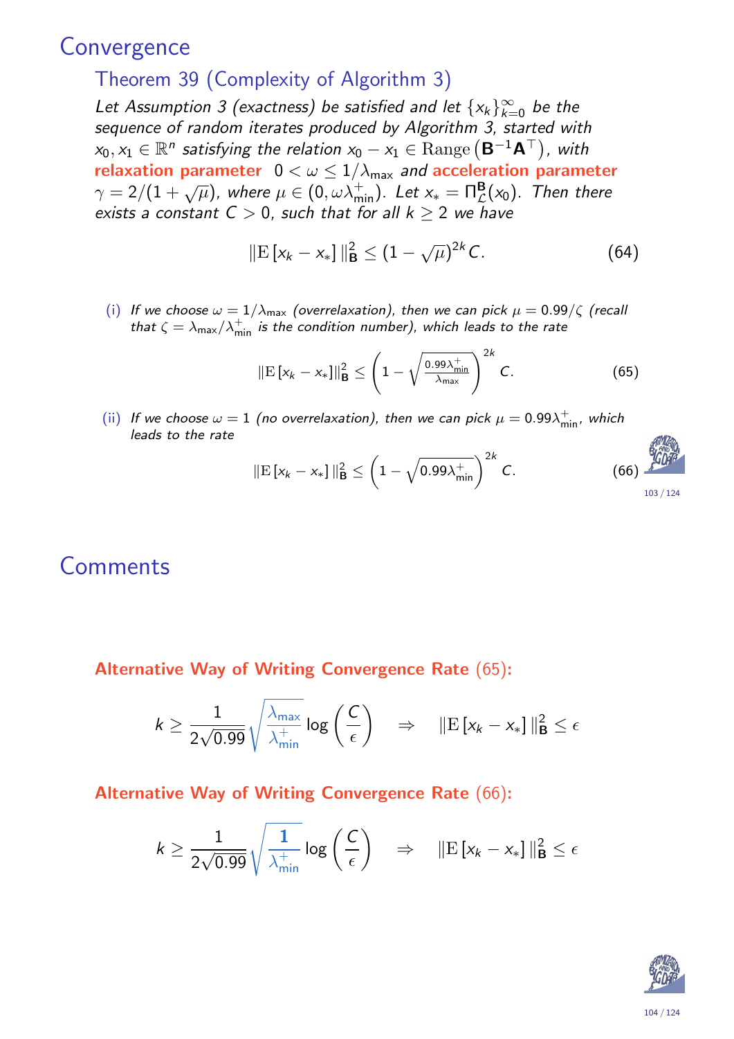# Convergence

## Theorem 39 (Complexity of Algorithm 3)

*Let Assumption 3 (exactness) be satisfied and let $\{x_k\}_{k=0}^\infty$ be the sequence of random iterates produced by Algorithm 3, started with $x_0, x_1 \in \mathbb{R}^n$ satisfying the relation $x_0 - x_1 \in \mathrm{Range}\left(\mathbf{B}^{-1}\mathbf{A}^\top\right)$, with* **relaxation parameter** $0 < \omega \leq 1/\lambda_{\max}$ *and* **acceleration parameter** $\gamma = 2/(1+\sqrt{\mu})$*, where $\mu \in (0, \omega\lambda_{\min}^+)$. Let $x_* = \Pi_{\mathcal{L}}^{\mathbf{B}}(x_0)$. Then there exists a constant $C > 0$, such that for all $k \geq 2$ we have*

$$\|\mathrm{E}\left[x_k - x_*\right]\|_{\mathbf{B}}^2 \leq (1-\sqrt{\mu})^{2k} C. \tag{64}$$

(i) *If we choose $\omega = 1/\lambda_{\max}$ (overrelaxation), then we can pick $\mu = 0.99/\zeta$ (recall that $\zeta = \lambda_{\max}/\lambda_{\min}^+$ is the condition number), which leads to the rate*

$$\|\mathrm{E}\left[x_k - x_*\right]\|_{\mathbf{B}}^2 \leq \left(1 - \sqrt{\frac{0.99\lambda_{\min}^+}{\lambda_{\max}}}\right)^{2k} C. \tag{65}$$

(ii) *If we choose $\omega = 1$ (no overrelaxation), then we can pick $\mu = 0.99\lambda_{\min}^+$, which leads to the rate*

$$\|\mathrm{E}\left[x_k - x_*\right]\|_{\mathbf{B}}^2 \leq \left(1 - \sqrt{0.99\lambda_{\min}^+}\right)^{2k} C. \tag{66}$$

# Comments

**Alternative Way of Writing Convergence Rate (65):**

$$k \geq \frac{1}{2\sqrt{0.99}}\sqrt{\frac{\lambda_{\max}}{\lambda_{\min}^+}} \log\left(\frac{C}{\epsilon}\right) \quad \Rightarrow \quad \|\mathrm{E}\left[x_k - x_*\right]\|_{\mathbf{B}}^2 \leq \epsilon$$

**Alternative Way of Writing Convergence Rate (66):**

$$k \geq \frac{1}{2\sqrt{0.99}}\sqrt{\frac{\mathbf{1}}{\lambda_{\min}^+}} \log\left(\frac{C}{\epsilon}\right) \quad \Rightarrow \quad \|\mathrm{E}\left[x_k - x_*\right]\|_{\mathbf{B}}^2 \leq \epsilon$$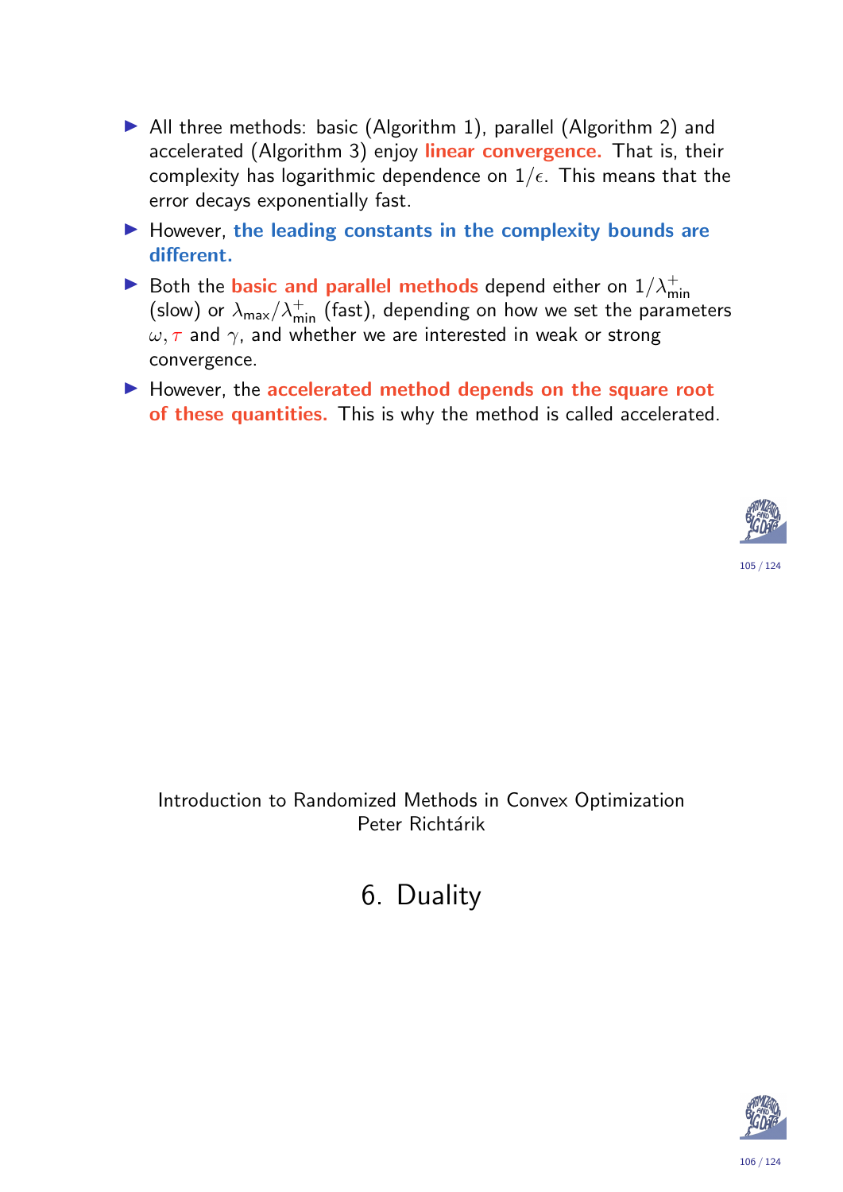- All three methods: basic (Algorithm 1), parallel (Algorithm 2) and accelerated (Algorithm 3) enjoy **linear convergence.** That is, their complexity has logarithmic dependence on $1/\epsilon$. This means that the error decays exponentially fast.
- However, **the leading constants in the complexity bounds are different.**
- Both the **basic and parallel methods** depend either on $1/\lambda_{\min}^+$ (slow) or $\lambda_{\max}/\lambda_{\min}^+$ (fast), depending on how we set the parameters $\omega, \tau$ and $\gamma$, and whether we are interested in weak or strong convergence.
- However, the **accelerated method depends on the square root of these quantities.** This is why the method is called accelerated.

Introduction to Randomized Methods in Convex Optimization
Peter Richtárik

# 6. Duality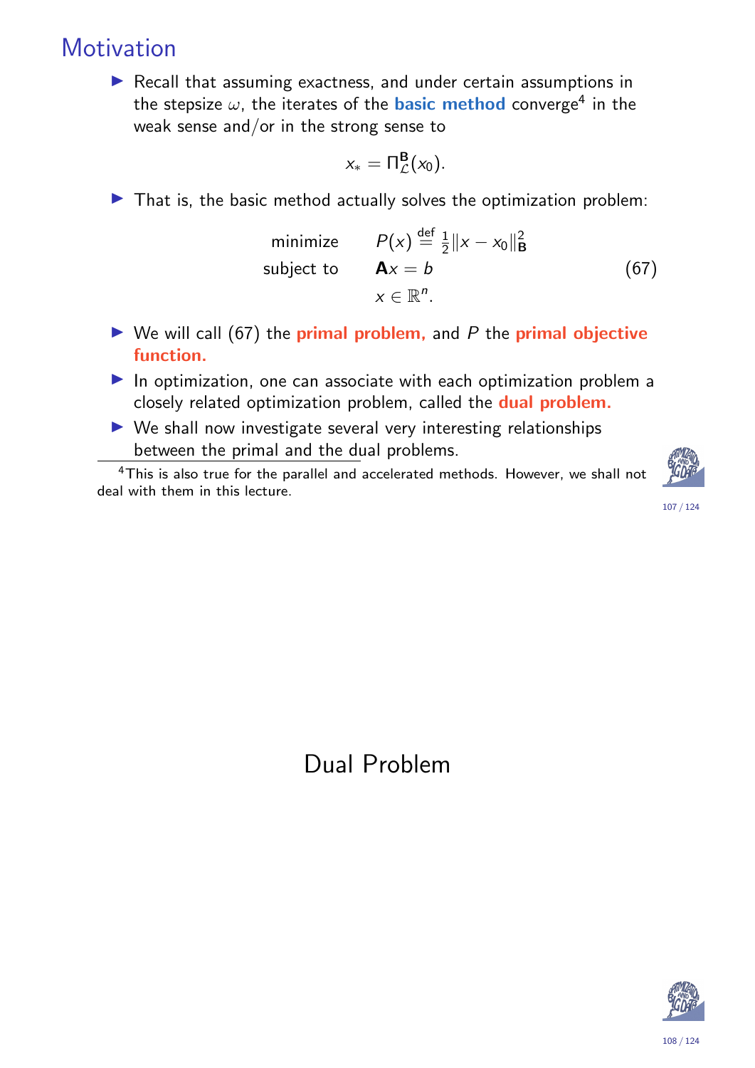## Motivation

- Recall that assuming exactness, and under certain assumptions in the stepsize $\omega$, the iterates of the **basic method** converge[4] in the weak sense and/or in the strong sense to

$$x_* = \Pi_{\mathcal{L}}^{\mathbf{B}}(x_0).$$

- That is, the basic method actually solves the optimization problem:

$$\begin{array}{ll} \text{minimize} & P(x) \overset{\text{def}}{=} \frac{1}{2}\|x - x_0\|_{\mathbf{B}}^2 \\ \text{subject to} & \mathbf{A}x = b \\ & x \in \mathbb{R}^n. \end{array} \tag{67}$$

- We will call (67) the **primal problem,** and $P$ the **primal objective function.**
- In optimization, one can associate with each optimization problem a closely related optimization problem, called the **dual problem.**
- We shall now investigate several very interesting relationships between the primal and the dual problems.

[4] This is also true for the parallel and accelerated methods. However, we shall not deal with them in this lecture.

# Dual Problem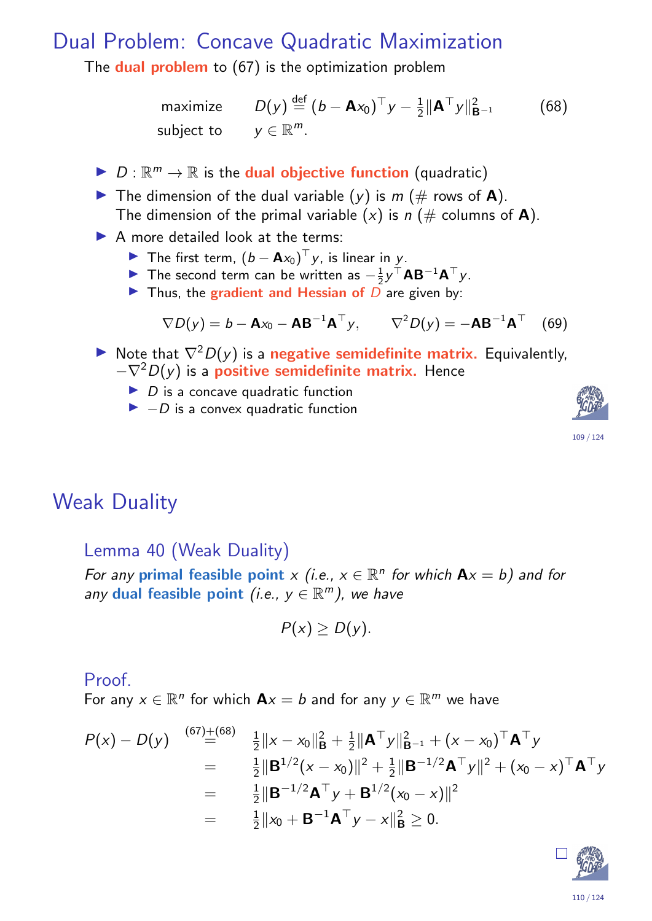## Dual Problem: Concave Quadratic Maximization

The **dual problem** to (67) is the optimization problem

$$
\begin{array}{ll}
\text{maximize} & D(y) \overset{\text{def}}{=} (b - \mathbf{A}x_0)^\top y - \frac{1}{2}\|\mathbf{A}^\top y\|^2_{\mathbf{B}^{-1}} \\
\text{subject to} & y \in \mathbb{R}^m.
\end{array} \tag{68}
$$

- $D : \mathbb{R}^m \to \mathbb{R}$ is the **dual objective function** (quadratic)
- The dimension of the dual variable ($y$) is $m$ (# rows of $\mathbf{A}$).
  The dimension of the primal variable ($x$) is $n$ (# columns of $\mathbf{A}$).
- A more detailed look at the terms:
  - The first term, $(b - \mathbf{A}x_0)^\top y$, is linear in $y$.
  - The second term can be written as $-\frac{1}{2}y^\top \mathbf{A}\mathbf{B}^{-1}\mathbf{A}^\top y$.
  - Thus, the **gradient and Hessian of** $D$ are given by:

$$
\nabla D(y) = b - \mathbf{A}x_0 - \mathbf{A}\mathbf{B}^{-1}\mathbf{A}^\top y, \qquad \nabla^2 D(y) = -\mathbf{A}\mathbf{B}^{-1}\mathbf{A}^\top \tag{69}
$$

- Note that $\nabla^2 D(y)$ is a **negative semidefinite matrix.** Equivalently, $-\nabla^2 D(y)$ is a **positive semidefinite matrix.** Hence
  - $D$ is a concave quadratic function
  - $-D$ is a convex quadratic function

## Weak Duality

### Lemma 40 (Weak Duality)

*For any* **primal feasible point** $x$ *(i.e., $x \in \mathbb{R}^n$ for which $\mathbf{A}x = b$) and for any* **dual feasible point** *(i.e., $y \in \mathbb{R}^m$), we have*

$$
P(x) \geq D(y).
$$

### Proof.

For any $x \in \mathbb{R}^n$ for which $\mathbf{A}x = b$ and for any $y \in \mathbb{R}^m$ we have

$$
\begin{aligned}
P(x) - D(y) &\overset{(67)+(68)}{=} \tfrac{1}{2}\|x - x_0\|^2_{\mathbf{B}} + \tfrac{1}{2}\|\mathbf{A}^\top y\|^2_{\mathbf{B}^{-1}} + (x - x_0)^\top \mathbf{A}^\top y \\
&= \tfrac{1}{2}\|\mathbf{B}^{1/2}(x - x_0)\|^2 + \tfrac{1}{2}\|\mathbf{B}^{-1/2}\mathbf{A}^\top y\|^2 + (x_0 - x)^\top \mathbf{A}^\top y \\
&= \tfrac{1}{2}\|\mathbf{B}^{-1/2}\mathbf{A}^\top y + \mathbf{B}^{1/2}(x_0 - x)\|^2 \\
&= \tfrac{1}{2}\|x_0 + \mathbf{B}^{-1}\mathbf{A}^\top y - x\|^2_{\mathbf{B}} \geq 0.
\end{aligned}
$$

□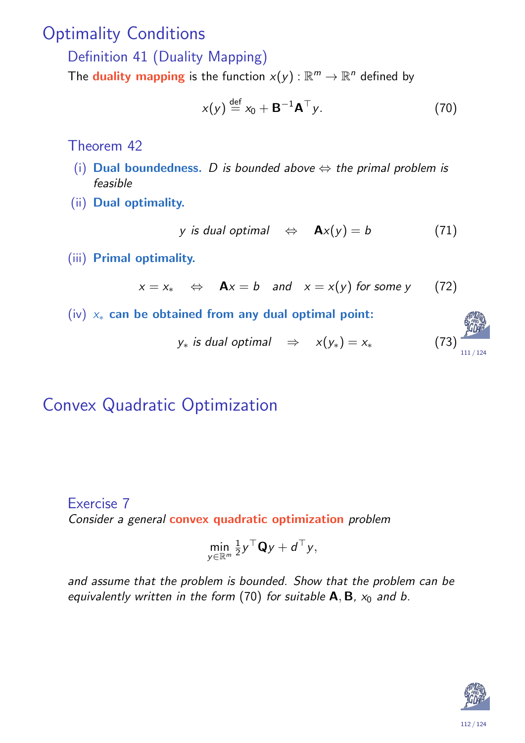# Optimality Conditions

## Definition 41 (Duality Mapping)

The **duality mapping** is the function $x(y) : \mathbb{R}^m \to \mathbb{R}^n$ defined by

$$x(y) \stackrel{\text{def}}{=} x_0 + \mathbf{B}^{-1}\mathbf{A}^\top y. \tag{70}$$

## Theorem 42

(i) **Dual boundedness.** *$D$ is bounded above $\Leftrightarrow$ the primal problem is feasible*

(ii) **Dual optimality.**

$$y \text{ is dual optimal} \quad \Leftrightarrow \quad \mathbf{A}x(y) = b \tag{71}$$

(iii) **Primal optimality.**

$$x = x_* \quad \Leftrightarrow \quad \mathbf{A}x = b \quad \text{and} \quad x = x(y) \text{ for some } y \tag{72}$$

(iv) **$x_*$ can be obtained from any dual optimal point:**

$$y_* \text{ is dual optimal} \quad \Rightarrow \quad x(y_*) = x_* \tag{73}$$

# Convex Quadratic Optimization

## Exercise 7

*Consider a general* **convex quadratic optimization** *problem*

$$\min_{y \in \mathbb{R}^m} \tfrac{1}{2} y^\top \mathbf{Q} y + d^\top y,$$

*and assume that the problem is bounded. Show that the problem can be equivalently written in the form* (70) *for suitable $\mathbf{A}, \mathbf{B}$, $x_0$ and $b$.*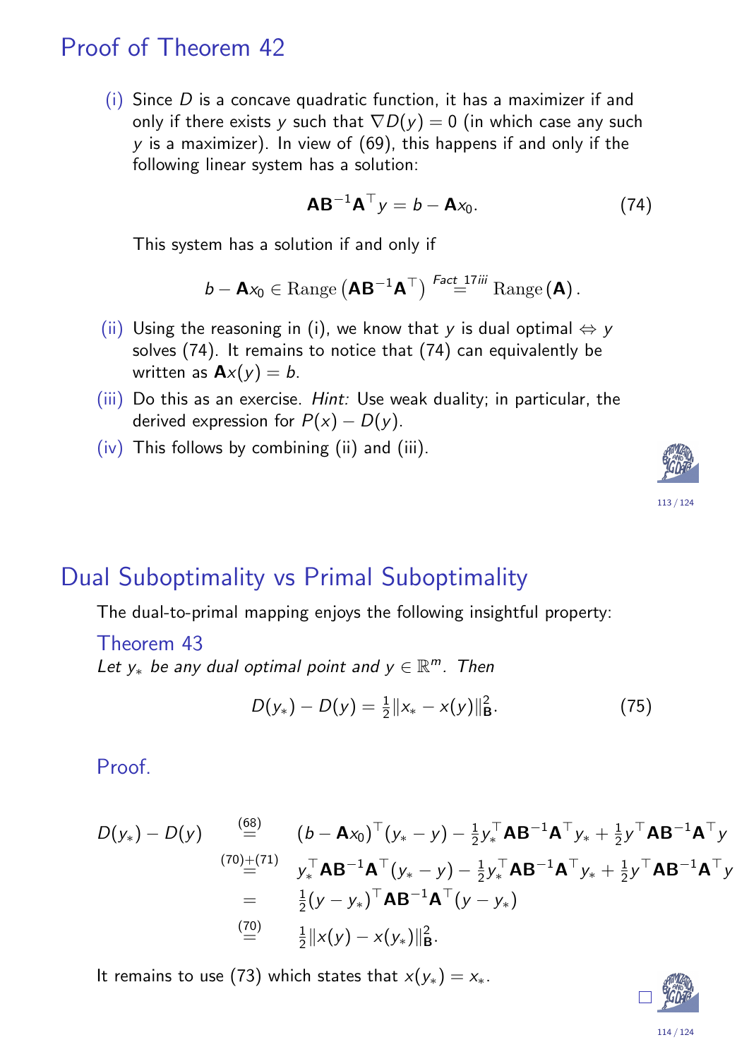## Proof of Theorem 42

(i) Since $D$ is a concave quadratic function, it has a maximizer if and only if there exists $y$ such that $\nabla D(y) = 0$ (in which case any such $y$ is a maximizer). In view of (69), this happens if and only if the following linear system has a solution:

$$\mathbf{A}\mathbf{B}^{-1}\mathbf{A}^\top y = b - \mathbf{A}x_0. \qquad (74)$$

This system has a solution if and only if

$$b - \mathbf{A}x_0 \in \operatorname{Range}\left(\mathbf{A}\mathbf{B}^{-1}\mathbf{A}^\top\right) \overset{\text{Fact 17iii}}{=} \operatorname{Range}(\mathbf{A}).$$

(ii) Using the reasoning in (i), we know that $y$ is dual optimal $\Leftrightarrow$ $y$ solves (74). It remains to notice that (74) can equivalently be written as $\mathbf{A}x(y) = b$.

(iii) Do this as an exercise. *Hint:* Use weak duality; in particular, the derived expression for $P(x) - D(y)$.

(iv) This follows by combining (ii) and (iii).

## Dual Suboptimality vs Primal Suboptimality

The dual-to-primal mapping enjoys the following insightful property:

### Theorem 43

*Let $y_*$ be any dual optimal point and $y \in \mathbb{R}^m$. Then*

$$D(y_*) - D(y) = \tfrac{1}{2}\|x_* - x(y)\|_{\mathbf{B}}^2. \qquad (75)$$

### Proof.

$$\begin{aligned}
D(y_*) - D(y) &\overset{(68)}{=} (b - \mathbf{A}x_0)^\top (y_* - y) - \tfrac{1}{2}y_*^\top \mathbf{A}\mathbf{B}^{-1}\mathbf{A}^\top y_* + \tfrac{1}{2}y^\top \mathbf{A}\mathbf{B}^{-1}\mathbf{A}^\top y \\
&\overset{(70)+(71)}{=} y_*^\top \mathbf{A}\mathbf{B}^{-1}\mathbf{A}^\top (y_* - y) - \tfrac{1}{2}y_*^\top \mathbf{A}\mathbf{B}^{-1}\mathbf{A}^\top y_* + \tfrac{1}{2}y^\top \mathbf{A}\mathbf{B}^{-1}\mathbf{A}^\top y \\
&= \tfrac{1}{2}(y - y_*)^\top \mathbf{A}\mathbf{B}^{-1}\mathbf{A}^\top (y - y_*) \\
&\overset{(70)}{=} \tfrac{1}{2}\|x(y) - x(y_*)\|_{\mathbf{B}}^2.
\end{aligned}$$

It remains to use (73) which states that $x(y_*) = x_*$. □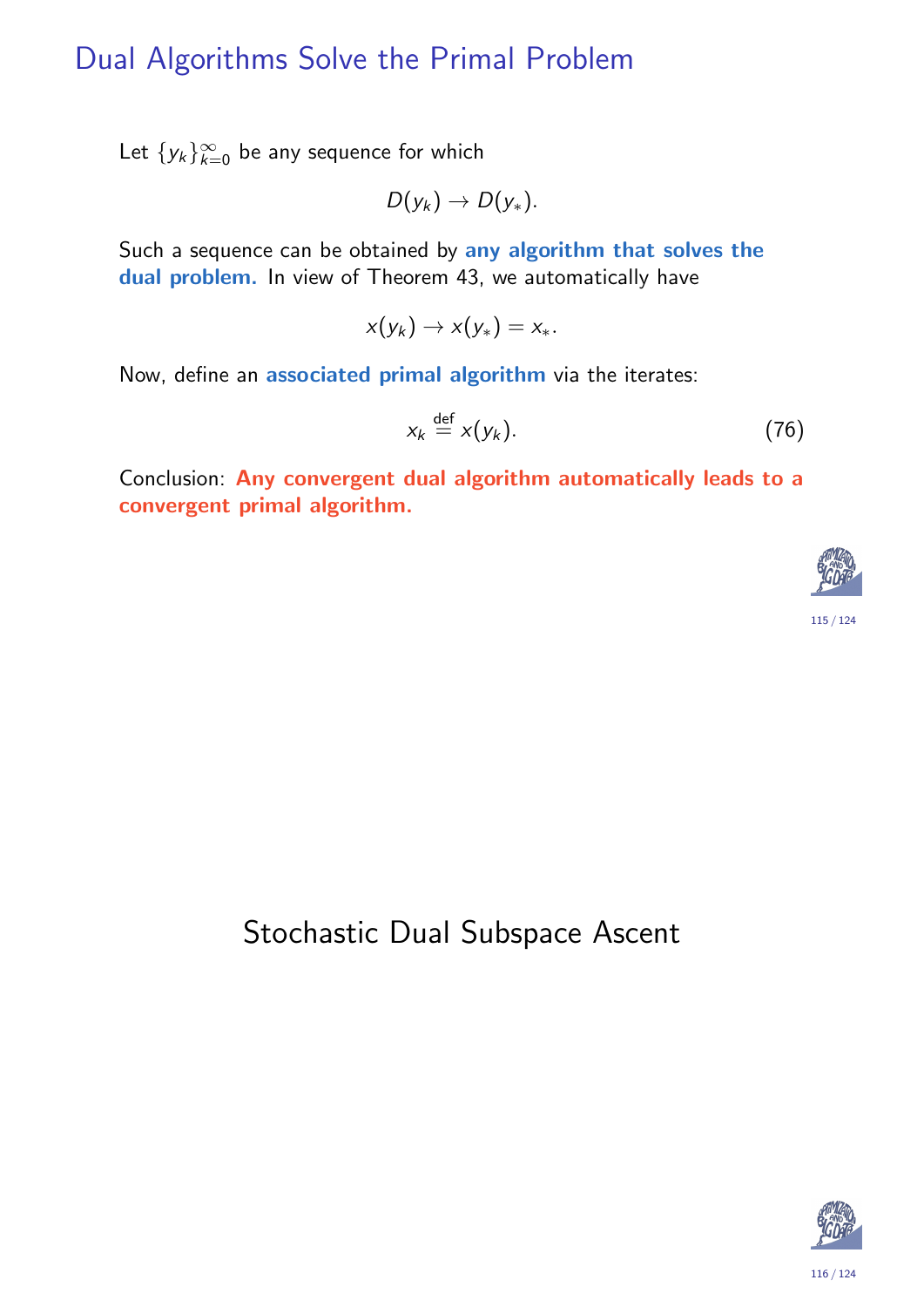# Dual Algorithms Solve the Primal Problem

Let $\{y_k\}_{k=0}^{\infty}$ be any sequence for which

$$D(y_k) \to D(y_*).$$

Such a sequence can be obtained by **any algorithm that solves the dual problem.** In view of Theorem 43, we automatically have

$$x(y_k) \to x(y_*) = x_*.$$

Now, define an **associated primal algorithm** via the iterates:

$$x_k \stackrel{\text{def}}{=} x(y_k). \tag{76}$$

Conclusion: **Any convergent dual algorithm automatically leads to a convergent primal algorithm.**

# Stochastic Dual Subspace Ascent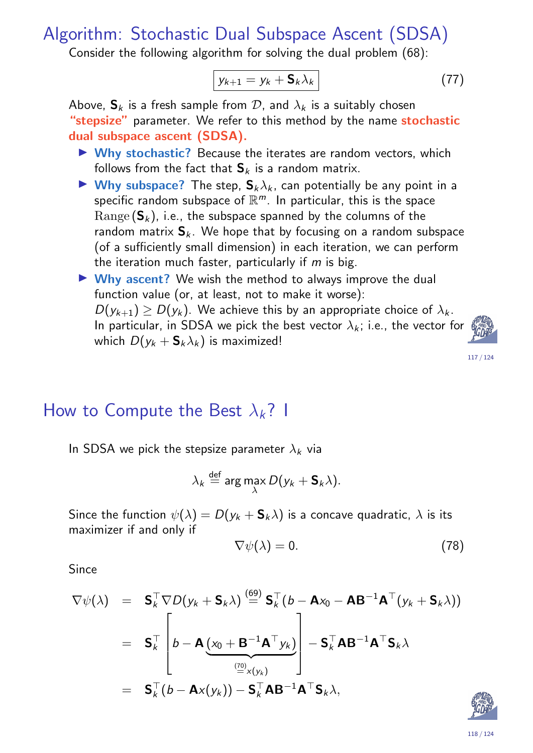# Algorithm: Stochastic Dual Subspace Ascent (SDSA)

Consider the following algorithm for solving the dual problem (68):

$$\boxed{y_{k+1} = y_k + \mathbf{S}_k \lambda_k} \tag{77}$$

Above, $\mathbf{S}_k$ is a fresh sample from $\mathcal{D}$, and $\lambda_k$ is a suitably chosen **"stepsize"** parameter. We refer to this method by the name **stochastic dual subspace ascent (SDSA).**

- **Why stochastic?** Because the iterates are random vectors, which follows from the fact that $\mathbf{S}_k$ is a random matrix.
- **Why subspace?** The step, $\mathbf{S}_k \lambda_k$, can potentially be any point in a specific random subspace of $\mathbb{R}^m$. In particular, this is the space $\mathrm{Range}(\mathbf{S}_k)$, i.e., the subspace spanned by the columns of the random matrix $\mathbf{S}_k$. We hope that by focusing on a random subspace (of a sufficiently small dimension) in each iteration, we can perform the iteration much faster, particularly if $m$ is big.
- **Why ascent?** We wish the method to always improve the dual function value (or, at least, not to make it worse): $D(y_{k+1}) \geq D(y_k)$. We achieve this by an appropriate choice of $\lambda_k$. In particular, in SDSA we pick the best vector $\lambda_k$; i.e., the vector for which $D(y_k + \mathbf{S}_k \lambda_k)$ is maximized!

# How to Compute the Best $\lambda_k$? I

In SDSA we pick the stepsize parameter $\lambda_k$ via

$$\lambda_k \overset{\text{def}}{=} \arg\max_{\lambda} D(y_k + \mathbf{S}_k \lambda).$$

Since the function $\psi(\lambda) = D(y_k + \mathbf{S}_k \lambda)$ is a concave quadratic, $\lambda$ is its maximizer if and only if

$$\nabla \psi(\lambda) = 0. \tag{78}$$

Since

$$\begin{aligned}
\nabla \psi(\lambda) &= \mathbf{S}_k^\top \nabla D(y_k + \mathbf{S}_k \lambda) \overset{(69)}{=} \mathbf{S}_k^\top (b - \mathbf{A} x_0 - \mathbf{A}\mathbf{B}^{-1}\mathbf{A}^\top (y_k + \mathbf{S}_k \lambda)) \\
&= \mathbf{S}_k^\top \left[ b - \mathbf{A} \underbrace{(x_0 + \mathbf{B}^{-1}\mathbf{A}^\top y_k)}_{\overset{(70)}{=} x(y_k)} \right] - \mathbf{S}_k^\top \mathbf{A}\mathbf{B}^{-1}\mathbf{A}^\top \mathbf{S}_k \lambda \\
&= \mathbf{S}_k^\top (b - \mathbf{A} x(y_k)) - \mathbf{S}_k^\top \mathbf{A}\mathbf{B}^{-1}\mathbf{A}^\top \mathbf{S}_k \lambda,
\end{aligned}$$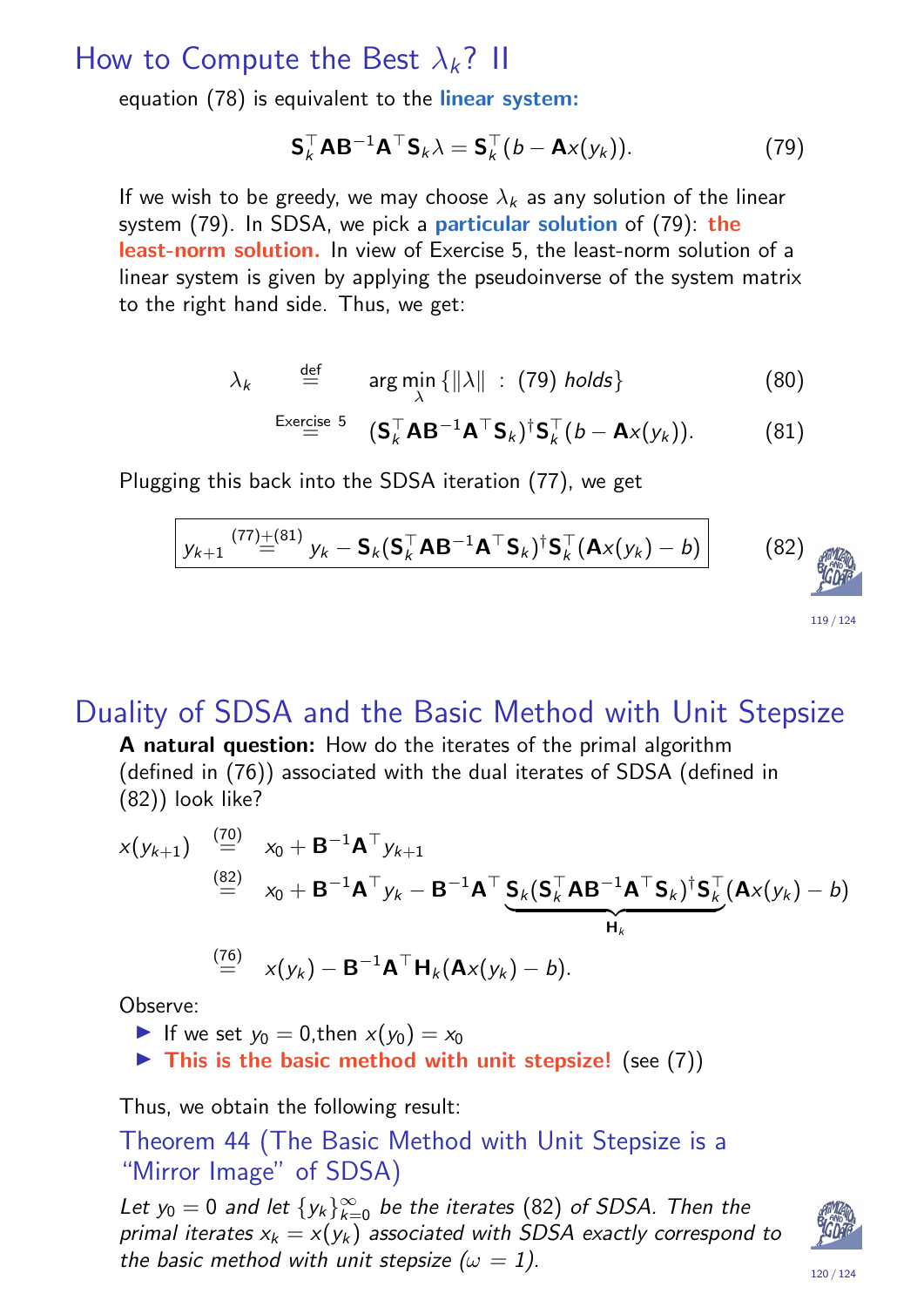# How to Compute the Best $\lambda_k$? II

equation (78) is equivalent to the **linear system:**

$$\mathbf{S}_k^\top \mathbf{A}\mathbf{B}^{-1}\mathbf{A}^\top \mathbf{S}_k \lambda = \mathbf{S}_k^\top (b - \mathbf{A}x(y_k)). \tag{79}$$

If we wish to be greedy, we may choose $\lambda_k$ as any solution of the linear system (79). In SDSA, we pick a **particular solution** of (79): **the least-norm solution.** In view of Exercise 5, the least-norm solution of a linear system is given by applying the pseudoinverse of the system matrix to the right hand side. Thus, we get:

$$\lambda_k \stackrel{\text{def}}{=} \arg\min_\lambda \{\|\lambda\| \ : \ (79) \text{ holds}\} \tag{80}$$

$$\stackrel{\text{Exercise 5}}{=} (\mathbf{S}_k^\top \mathbf{A}\mathbf{B}^{-1}\mathbf{A}^\top \mathbf{S}_k)^\dagger \mathbf{S}_k^\top (b - \mathbf{A}x(y_k)). \tag{81}$$

Plugging this back into the SDSA iteration (77), we get

$$\boxed{y_{k+1} \stackrel{(77)+(81)}{=} y_k - \mathbf{S}_k(\mathbf{S}_k^\top \mathbf{A}\mathbf{B}^{-1}\mathbf{A}^\top \mathbf{S}_k)^\dagger \mathbf{S}_k^\top (\mathbf{A}x(y_k) - b)} \tag{82}$$

# Duality of SDSA and the Basic Method with Unit Stepsize

**A natural question:** How do the iterates of the primal algorithm (defined in (76)) associated with the dual iterates of SDSA (defined in (82)) look like?

$$\begin{aligned}
x(y_{k+1}) &\stackrel{(70)}{=} x_0 + \mathbf{B}^{-1}\mathbf{A}^\top y_{k+1} \\
&\stackrel{(82)}{=} x_0 + \mathbf{B}^{-1}\mathbf{A}^\top y_k - \mathbf{B}^{-1}\mathbf{A}^\top \underbrace{\mathbf{S}_k(\mathbf{S}_k^\top \mathbf{A}\mathbf{B}^{-1}\mathbf{A}^\top \mathbf{S}_k)^\dagger \mathbf{S}_k^\top}_{\mathbf{H}_k}(\mathbf{A}x(y_k) - b) \\
&\stackrel{(76)}{=} x(y_k) - \mathbf{B}^{-1}\mathbf{A}^\top \mathbf{H}_k(\mathbf{A}x(y_k) - b).
\end{aligned}$$

Observe:

- If we set $y_0 = 0$,then $x(y_0) = x_0$
- **This is the basic method with unit stepsize!** (see (7))

Thus, we obtain the following result:

### Theorem 44 (The Basic Method with Unit Stepsize is a "Mirror Image" of SDSA)

*Let $y_0 = 0$ and let $\{y_k\}_{k=0}^\infty$ be the iterates (82) of SDSA. Then the primal iterates $x_k = x(y_k)$ associated with SDSA exactly correspond to the basic method with unit stepsize ($\omega = 1$).*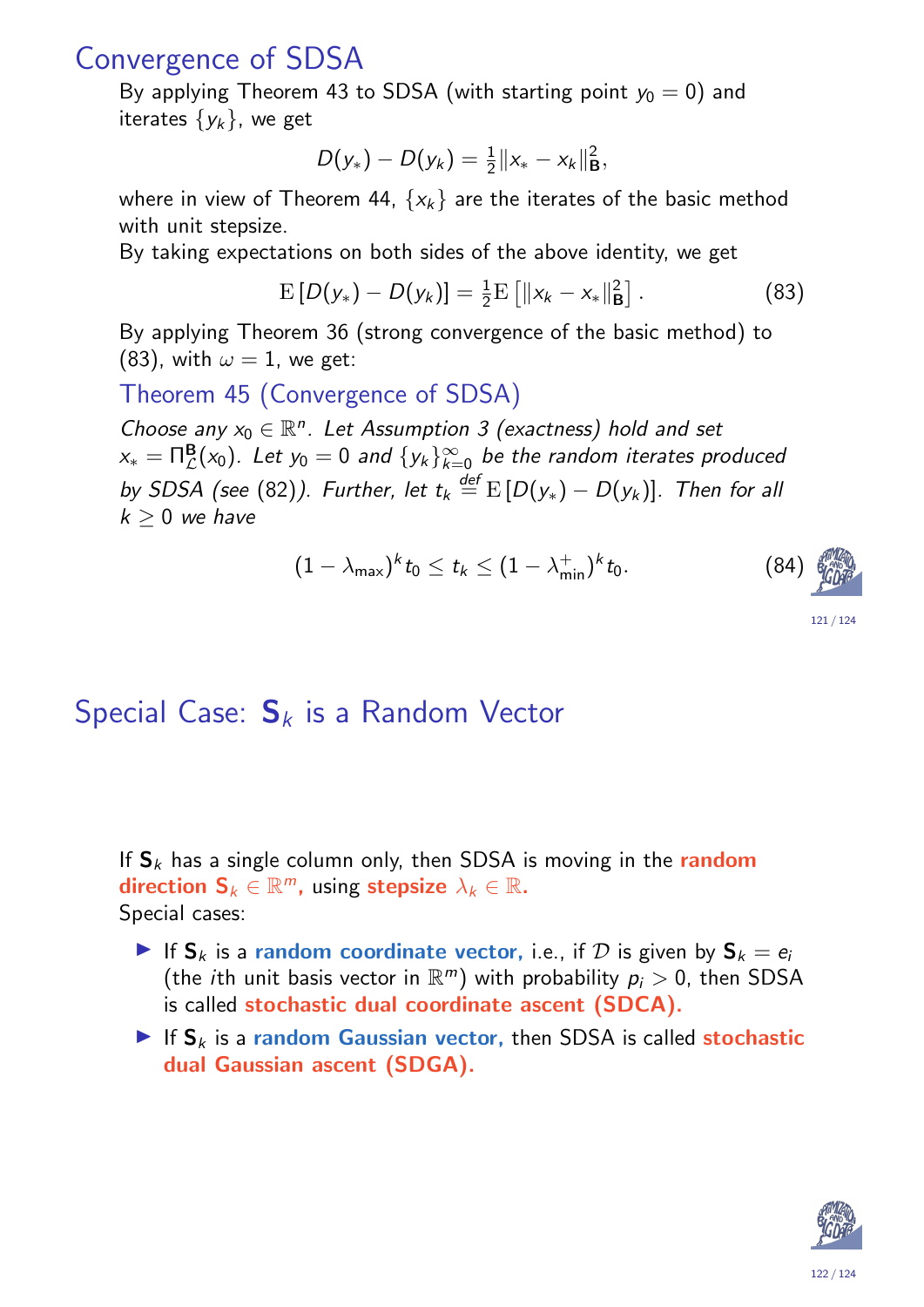## Convergence of SDSA

By applying Theorem 43 to SDSA (with starting point $y_0 = 0$) and iterates $\{y_k\}$, we get

$$D(y_*) - D(y_k) = \tfrac{1}{2}\|x_* - x_k\|^2_{\mathbf{B}},$$

where in view of Theorem 44, $\{x_k\}$ are the iterates of the basic method with unit stepsize.

By taking expectations on both sides of the above identity, we get

$$\mathrm{E}\left[D(y_*) - D(y_k)\right] = \tfrac{1}{2}\mathrm{E}\left[\|x_k - x_*\|^2_{\mathbf{B}}\right]. \tag{83}$$

By applying Theorem 36 (strong convergence of the basic method) to (83), with $\omega = 1$, we get:

### Theorem 45 (Convergence of SDSA)

*Choose any $x_0 \in \mathbb{R}^n$. Let Assumption 3 (exactness) hold and set $x_* = \Pi^{\mathbf{B}}_{\mathcal{L}}(x_0)$. Let $y_0 = 0$ and $\{y_k\}_{k=0}^{\infty}$ be the random iterates produced by SDSA (see (82)). Further, let $t_k \overset{def}{=} \mathrm{E}\left[D(y_*) - D(y_k)\right]$. Then for all $k \geq 0$ we have*

$$(1 - \lambda_{\max})^k t_0 \leq t_k \leq (1 - \lambda^+_{\min})^k t_0. \tag{84}$$

## Special Case: $\mathbf{S}_k$ is a Random Vector

If $\mathbf{S}_k$ has a single column only, then SDSA is moving in the **random direction $\mathbf{S}_k \in \mathbb{R}^m$,** using **stepsize $\lambda_k \in \mathbb{R}$.**

Special cases:

- If $\mathbf{S}_k$ is a **random coordinate vector,** i.e., if $\mathcal{D}$ is given by $\mathbf{S}_k = e_i$ (the $i$th unit basis vector in $\mathbb{R}^m$) with probability $p_i > 0$, then SDSA is called **stochastic dual coordinate ascent (SDCA).**
- If $\mathbf{S}_k$ is a **random Gaussian vector,** then SDSA is called **stochastic dual Gaussian ascent (SDGA).**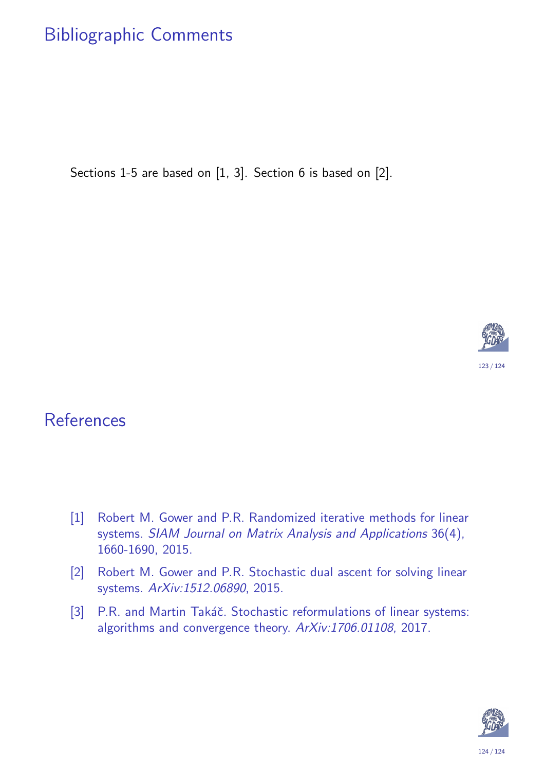# Bibliographic Comments

Sections 1-5 are based on [1, 3]. Section 6 is based on [2].

# References

[1] Robert M. Gower and P.R. Randomized iterative methods for linear systems. *SIAM Journal on Matrix Analysis and Applications* 36(4), 1660-1690, 2015.

[2] Robert M. Gower and P.R. Stochastic dual ascent for solving linear systems. *ArXiv:1512.06890*, 2015.

[3] P.R. and Martin Takáč. Stochastic reformulations of linear systems: algorithms and convergence theory. *ArXiv:1706.01108*, 2017.